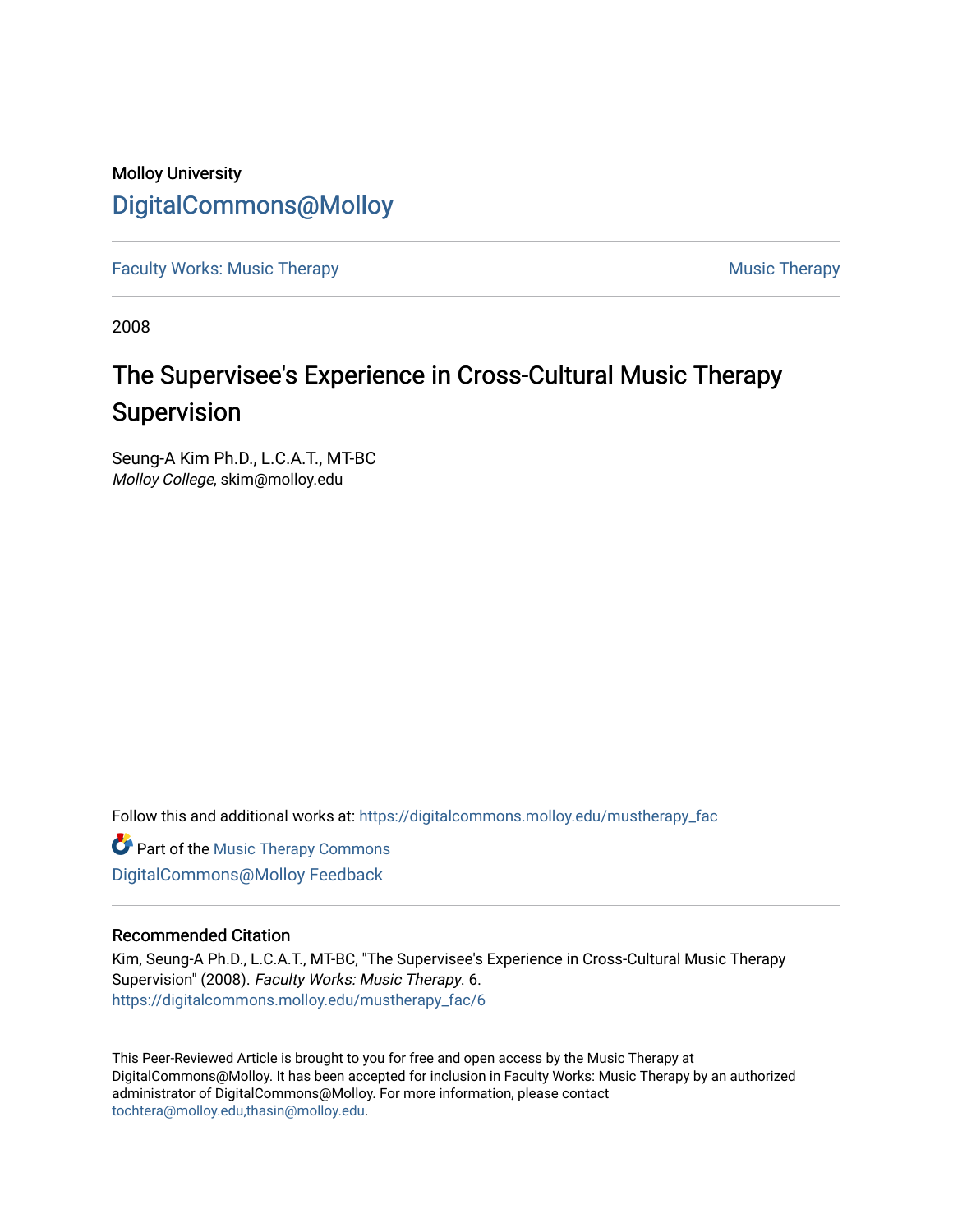Molloy University

DigitalCommons@Molloy

Faculty Works: Music Therapy | Music Therapy

2008

# The Supervisee's Experience in Cross-Cultural Music Therapy Supervision

Seung-A Kim Ph.D., L.C.A.T., MT-BC
*Molloy College*, skim@molloy.edu

Follow this and additional works at: https://digitalcommons.molloy.edu/mustherapy_fac

Part of the Music Therapy Commons

DigitalCommons@Molloy Feedback

## Recommended Citation

Kim, Seung-A Ph.D., L.C.A.T., MT-BC, "The Supervisee's Experience in Cross-Cultural Music Therapy Supervision" (2008). *Faculty Works: Music Therapy*. 6.
https://digitalcommons.molloy.edu/mustherapy_fac/6

This Peer-Reviewed Article is brought to you for free and open access by the Music Therapy at DigitalCommons@Molloy. It has been accepted for inclusion in Faculty Works: Music Therapy by an authorized administrator of DigitalCommons@Molloy. For more information, please contact tochtera@molloy.edu,thasin@molloy.edu.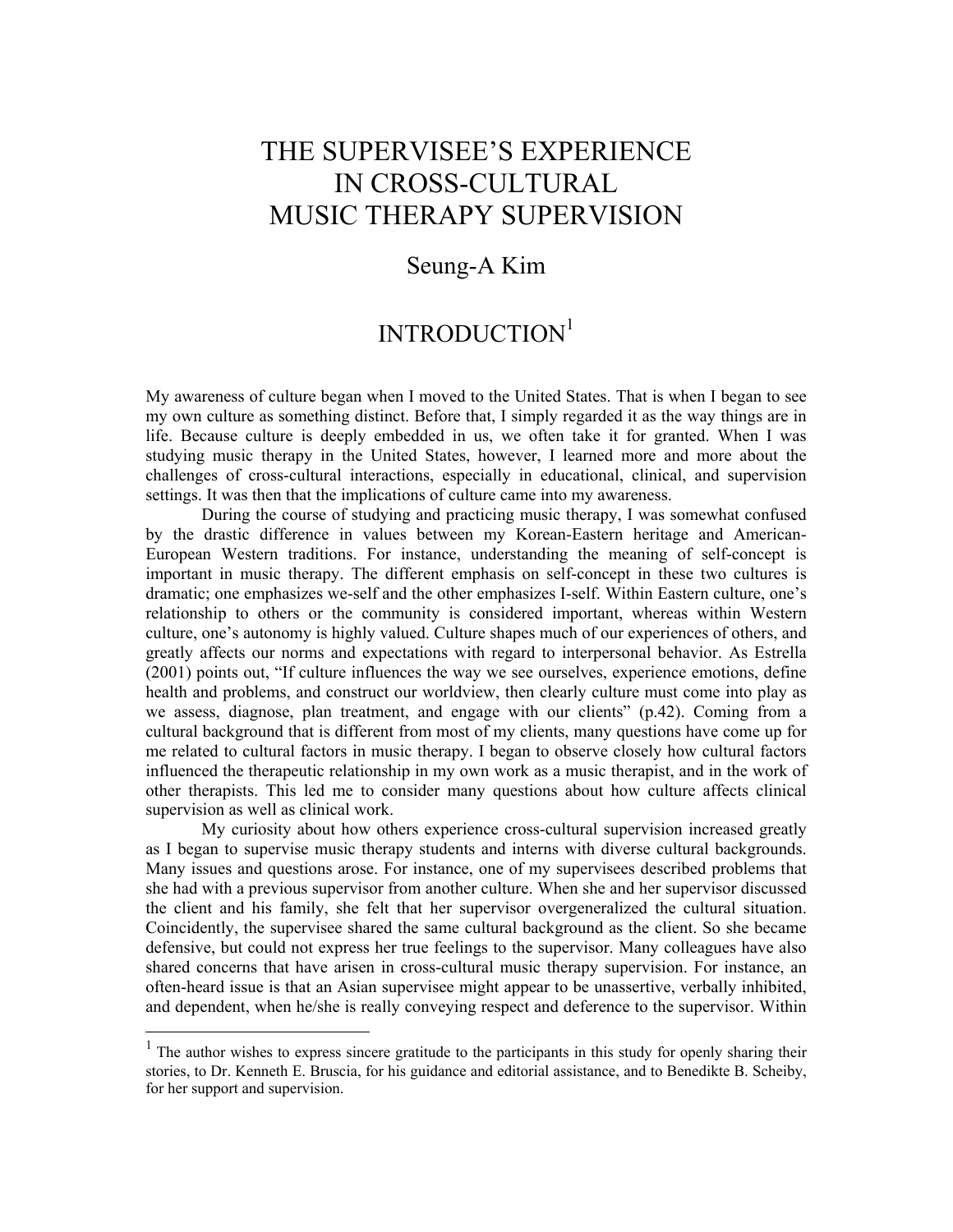# THE SUPERVISEE'S EXPERIENCE IN CROSS-CULTURAL MUSIC THERAPY SUPERVISION

## Seung-A Kim

## INTRODUCTION[1]

My awareness of culture began when I moved to the United States. That is when I began to see my own culture as something distinct. Before that, I simply regarded it as the way things are in life. Because culture is deeply embedded in us, we often take it for granted. When I was studying music therapy in the United States, however, I learned more and more about the challenges of cross-cultural interactions, especially in educational, clinical, and supervision settings. It was then that the implications of culture came into my awareness.

During the course of studying and practicing music therapy, I was somewhat confused by the drastic difference in values between my Korean-Eastern heritage and American-European Western traditions. For instance, understanding the meaning of self-concept is important in music therapy. The different emphasis on self-concept in these two cultures is dramatic; one emphasizes we-self and the other emphasizes I-self. Within Eastern culture, one's relationship to others or the community is considered important, whereas within Western culture, one's autonomy is highly valued. Culture shapes much of our experiences of others, and greatly affects our norms and expectations with regard to interpersonal behavior. As Estrella (2001) points out, "If culture influences the way we see ourselves, experience emotions, define health and problems, and construct our worldview, then clearly culture must come into play as we assess, diagnose, plan treatment, and engage with our clients" (p.42). Coming from a cultural background that is different from most of my clients, many questions have come up for me related to cultural factors in music therapy. I began to observe closely how cultural factors influenced the therapeutic relationship in my own work as a music therapist, and in the work of other therapists. This led me to consider many questions about how culture affects clinical supervision as well as clinical work.

My curiosity about how others experience cross-cultural supervision increased greatly as I began to supervise music therapy students and interns with diverse cultural backgrounds. Many issues and questions arose. For instance, one of my supervisees described problems that she had with a previous supervisor from another culture. When she and her supervisor discussed the client and his family, she felt that her supervisor overgeneralized the cultural situation. Coincidently, the supervisee shared the same cultural background as the client. So she became defensive, but could not express her true feelings to the supervisor. Many colleagues have also shared concerns that have arisen in cross-cultural music therapy supervision. For instance, an often-heard issue is that an Asian supervisee might appear to be unassertive, verbally inhibited, and dependent, when he/she is really conveying respect and deference to the supervisor. Within

---

[1] The author wishes to express sincere gratitude to the participants in this study for openly sharing their stories, to Dr. Kenneth E. Bruscia, for his guidance and editorial assistance, and to Benedikte B. Scheiby, for her support and supervision.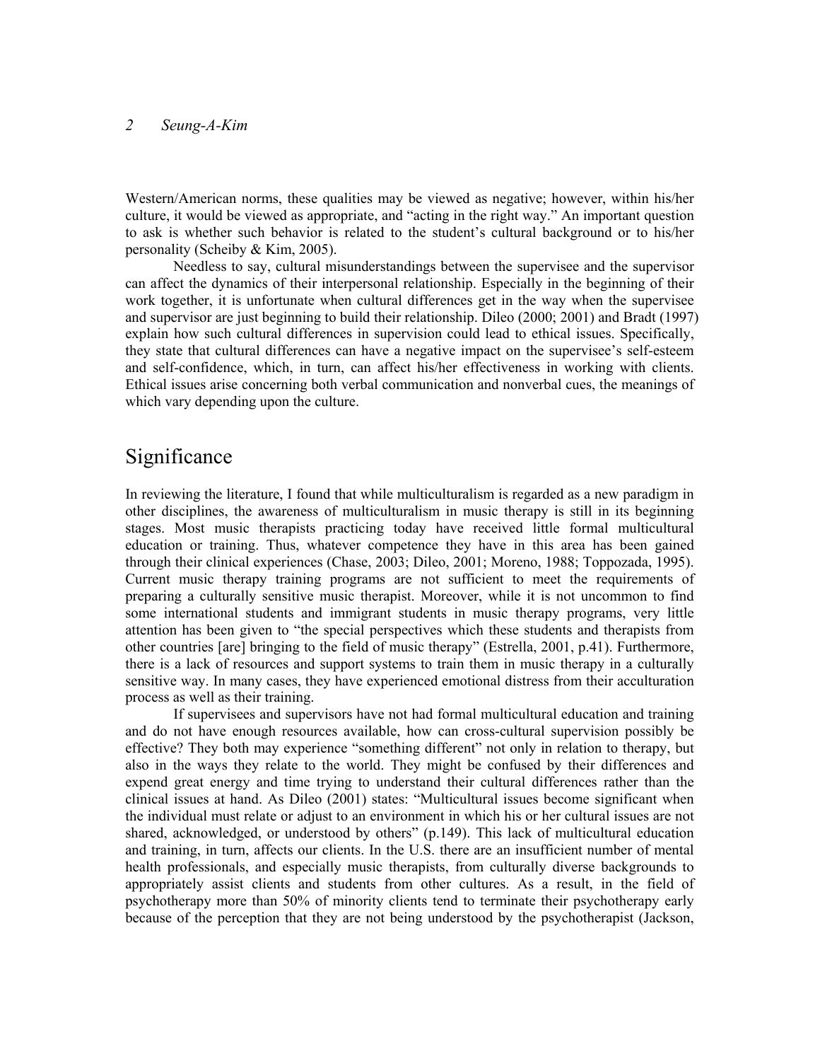Western/American norms, these qualities may be viewed as negative; however, within his/her culture, it would be viewed as appropriate, and "acting in the right way." An important question to ask is whether such behavior is related to the student's cultural background or to his/her personality (Scheiby & Kim, 2005).

Needless to say, cultural misunderstandings between the supervisee and the supervisor can affect the dynamics of their interpersonal relationship. Especially in the beginning of their work together, it is unfortunate when cultural differences get in the way when the supervisee and supervisor are just beginning to build their relationship. Dileo (2000; 2001) and Bradt (1997) explain how such cultural differences in supervision could lead to ethical issues. Specifically, they state that cultural differences can have a negative impact on the supervisee's self-esteem and self-confidence, which, in turn, can affect his/her effectiveness in working with clients. Ethical issues arise concerning both verbal communication and nonverbal cues, the meanings of which vary depending upon the culture.

## Significance

In reviewing the literature, I found that while multiculturalism is regarded as a new paradigm in other disciplines, the awareness of multiculturalism in music therapy is still in its beginning stages. Most music therapists practicing today have received little formal multicultural education or training. Thus, whatever competence they have in this area has been gained through their clinical experiences (Chase, 2003; Dileo, 2001; Moreno, 1988; Toppozada, 1995). Current music therapy training programs are not sufficient to meet the requirements of preparing a culturally sensitive music therapist. Moreover, while it is not uncommon to find some international students and immigrant students in music therapy programs, very little attention has been given to "the special perspectives which these students and therapists from other countries [are] bringing to the field of music therapy" (Estrella, 2001, p.41). Furthermore, there is a lack of resources and support systems to train them in music therapy in a culturally sensitive way. In many cases, they have experienced emotional distress from their acculturation process as well as their training.

If supervisees and supervisors have not had formal multicultural education and training and do not have enough resources available, how can cross-cultural supervision possibly be effective? They both may experience "something different" not only in relation to therapy, but also in the ways they relate to the world. They might be confused by their differences and expend great energy and time trying to understand their cultural differences rather than the clinical issues at hand. As Dileo (2001) states: "Multicultural issues become significant when the individual must relate or adjust to an environment in which his or her cultural issues are not shared, acknowledged, or understood by others" (p.149). This lack of multicultural education and training, in turn, affects our clients. In the U.S. there are an insufficient number of mental health professionals, and especially music therapists, from culturally diverse backgrounds to appropriately assist clients and students from other cultures. As a result, in the field of psychotherapy more than 50% of minority clients tend to terminate their psychotherapy early because of the perception that they are not being understood by the psychotherapist (Jackson,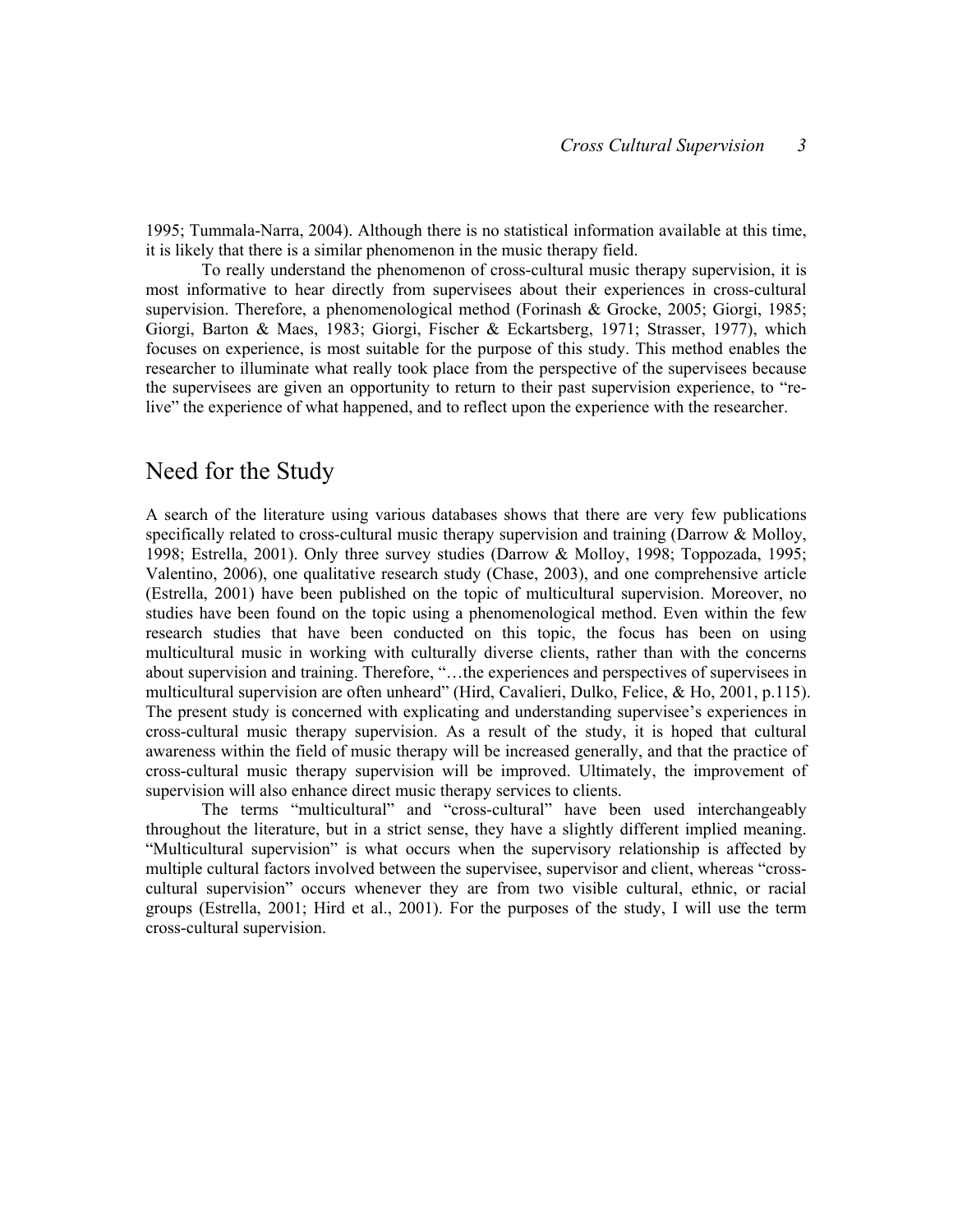1995; Tummala-Narra, 2004). Although there is no statistical information available at this time, it is likely that there is a similar phenomenon in the music therapy field.

To really understand the phenomenon of cross-cultural music therapy supervision, it is most informative to hear directly from supervisees about their experiences in cross-cultural supervision. Therefore, a phenomenological method (Forinash & Grocke, 2005; Giorgi, 1985; Giorgi, Barton & Maes, 1983; Giorgi, Fischer & Eckartsberg, 1971; Strasser, 1977), which focuses on experience, is most suitable for the purpose of this study. This method enables the researcher to illuminate what really took place from the perspective of the supervisees because the supervisees are given an opportunity to return to their past supervision experience, to "re-live" the experience of what happened, and to reflect upon the experience with the researcher.

## Need for the Study

A search of the literature using various databases shows that there are very few publications specifically related to cross-cultural music therapy supervision and training (Darrow & Molloy, 1998; Estrella, 2001). Only three survey studies (Darrow & Molloy, 1998; Toppozada, 1995; Valentino, 2006), one qualitative research study (Chase, 2003), and one comprehensive article (Estrella, 2001) have been published on the topic of multicultural supervision. Moreover, no studies have been found on the topic using a phenomenological method. Even within the few research studies that have been conducted on this topic, the focus has been on using multicultural music in working with culturally diverse clients, rather than with the concerns about supervision and training. Therefore, "…the experiences and perspectives of supervisees in multicultural supervision are often unheard" (Hird, Cavalieri, Dulko, Felice, & Ho, 2001, p.115). The present study is concerned with explicating and understanding supervisee's experiences in cross-cultural music therapy supervision. As a result of the study, it is hoped that cultural awareness within the field of music therapy will be increased generally, and that the practice of cross-cultural music therapy supervision will be improved. Ultimately, the improvement of supervision will also enhance direct music therapy services to clients.

The terms "multicultural" and "cross-cultural" have been used interchangeably throughout the literature, but in a strict sense, they have a slightly different implied meaning. "Multicultural supervision" is what occurs when the supervisory relationship is affected by multiple cultural factors involved between the supervisee, supervisor and client, whereas "cross-cultural supervision" occurs whenever they are from two visible cultural, ethnic, or racial groups (Estrella, 2001; Hird et al., 2001). For the purposes of the study, I will use the term cross-cultural supervision.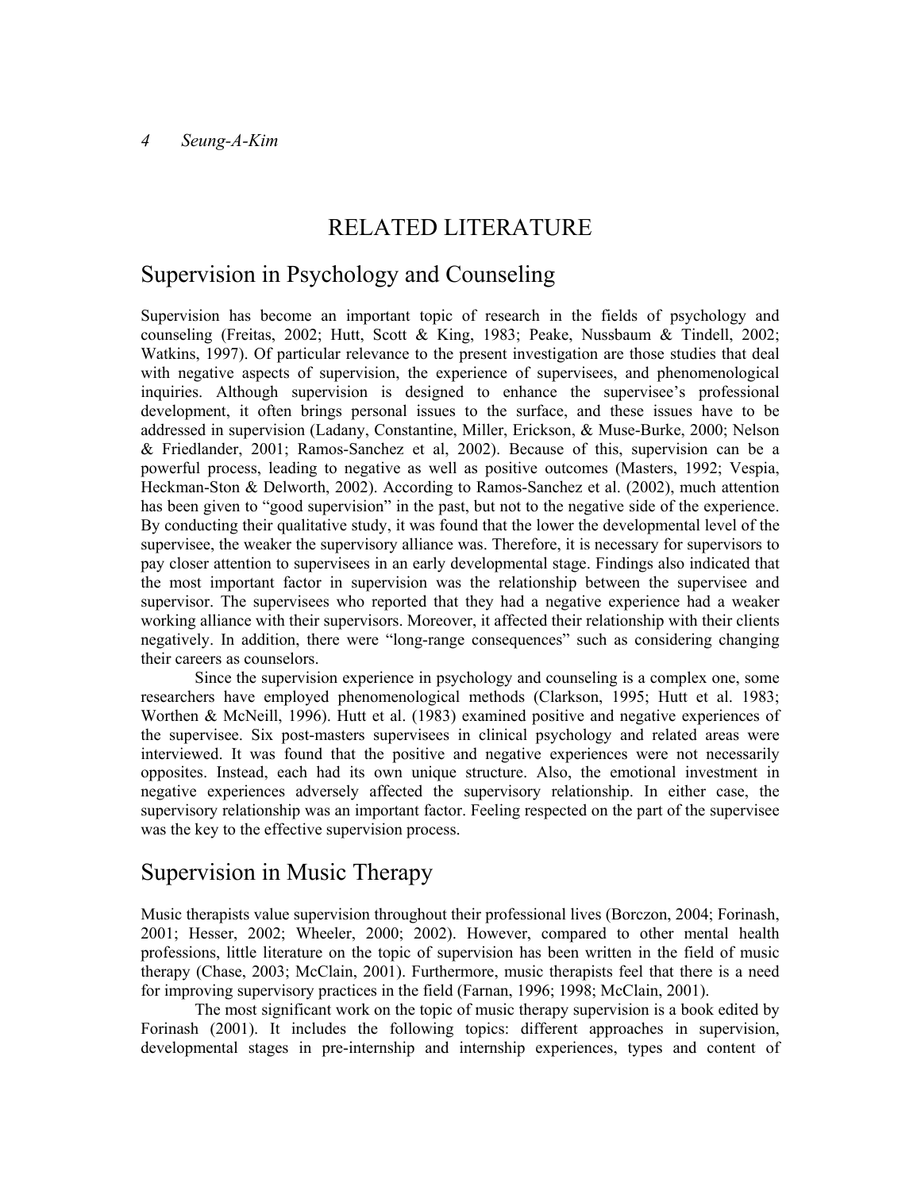# RELATED LITERATURE

## Supervision in Psychology and Counseling

Supervision has become an important topic of research in the fields of psychology and counseling (Freitas, 2002; Hutt, Scott & King, 1983; Peake, Nussbaum & Tindell, 2002; Watkins, 1997). Of particular relevance to the present investigation are those studies that deal with negative aspects of supervision, the experience of supervisees, and phenomenological inquiries. Although supervision is designed to enhance the supervisee's professional development, it often brings personal issues to the surface, and these issues have to be addressed in supervision (Ladany, Constantine, Miller, Erickson, & Muse-Burke, 2000; Nelson & Friedlander, 2001; Ramos-Sanchez et al, 2002). Because of this, supervision can be a powerful process, leading to negative as well as positive outcomes (Masters, 1992; Vespia, Heckman-Ston & Delworth, 2002). According to Ramos-Sanchez et al. (2002), much attention has been given to "good supervision" in the past, but not to the negative side of the experience. By conducting their qualitative study, it was found that the lower the developmental level of the supervisee, the weaker the supervisory alliance was. Therefore, it is necessary for supervisors to pay closer attention to supervisees in an early developmental stage. Findings also indicated that the most important factor in supervision was the relationship between the supervisee and supervisor. The supervisees who reported that they had a negative experience had a weaker working alliance with their supervisors. Moreover, it affected their relationship with their clients negatively. In addition, there were "long-range consequences" such as considering changing their careers as counselors.

Since the supervision experience in psychology and counseling is a complex one, some researchers have employed phenomenological methods (Clarkson, 1995; Hutt et al. 1983; Worthen & McNeill, 1996). Hutt et al. (1983) examined positive and negative experiences of the supervisee. Six post-masters supervisees in clinical psychology and related areas were interviewed. It was found that the positive and negative experiences were not necessarily opposites. Instead, each had its own unique structure. Also, the emotional investment in negative experiences adversely affected the supervisory relationship. In either case, the supervisory relationship was an important factor. Feeling respected on the part of the supervisee was the key to the effective supervision process.

## Supervision in Music Therapy

Music therapists value supervision throughout their professional lives (Borczon, 2004; Forinash, 2001; Hesser, 2002; Wheeler, 2000; 2002). However, compared to other mental health professions, little literature on the topic of supervision has been written in the field of music therapy (Chase, 2003; McClain, 2001). Furthermore, music therapists feel that there is a need for improving supervisory practices in the field (Farnan, 1996; 1998; McClain, 2001).

The most significant work on the topic of music therapy supervision is a book edited by Forinash (2001). It includes the following topics: different approaches in supervision, developmental stages in pre-internship and internship experiences, types and content of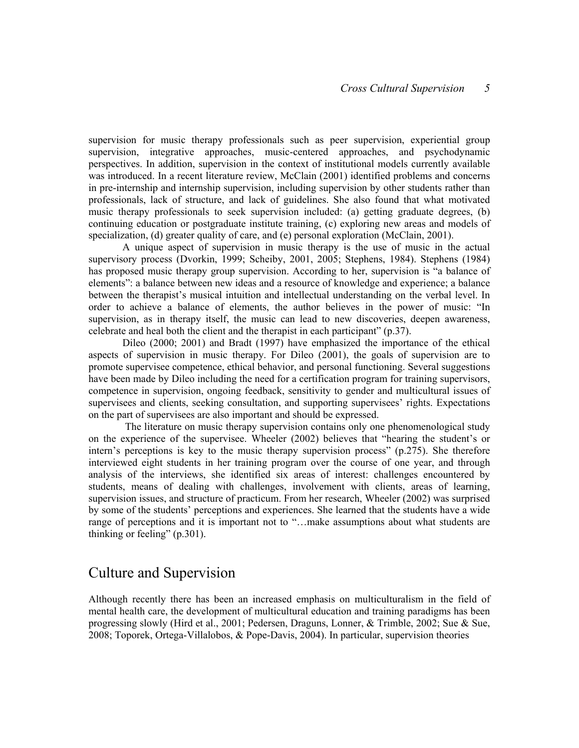supervision for music therapy professionals such as peer supervision, experiential group supervision, integrative approaches, music-centered approaches, and psychodynamic perspectives. In addition, supervision in the context of institutional models currently available was introduced. In a recent literature review, McClain (2001) identified problems and concerns in pre-internship and internship supervision, including supervision by other students rather than professionals, lack of structure, and lack of guidelines. She also found that what motivated music therapy professionals to seek supervision included: (a) getting graduate degrees, (b) continuing education or postgraduate institute training, (c) exploring new areas and models of specialization, (d) greater quality of care, and (e) personal exploration (McClain, 2001).

A unique aspect of supervision in music therapy is the use of music in the actual supervisory process (Dvorkin, 1999; Scheiby, 2001, 2005; Stephens, 1984). Stephens (1984) has proposed music therapy group supervision. According to her, supervision is "a balance of elements": a balance between new ideas and a resource of knowledge and experience; a balance between the therapist's musical intuition and intellectual understanding on the verbal level. In order to achieve a balance of elements, the author believes in the power of music: "In supervision, as in therapy itself, the music can lead to new discoveries, deepen awareness, celebrate and heal both the client and the therapist in each participant" (p.37).

Dileo (2000; 2001) and Bradt (1997) have emphasized the importance of the ethical aspects of supervision in music therapy. For Dileo (2001), the goals of supervision are to promote supervisee competence, ethical behavior, and personal functioning. Several suggestions have been made by Dileo including the need for a certification program for training supervisors, competence in supervision, ongoing feedback, sensitivity to gender and multicultural issues of supervisees and clients, seeking consultation, and supporting supervisees' rights. Expectations on the part of supervisees are also important and should be expressed.

The literature on music therapy supervision contains only one phenomenological study on the experience of the supervisee. Wheeler (2002) believes that "hearing the student's or intern's perceptions is key to the music therapy supervision process" (p.275). She therefore interviewed eight students in her training program over the course of one year, and through analysis of the interviews, she identified six areas of interest: challenges encountered by students, means of dealing with challenges, involvement with clients, areas of learning, supervision issues, and structure of practicum. From her research, Wheeler (2002) was surprised by some of the students' perceptions and experiences. She learned that the students have a wide range of perceptions and it is important not to "…make assumptions about what students are thinking or feeling" (p.301).

## Culture and Supervision

Although recently there has been an increased emphasis on multiculturalism in the field of mental health care, the development of multicultural education and training paradigms has been progressing slowly (Hird et al., 2001; Pedersen, Draguns, Lonner, & Trimble, 2002; Sue & Sue, 2008; Toporek, Ortega-Villalobos, & Pope-Davis, 2004). In particular, supervision theories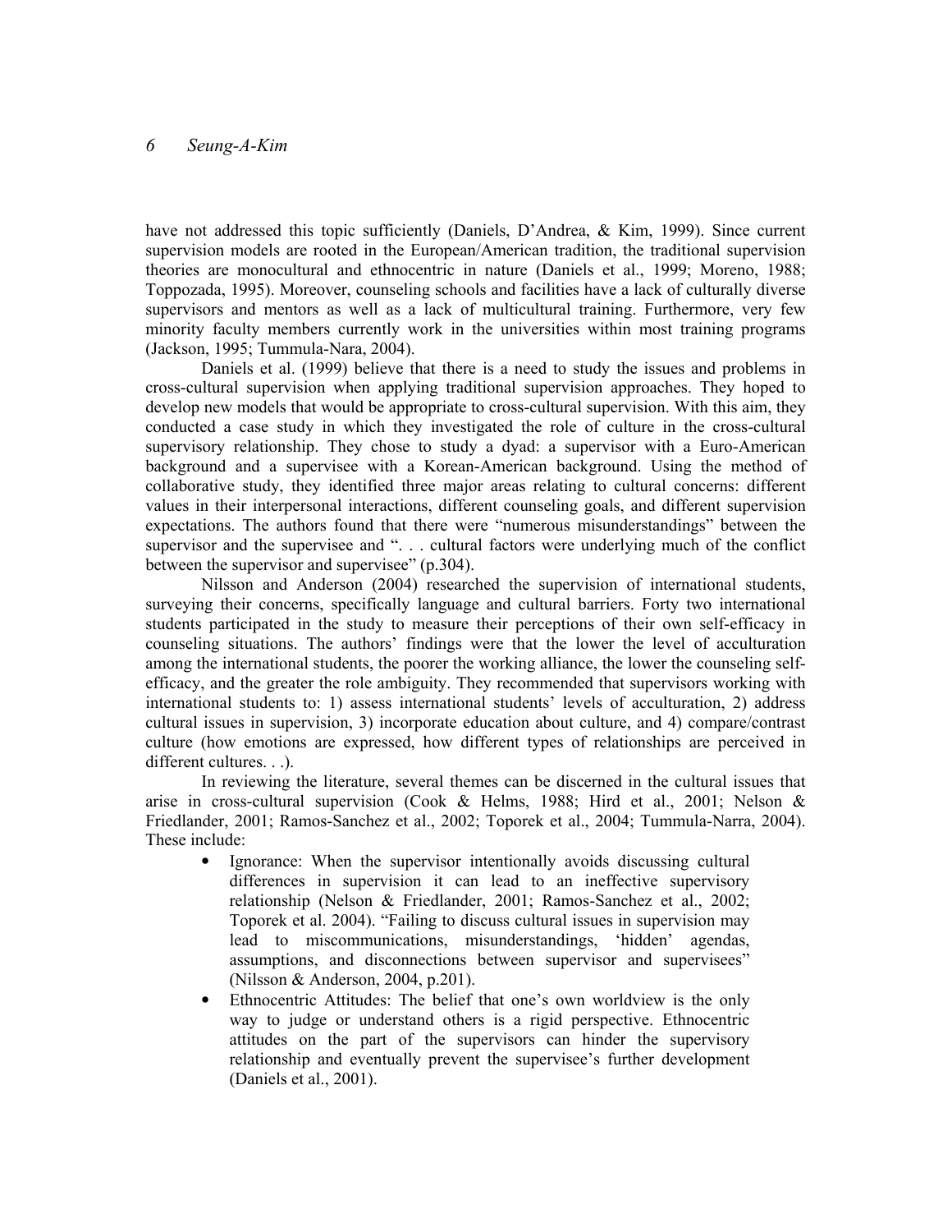have not addressed this topic sufficiently (Daniels, D'Andrea, & Kim, 1999). Since current supervision models are rooted in the European/American tradition, the traditional supervision theories are monocultural and ethnocentric in nature (Daniels et al., 1999; Moreno, 1988; Toppozada, 1995). Moreover, counseling schools and facilities have a lack of culturally diverse supervisors and mentors as well as a lack of multicultural training. Furthermore, very few minority faculty members currently work in the universities within most training programs (Jackson, 1995; Tummula-Nara, 2004).

Daniels et al. (1999) believe that there is a need to study the issues and problems in cross-cultural supervision when applying traditional supervision approaches. They hoped to develop new models that would be appropriate to cross-cultural supervision. With this aim, they conducted a case study in which they investigated the role of culture in the cross-cultural supervisory relationship. They chose to study a dyad: a supervisor with a Euro-American background and a supervisee with a Korean-American background. Using the method of collaborative study, they identified three major areas relating to cultural concerns: different values in their interpersonal interactions, different counseling goals, and different supervision expectations. The authors found that there were "numerous misunderstandings" between the supervisor and the supervisee and ". . . cultural factors were underlying much of the conflict between the supervisor and supervisee" (p.304).

Nilsson and Anderson (2004) researched the supervision of international students, surveying their concerns, specifically language and cultural barriers. Forty two international students participated in the study to measure their perceptions of their own self-efficacy in counseling situations. The authors' findings were that the lower the level of acculturation among the international students, the poorer the working alliance, the lower the counseling self-efficacy, and the greater the role ambiguity. They recommended that supervisors working with international students to: 1) assess international students' levels of acculturation, 2) address cultural issues in supervision, 3) incorporate education about culture, and 4) compare/contrast culture (how emotions are expressed, how different types of relationships are perceived in different cultures. . .).

In reviewing the literature, several themes can be discerned in the cultural issues that arise in cross-cultural supervision (Cook & Helms, 1988; Hird et al., 2001; Nelson & Friedlander, 2001; Ramos-Sanchez et al., 2002; Toporek et al., 2004; Tummula-Narra, 2004). These include:

- Ignorance: When the supervisor intentionally avoids discussing cultural differences in supervision it can lead to an ineffective supervisory relationship (Nelson & Friedlander, 2001; Ramos-Sanchez et al., 2002; Toporek et al. 2004). "Failing to discuss cultural issues in supervision may lead to miscommunications, misunderstandings, 'hidden' agendas, assumptions, and disconnections between supervisor and supervisees" (Nilsson & Anderson, 2004, p.201).
- Ethnocentric Attitudes: The belief that one's own worldview is the only way to judge or understand others is a rigid perspective. Ethnocentric attitudes on the part of the supervisors can hinder the supervisory relationship and eventually prevent the supervisee's further development (Daniels et al., 2001).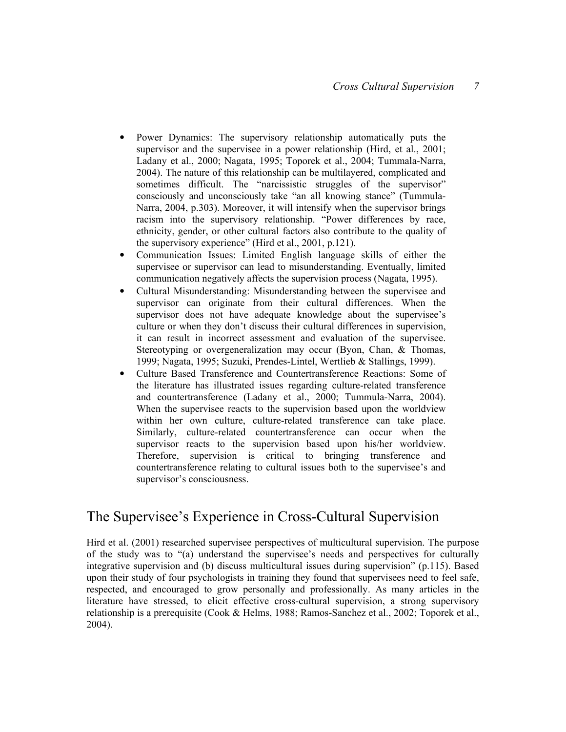- Power Dynamics: The supervisory relationship automatically puts the supervisor and the supervisee in a power relationship (Hird, et al., 2001; Ladany et al., 2000; Nagata, 1995; Toporek et al., 2004; Tummala-Narra, 2004). The nature of this relationship can be multilayered, complicated and sometimes difficult. The "narcissistic struggles of the supervisor" consciously and unconsciously take "an all knowing stance" (Tummula-Narra, 2004, p.303). Moreover, it will intensify when the supervisor brings racism into the supervisory relationship. "Power differences by race, ethnicity, gender, or other cultural factors also contribute to the quality of the supervisory experience" (Hird et al., 2001, p.121).
- Communication Issues: Limited English language skills of either the supervisee or supervisor can lead to misunderstanding. Eventually, limited communication negatively affects the supervision process (Nagata, 1995).
- Cultural Misunderstanding: Misunderstanding between the supervisee and supervisor can originate from their cultural differences. When the supervisor does not have adequate knowledge about the supervisee's culture or when they don't discuss their cultural differences in supervision, it can result in incorrect assessment and evaluation of the supervisee. Stereotyping or overgeneralization may occur (Byon, Chan, & Thomas, 1999; Nagata, 1995; Suzuki, Prendes-Lintel, Wertlieb & Stallings, 1999).
- Culture Based Transference and Countertransference Reactions: Some of the literature has illustrated issues regarding culture-related transference and countertransference (Ladany et al., 2000; Tummula-Narra, 2004). When the supervisee reacts to the supervision based upon the worldview within her own culture, culture-related transference can take place. Similarly, culture-related countertransference can occur when the supervisor reacts to the supervision based upon his/her worldview. Therefore, supervision is critical to bringing transference and countertransference relating to cultural issues both to the supervisee's and supervisor's consciousness.

## The Supervisee's Experience in Cross-Cultural Supervision

Hird et al. (2001) researched supervisee perspectives of multicultural supervision. The purpose of the study was to "(a) understand the supervisee's needs and perspectives for culturally integrative supervision and (b) discuss multicultural issues during supervision" (p.115). Based upon their study of four psychologists in training they found that supervisees need to feel safe, respected, and encouraged to grow personally and professionally. As many articles in the literature have stressed, to elicit effective cross-cultural supervision, a strong supervisory relationship is a prerequisite (Cook & Helms, 1988; Ramos-Sanchez et al., 2002; Toporek et al., 2004).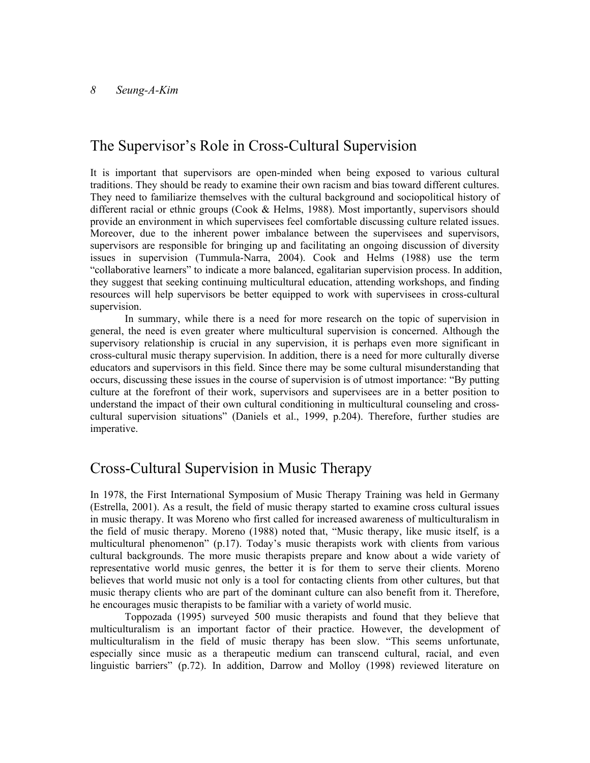## The Supervisor's Role in Cross-Cultural Supervision

It is important that supervisors are open-minded when being exposed to various cultural traditions. They should be ready to examine their own racism and bias toward different cultures. They need to familiarize themselves with the cultural background and sociopolitical history of different racial or ethnic groups (Cook & Helms, 1988). Most importantly, supervisors should provide an environment in which supervisees feel comfortable discussing culture related issues. Moreover, due to the inherent power imbalance between the supervisees and supervisors, supervisors are responsible for bringing up and facilitating an ongoing discussion of diversity issues in supervision (Tummula-Narra, 2004). Cook and Helms (1988) use the term "collaborative learners" to indicate a more balanced, egalitarian supervision process. In addition, they suggest that seeking continuing multicultural education, attending workshops, and finding resources will help supervisors be better equipped to work with supervisees in cross-cultural supervision.

In summary, while there is a need for more research on the topic of supervision in general, the need is even greater where multicultural supervision is concerned. Although the supervisory relationship is crucial in any supervision, it is perhaps even more significant in cross-cultural music therapy supervision. In addition, there is a need for more culturally diverse educators and supervisors in this field. Since there may be some cultural misunderstanding that occurs, discussing these issues in the course of supervision is of utmost importance: "By putting culture at the forefront of their work, supervisors and supervisees are in a better position to understand the impact of their own cultural conditioning in multicultural counseling and cross-cultural supervision situations" (Daniels et al., 1999, p.204). Therefore, further studies are imperative.

## Cross-Cultural Supervision in Music Therapy

In 1978, the First International Symposium of Music Therapy Training was held in Germany (Estrella, 2001). As a result, the field of music therapy started to examine cross cultural issues in music therapy. It was Moreno who first called for increased awareness of multiculturalism in the field of music therapy. Moreno (1988) noted that, "Music therapy, like music itself, is a multicultural phenomenon" (p.17). Today's music therapists work with clients from various cultural backgrounds. The more music therapists prepare and know about a wide variety of representative world music genres, the better it is for them to serve their clients. Moreno believes that world music not only is a tool for contacting clients from other cultures, but that music therapy clients who are part of the dominant culture can also benefit from it. Therefore, he encourages music therapists to be familiar with a variety of world music.

Toppozada (1995) surveyed 500 music therapists and found that they believe that multiculturalism is an important factor of their practice. However, the development of multiculturalism in the field of music therapy has been slow. "This seems unfortunate, especially since music as a therapeutic medium can transcend cultural, racial, and even linguistic barriers" (p.72). In addition, Darrow and Molloy (1998) reviewed literature on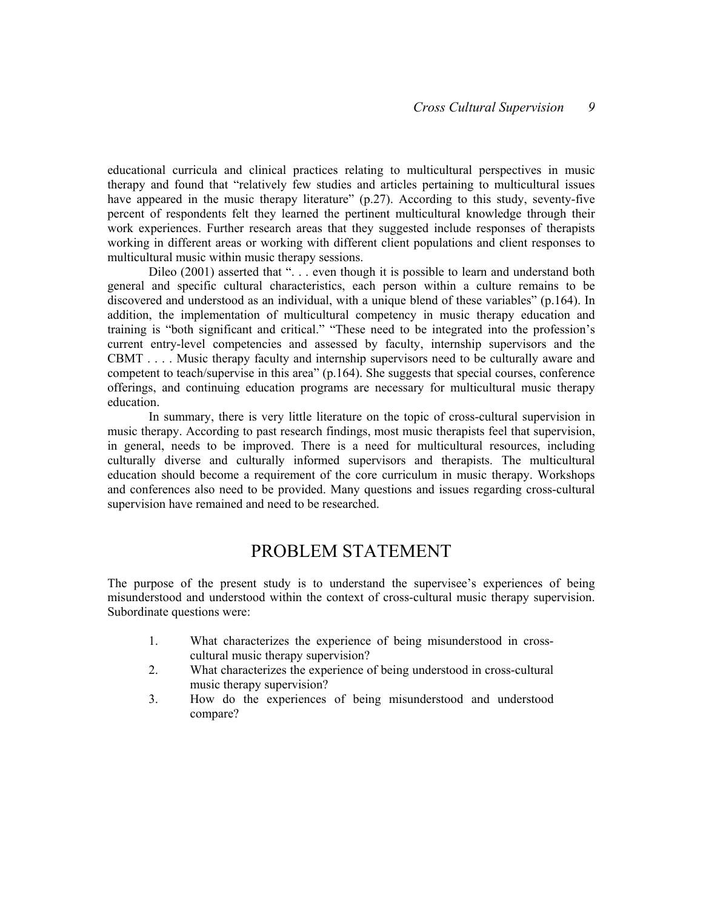educational curricula and clinical practices relating to multicultural perspectives in music therapy and found that "relatively few studies and articles pertaining to multicultural issues have appeared in the music therapy literature" (p.27). According to this study, seventy-five percent of respondents felt they learned the pertinent multicultural knowledge through their work experiences. Further research areas that they suggested include responses of therapists working in different areas or working with different client populations and client responses to multicultural music within music therapy sessions.

Dileo (2001) asserted that ". . . even though it is possible to learn and understand both general and specific cultural characteristics, each person within a culture remains to be discovered and understood as an individual, with a unique blend of these variables" (p.164). In addition, the implementation of multicultural competency in music therapy education and training is "both significant and critical." "These need to be integrated into the profession's current entry-level competencies and assessed by faculty, internship supervisors and the CBMT . . . . Music therapy faculty and internship supervisors need to be culturally aware and competent to teach/supervise in this area" (p.164). She suggests that special courses, conference offerings, and continuing education programs are necessary for multicultural music therapy education.

In summary, there is very little literature on the topic of cross-cultural supervision in music therapy. According to past research findings, most music therapists feel that supervision, in general, needs to be improved. There is a need for multicultural resources, including culturally diverse and culturally informed supervisors and therapists. The multicultural education should become a requirement of the core curriculum in music therapy. Workshops and conferences also need to be provided. Many questions and issues regarding cross-cultural supervision have remained and need to be researched.

# PROBLEM STATEMENT

The purpose of the present study is to understand the supervisee's experiences of being misunderstood and understood within the context of cross-cultural music therapy supervision. Subordinate questions were:

1. What characterizes the experience of being misunderstood in cross-cultural music therapy supervision?
2. What characterizes the experience of being understood in cross-cultural music therapy supervision?
3. How do the experiences of being misunderstood and understood compare?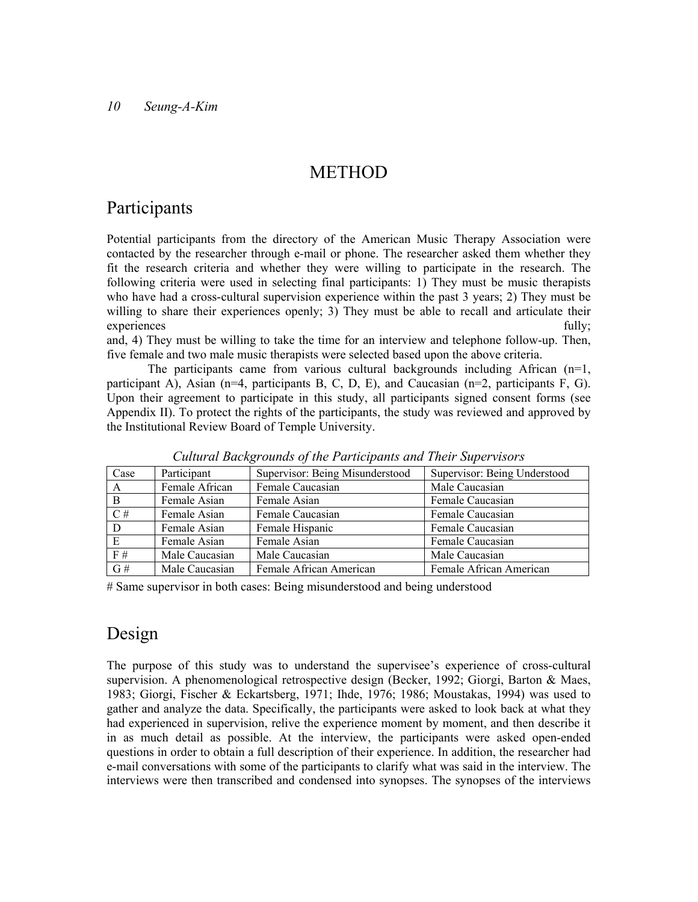# METHOD

## Participants

Potential participants from the directory of the American Music Therapy Association were contacted by the researcher through e-mail or phone. The researcher asked them whether they fit the research criteria and whether they were willing to participate in the research. The following criteria were used in selecting final participants: 1) They must be music therapists who have had a cross-cultural supervision experience within the past 3 years; 2) They must be willing to share their experiences openly; 3) They must be able to recall and articulate their experiences fully; and, 4) They must be willing to take the time for an interview and telephone follow-up. Then, five female and two male music therapists were selected based upon the above criteria.

The participants came from various cultural backgrounds including African (n=1, participant A), Asian (n=4, participants B, C, D, E), and Caucasian (n=2, participants F, G). Upon their agreement to participate in this study, all participants signed consent forms (see Appendix II). To protect the rights of the participants, the study was reviewed and approved by the Institutional Review Board of Temple University.

*Cultural Backgrounds of the Participants and Their Supervisors*

| Case | Participant | Supervisor: Being Misunderstood | Supervisor: Being Understood |
|---|---|---|---|
| A | Female African | Female Caucasian | Male Caucasian |
| B | Female Asian | Female Asian | Female Caucasian |
| C # | Female Asian | Female Caucasian | Female Caucasian |
| D | Female Asian | Female Hispanic | Female Caucasian |
| E | Female Asian | Female Asian | Female Caucasian |
| F # | Male Caucasian | Male Caucasian | Male Caucasian |
| G # | Male Caucasian | Female African American | Female African American |

# Same supervisor in both cases: Being misunderstood and being understood

## Design

The purpose of this study was to understand the supervisee's experience of cross-cultural supervision. A phenomenological retrospective design (Becker, 1992; Giorgi, Barton & Maes, 1983; Giorgi, Fischer & Eckartsberg, 1971; Ihde, 1976; 1986; Moustakas, 1994) was used to gather and analyze the data. Specifically, the participants were asked to look back at what they had experienced in supervision, relive the experience moment by moment, and then describe it in as much detail as possible. At the interview, the participants were asked open-ended questions in order to obtain a full description of their experience. In addition, the researcher had e-mail conversations with some of the participants to clarify what was said in the interview. The interviews were then transcribed and condensed into synopses. The synopses of the interviews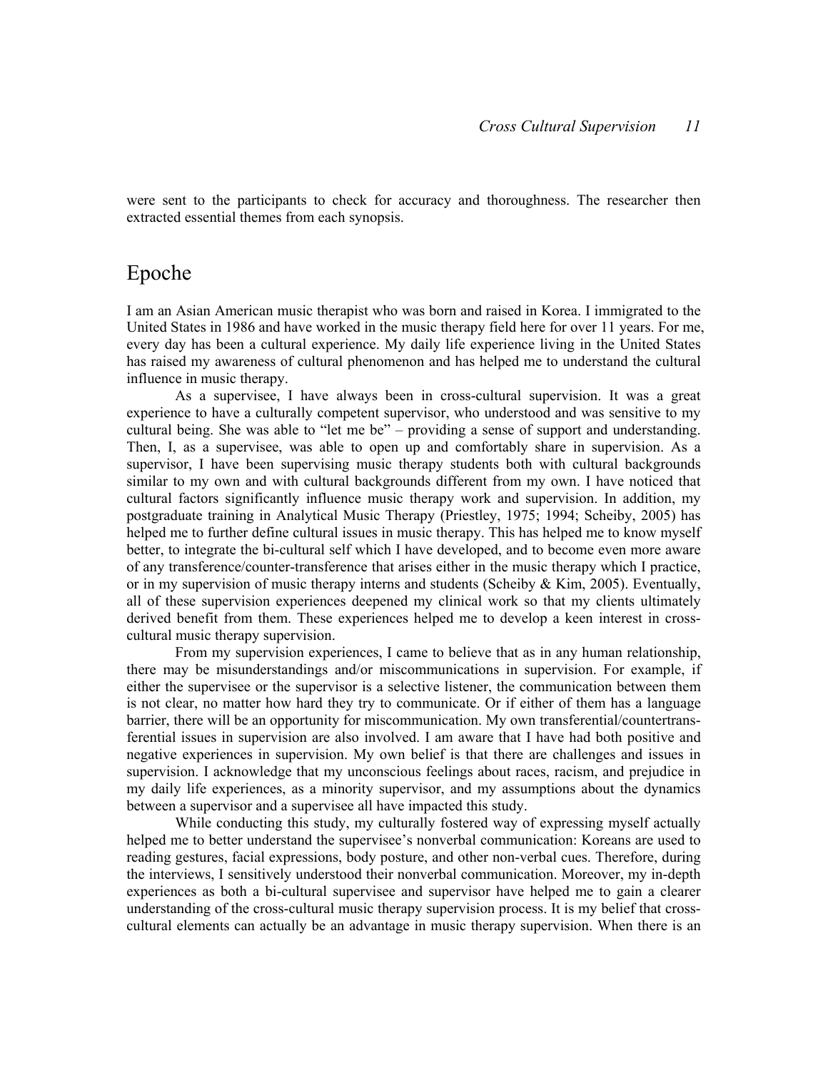were sent to the participants to check for accuracy and thoroughness. The researcher then extracted essential themes from each synopsis.

## Epoche

I am an Asian American music therapist who was born and raised in Korea. I immigrated to the United States in 1986 and have worked in the music therapy field here for over 11 years. For me, every day has been a cultural experience. My daily life experience living in the United States has raised my awareness of cultural phenomenon and has helped me to understand the cultural influence in music therapy.

As a supervisee, I have always been in cross-cultural supervision. It was a great experience to have a culturally competent supervisor, who understood and was sensitive to my cultural being. She was able to "let me be" – providing a sense of support and understanding. Then, I, as a supervisee, was able to open up and comfortably share in supervision. As a supervisor, I have been supervising music therapy students both with cultural backgrounds similar to my own and with cultural backgrounds different from my own. I have noticed that cultural factors significantly influence music therapy work and supervision. In addition, my postgraduate training in Analytical Music Therapy (Priestley, 1975; 1994; Scheiby, 2005) has helped me to further define cultural issues in music therapy. This has helped me to know myself better, to integrate the bi-cultural self which I have developed, and to become even more aware of any transference/counter-transference that arises either in the music therapy which I practice, or in my supervision of music therapy interns and students (Scheiby & Kim, 2005). Eventually, all of these supervision experiences deepened my clinical work so that my clients ultimately derived benefit from them. These experiences helped me to develop a keen interest in cross-cultural music therapy supervision.

From my supervision experiences, I came to believe that as in any human relationship, there may be misunderstandings and/or miscommunications in supervision. For example, if either the supervisee or the supervisor is a selective listener, the communication between them is not clear, no matter how hard they try to communicate. Or if either of them has a language barrier, there will be an opportunity for miscommunication. My own transferential/countertransferential issues in supervision are also involved. I am aware that I have had both positive and negative experiences in supervision. My own belief is that there are challenges and issues in supervision. I acknowledge that my unconscious feelings about races, racism, and prejudice in my daily life experiences, as a minority supervisor, and my assumptions about the dynamics between a supervisor and a supervisee all have impacted this study.

While conducting this study, my culturally fostered way of expressing myself actually helped me to better understand the supervisee's nonverbal communication: Koreans are used to reading gestures, facial expressions, body posture, and other non-verbal cues. Therefore, during the interviews, I sensitively understood their nonverbal communication. Moreover, my in-depth experiences as both a bi-cultural supervisee and supervisor have helped me to gain a clearer understanding of the cross-cultural music therapy supervision process. It is my belief that cross-cultural elements can actually be an advantage in music therapy supervision. When there is an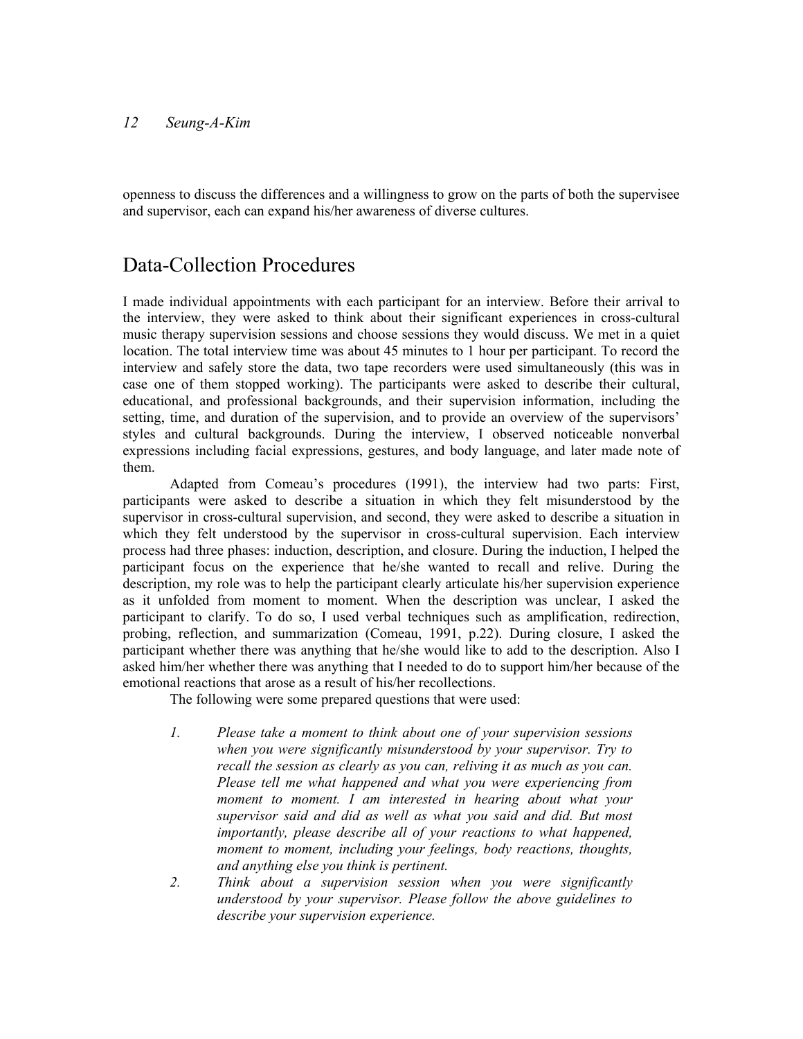openness to discuss the differences and a willingness to grow on the parts of both the supervisee and supervisor, each can expand his/her awareness of diverse cultures.

## Data-Collection Procedures

I made individual appointments with each participant for an interview. Before their arrival to the interview, they were asked to think about their significant experiences in cross-cultural music therapy supervision sessions and choose sessions they would discuss. We met in a quiet location. The total interview time was about 45 minutes to 1 hour per participant. To record the interview and safely store the data, two tape recorders were used simultaneously (this was in case one of them stopped working). The participants were asked to describe their cultural, educational, and professional backgrounds, and their supervision information, including the setting, time, and duration of the supervision, and to provide an overview of the supervisors' styles and cultural backgrounds. During the interview, I observed noticeable nonverbal expressions including facial expressions, gestures, and body language, and later made note of them.

Adapted from Comeau's procedures (1991), the interview had two parts: First, participants were asked to describe a situation in which they felt misunderstood by the supervisor in cross-cultural supervision, and second, they were asked to describe a situation in which they felt understood by the supervisor in cross-cultural supervision. Each interview process had three phases: induction, description, and closure. During the induction, I helped the participant focus on the experience that he/she wanted to recall and relive. During the description, my role was to help the participant clearly articulate his/her supervision experience as it unfolded from moment to moment. When the description was unclear, I asked the participant to clarify. To do so, I used verbal techniques such as amplification, redirection, probing, reflection, and summarization (Comeau, 1991, p.22). During closure, I asked the participant whether there was anything that he/she would like to add to the description. Also I asked him/her whether there was anything that I needed to do to support him/her because of the emotional reactions that arose as a result of his/her recollections.

The following were some prepared questions that were used:

1. *Please take a moment to think about one of your supervision sessions when you were significantly misunderstood by your supervisor. Try to recall the session as clearly as you can, reliving it as much as you can. Please tell me what happened and what you were experiencing from moment to moment. I am interested in hearing about what your supervisor said and did as well as what you said and did. But most importantly, please describe all of your reactions to what happened, moment to moment, including your feelings, body reactions, thoughts, and anything else you think is pertinent.*
2. *Think about a supervision session when you were significantly understood by your supervisor. Please follow the above guidelines to describe your supervision experience.*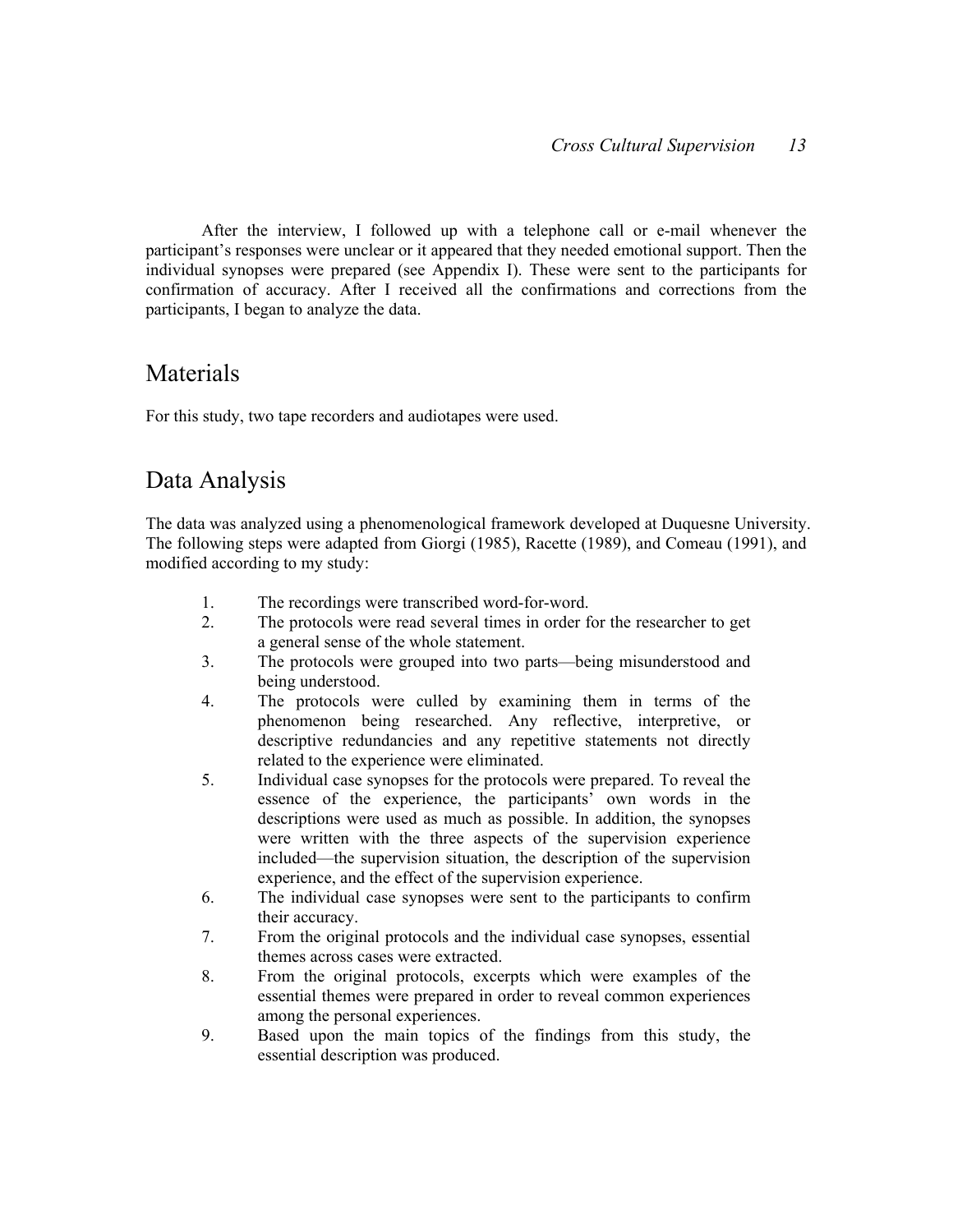After the interview, I followed up with a telephone call or e-mail whenever the participant's responses were unclear or it appeared that they needed emotional support. Then the individual synopses were prepared (see Appendix I). These were sent to the participants for confirmation of accuracy. After I received all the confirmations and corrections from the participants, I began to analyze the data.

## Materials

For this study, two tape recorders and audiotapes were used.

## Data Analysis

The data was analyzed using a phenomenological framework developed at Duquesne University. The following steps were adapted from Giorgi (1985), Racette (1989), and Comeau (1991), and modified according to my study:

1. The recordings were transcribed word-for-word.
2. The protocols were read several times in order for the researcher to get a general sense of the whole statement.
3. The protocols were grouped into two parts—being misunderstood and being understood.
4. The protocols were culled by examining them in terms of the phenomenon being researched. Any reflective, interpretive, or descriptive redundancies and any repetitive statements not directly related to the experience were eliminated.
5. Individual case synopses for the protocols were prepared. To reveal the essence of the experience, the participants' own words in the descriptions were used as much as possible. In addition, the synopses were written with the three aspects of the supervision experience included—the supervision situation, the description of the supervision experience, and the effect of the supervision experience.
6. The individual case synopses were sent to the participants to confirm their accuracy.
7. From the original protocols and the individual case synopses, essential themes across cases were extracted.
8. From the original protocols, excerpts which were examples of the essential themes were prepared in order to reveal common experiences among the personal experiences.
9. Based upon the main topics of the findings from this study, the essential description was produced.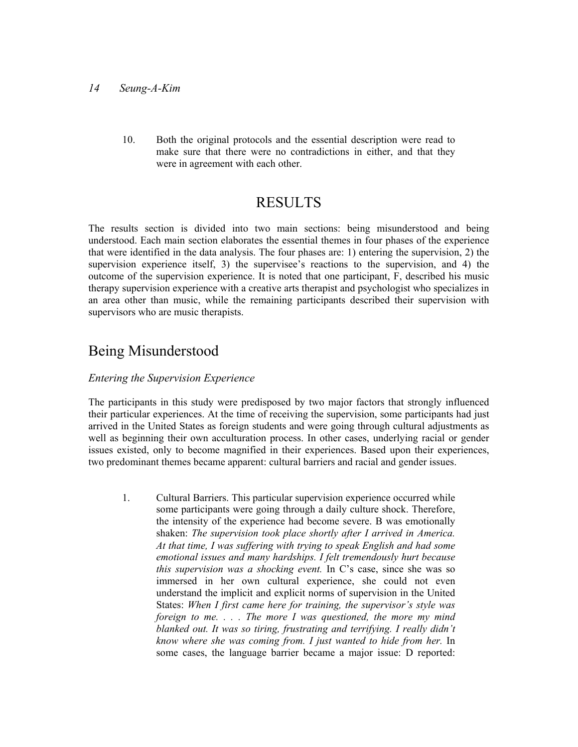10. Both the original protocols and the essential description were read to make sure that there were no contradictions in either, and that they were in agreement with each other.

# RESULTS

The results section is divided into two main sections: being misunderstood and being understood. Each main section elaborates the essential themes in four phases of the experience that were identified in the data analysis. The four phases are: 1) entering the supervision, 2) the supervision experience itself, 3) the supervisee's reactions to the supervision, and 4) the outcome of the supervision experience. It is noted that one participant, F, described his music therapy supervision experience with a creative arts therapist and psychologist who specializes in an area other than music, while the remaining participants described their supervision with supervisors who are music therapists.

## Being Misunderstood

### *Entering the Supervision Experience*

The participants in this study were predisposed by two major factors that strongly influenced their particular experiences. At the time of receiving the supervision, some participants had just arrived in the United States as foreign students and were going through cultural adjustments as well as beginning their own acculturation process. In other cases, underlying racial or gender issues existed, only to become magnified in their experiences. Based upon their experiences, two predominant themes became apparent: cultural barriers and racial and gender issues.

1. Cultural Barriers. This particular supervision experience occurred while some participants were going through a daily culture shock. Therefore, the intensity of the experience had become severe. B was emotionally shaken: *The supervision took place shortly after I arrived in America. At that time, I was suffering with trying to speak English and had some emotional issues and many hardships. I felt tremendously hurt because this supervision was a shocking event.* In C's case, since she was so immersed in her own cultural experience, she could not even understand the implicit and explicit norms of supervision in the United States: *When I first came here for training, the supervisor's style was foreign to me. . . . The more I was questioned, the more my mind blanked out. It was so tiring, frustrating and terrifying. I really didn't know where she was coming from. I just wanted to hide from her.* In some cases, the language barrier became a major issue: D reported: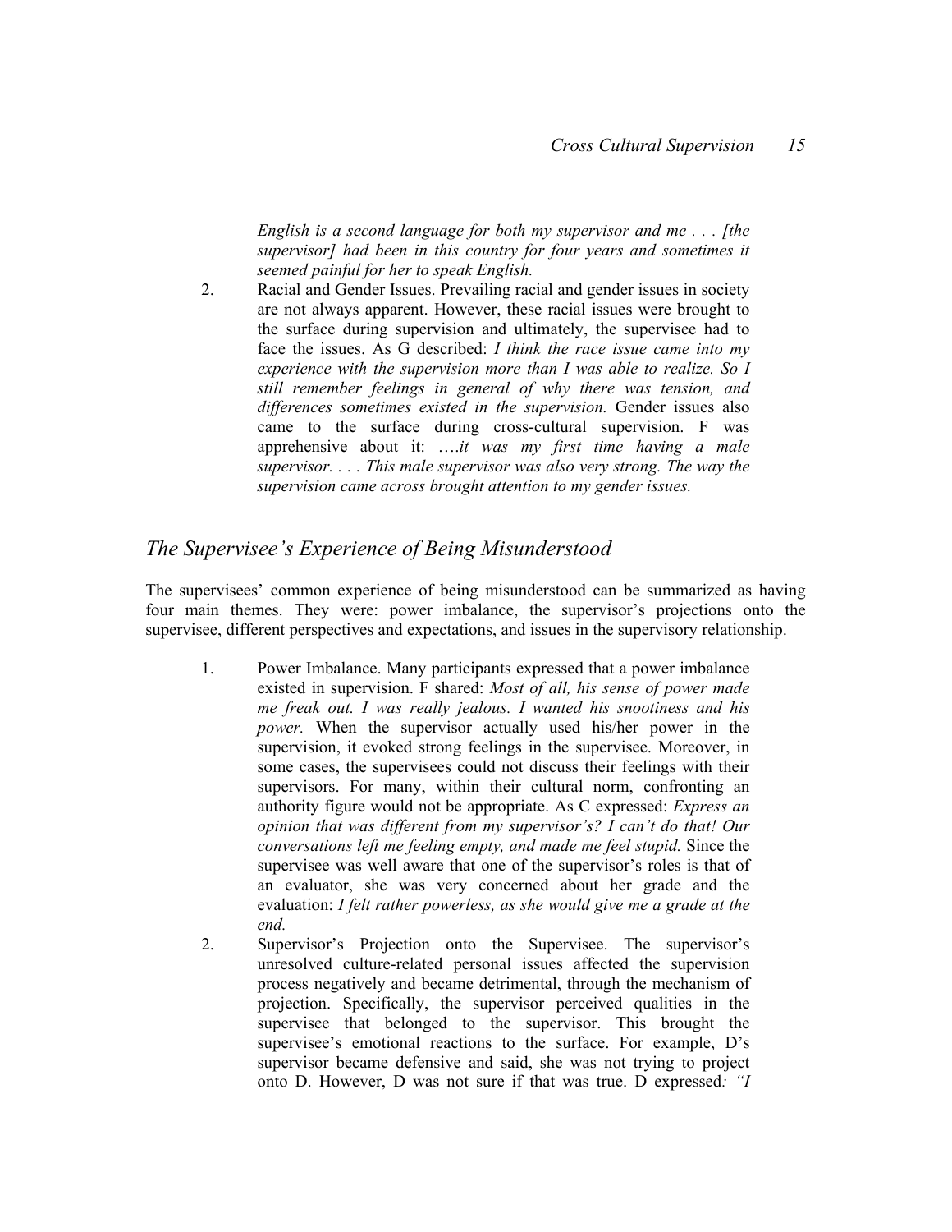*English is a second language for both my supervisor and me . . . [the supervisor] had been in this country for four years and sometimes it seemed painful for her to speak English.*

2. Racial and Gender Issues. Prevailing racial and gender issues in society are not always apparent. However, these racial issues were brought to the surface during supervision and ultimately, the supervisee had to face the issues. As G described: *I think the race issue came into my experience with the supervision more than I was able to realize. So I still remember feelings in general of why there was tension, and differences sometimes existed in the supervision.* Gender issues also came to the surface during cross-cultural supervision. F was apprehensive about it: *….it was my first time having a male supervisor. . . . This male supervisor was also very strong. The way the supervision came across brought attention to my gender issues.*

## *The Supervisee's Experience of Being Misunderstood*

The supervisees' common experience of being misunderstood can be summarized as having four main themes. They were: power imbalance, the supervisor's projections onto the supervisee, different perspectives and expectations, and issues in the supervisory relationship.

1. Power Imbalance. Many participants expressed that a power imbalance existed in supervision. F shared: *Most of all, his sense of power made me freak out. I was really jealous. I wanted his snootiness and his power.* When the supervisor actually used his/her power in the supervision, it evoked strong feelings in the supervisee. Moreover, in some cases, the supervisees could not discuss their feelings with their supervisors. For many, within their cultural norm, confronting an authority figure would not be appropriate. As C expressed: *Express an opinion that was different from my supervisor's? I can't do that! Our conversations left me feeling empty, and made me feel stupid.* Since the supervisee was well aware that one of the supervisor's roles is that of an evaluator, she was very concerned about her grade and the evaluation: *I felt rather powerless, as she would give me a grade at the end.*
2. Supervisor's Projection onto the Supervisee. The supervisor's unresolved culture-related personal issues affected the supervision process negatively and became detrimental, through the mechanism of projection. Specifically, the supervisor perceived qualities in the supervisee that belonged to the supervisor. This brought the supervisee's emotional reactions to the surface. For example, D's supervisor became defensive and said, she was not trying to project onto D. However, D was not sure if that was true. D expressed*: "I*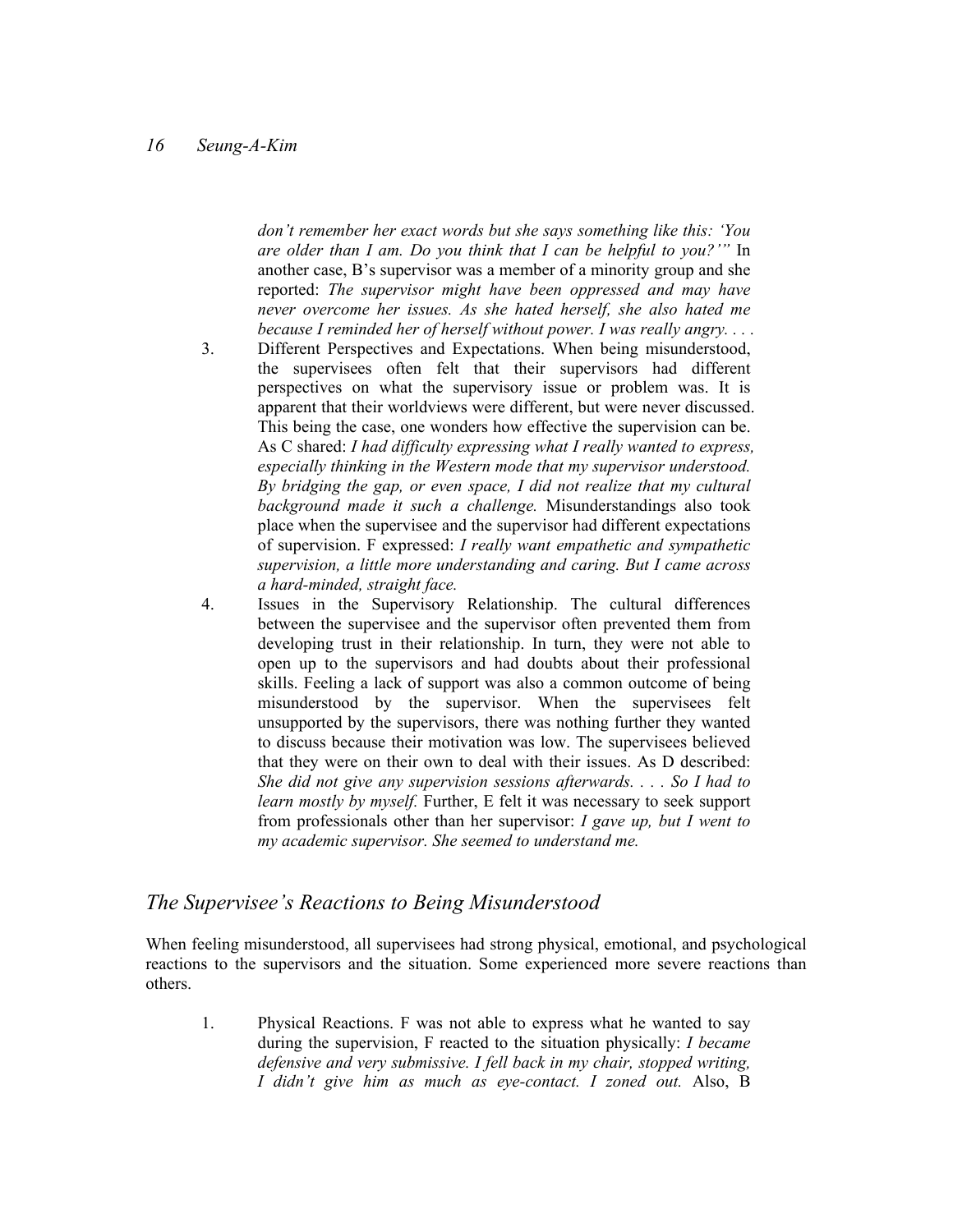*don't remember her exact words but she says something like this: 'You are older than I am. Do you think that I can be helpful to you?'"* In another case, B's supervisor was a member of a minority group and she reported: *The supervisor might have been oppressed and may have never overcome her issues. As she hated herself, she also hated me because I reminded her of herself without power. I was really angry. . . .*

3. Different Perspectives and Expectations. When being misunderstood, the supervisees often felt that their supervisors had different perspectives on what the supervisory issue or problem was. It is apparent that their worldviews were different, but were never discussed. This being the case, one wonders how effective the supervision can be. As C shared: *I had difficulty expressing what I really wanted to express, especially thinking in the Western mode that my supervisor understood. By bridging the gap, or even space, I did not realize that my cultural background made it such a challenge.* Misunderstandings also took place when the supervisee and the supervisor had different expectations of supervision. F expressed: *I really want empathetic and sympathetic supervision, a little more understanding and caring. But I came across a hard-minded, straight face.*
4. Issues in the Supervisory Relationship. The cultural differences between the supervisee and the supervisor often prevented them from developing trust in their relationship. In turn, they were not able to open up to the supervisors and had doubts about their professional skills. Feeling a lack of support was also a common outcome of being misunderstood by the supervisor. When the supervisees felt unsupported by the supervisors, there was nothing further they wanted to discuss because their motivation was low. The supervisees believed that they were on their own to deal with their issues. As D described: *She did not give any supervision sessions afterwards. . . . So I had to learn mostly by myself.* Further, E felt it was necessary to seek support from professionals other than her supervisor: *I gave up, but I went to my academic supervisor. She seemed to understand me.*

## *The Supervisee's Reactions to Being Misunderstood*

When feeling misunderstood, all supervisees had strong physical, emotional, and psychological reactions to the supervisors and the situation. Some experienced more severe reactions than others.

1. Physical Reactions. F was not able to express what he wanted to say during the supervision, F reacted to the situation physically: *I became defensive and very submissive. I fell back in my chair, stopped writing, I didn't give him as much as eye-contact. I zoned out.* Also, B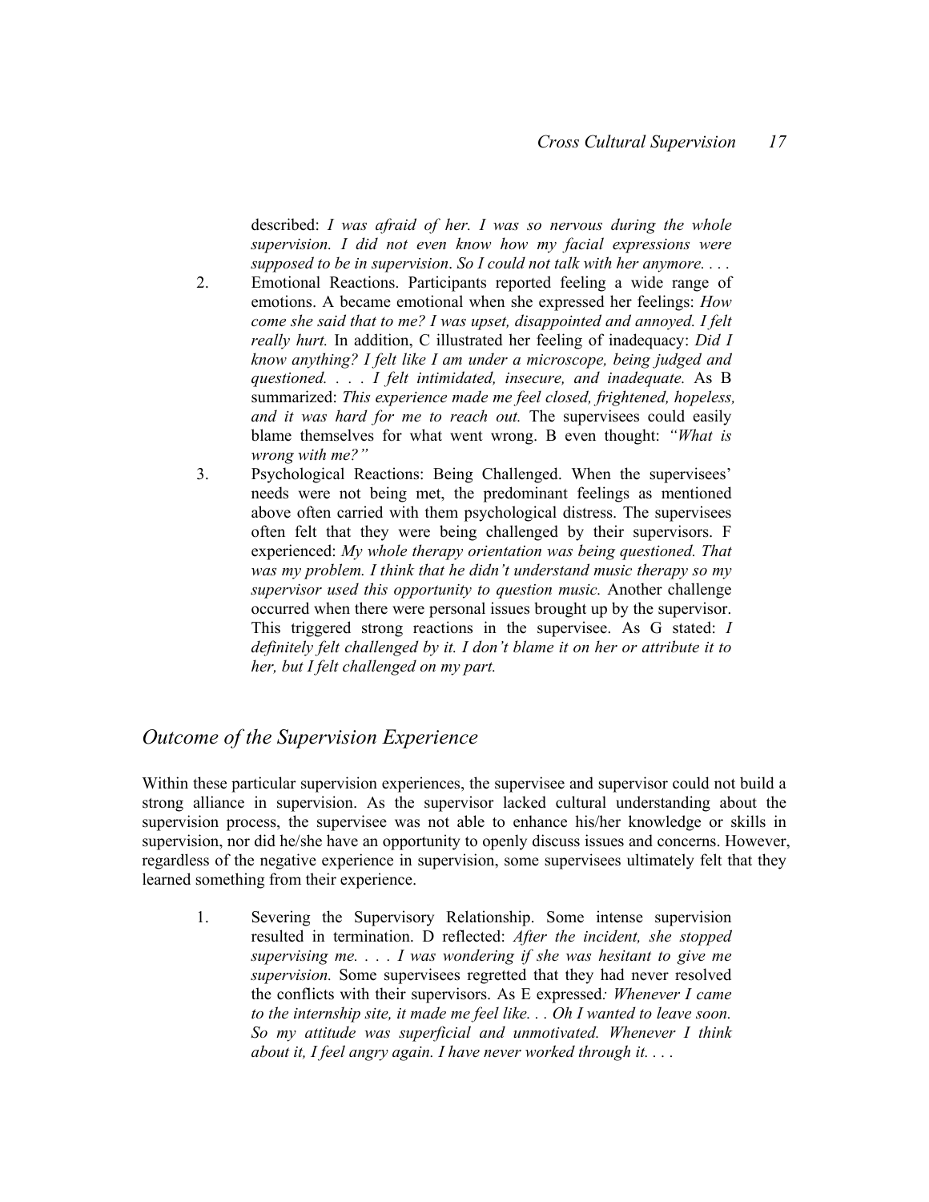described: *I was afraid of her. I was so nervous during the whole supervision. I did not even know how my facial expressions were supposed to be in supervision*. *So I could not talk with her anymore. . . .*

2. Emotional Reactions. Participants reported feeling a wide range of emotions. A became emotional when she expressed her feelings: *How come she said that to me? I was upset, disappointed and annoyed. I felt really hurt.* In addition, C illustrated her feeling of inadequacy: *Did I know anything? I felt like I am under a microscope, being judged and questioned. . . . I felt intimidated, insecure, and inadequate.* As B summarized: *This experience made me feel closed, frightened, hopeless, and it was hard for me to reach out.* The supervisees could easily blame themselves for what went wrong. B even thought: *"What is wrong with me?"*

3. Psychological Reactions: Being Challenged. When the supervisees' needs were not being met, the predominant feelings as mentioned above often carried with them psychological distress. The supervisees often felt that they were being challenged by their supervisors. F experienced: *My whole therapy orientation was being questioned. That was my problem. I think that he didn't understand music therapy so my supervisor used this opportunity to question music.* Another challenge occurred when there were personal issues brought up by the supervisor. This triggered strong reactions in the supervisee. As G stated: *I definitely felt challenged by it. I don't blame it on her or attribute it to her, but I felt challenged on my part.*

## *Outcome of the Supervision Experience*

Within these particular supervision experiences, the supervisee and supervisor could not build a strong alliance in supervision. As the supervisor lacked cultural understanding about the supervision process, the supervisee was not able to enhance his/her knowledge or skills in supervision, nor did he/she have an opportunity to openly discuss issues and concerns. However, regardless of the negative experience in supervision, some supervisees ultimately felt that they learned something from their experience.

1. Severing the Supervisory Relationship. Some intense supervision resulted in termination. D reflected: *After the incident, she stopped supervising me. . . . I was wondering if she was hesitant to give me supervision.* Some supervisees regretted that they had never resolved the conflicts with their supervisors. As E expressed*: Whenever I came to the internship site, it made me feel like. . . Oh I wanted to leave soon. So my attitude was superficial and unmotivated. Whenever I think about it, I feel angry again. I have never worked through it. . . .*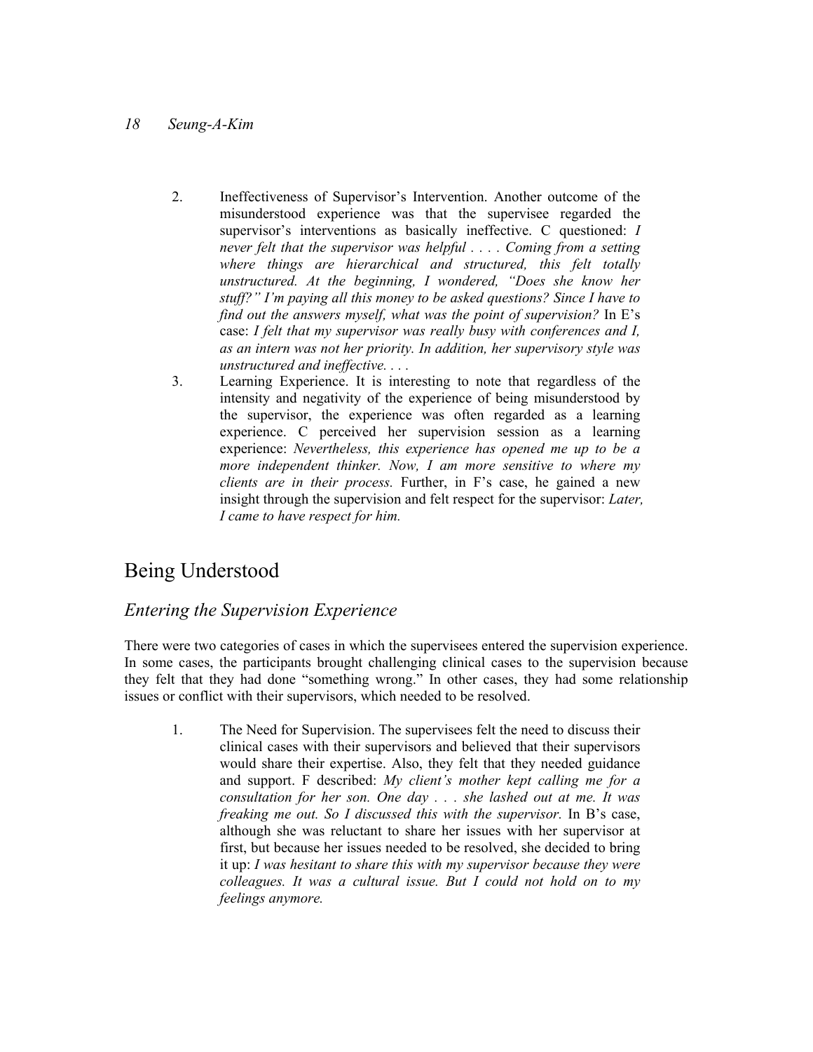2. Ineffectiveness of Supervisor's Intervention. Another outcome of the misunderstood experience was that the supervisee regarded the supervisor's interventions as basically ineffective. C questioned: *I never felt that the supervisor was helpful . . . . Coming from a setting where things are hierarchical and structured, this felt totally unstructured. At the beginning, I wondered, "Does she know her stuff?" I'm paying all this money to be asked questions? Since I have to find out the answers myself, what was the point of supervision?* In E's case: *I felt that my supervisor was really busy with conferences and I, as an intern was not her priority. In addition, her supervisory style was unstructured and ineffective. . . .*
3. Learning Experience. It is interesting to note that regardless of the intensity and negativity of the experience of being misunderstood by the supervisor, the experience was often regarded as a learning experience. C perceived her supervision session as a learning experience: *Nevertheless, this experience has opened me up to be a more independent thinker. Now, I am more sensitive to where my clients are in their process.* Further, in F's case, he gained a new insight through the supervision and felt respect for the supervisor: *Later, I came to have respect for him.*

## Being Understood

### *Entering the Supervision Experience*

There were two categories of cases in which the supervisees entered the supervision experience. In some cases, the participants brought challenging clinical cases to the supervision because they felt that they had done "something wrong." In other cases, they had some relationship issues or conflict with their supervisors, which needed to be resolved.

1. The Need for Supervision. The supervisees felt the need to discuss their clinical cases with their supervisors and believed that their supervisors would share their expertise. Also, they felt that they needed guidance and support. F described: *My client's mother kept calling me for a consultation for her son. One day . . . she lashed out at me. It was freaking me out. So I discussed this with the supervisor.* In B's case, although she was reluctant to share her issues with her supervisor at first, but because her issues needed to be resolved, she decided to bring it up: *I was hesitant to share this with my supervisor because they were colleagues. It was a cultural issue. But I could not hold on to my feelings anymore.*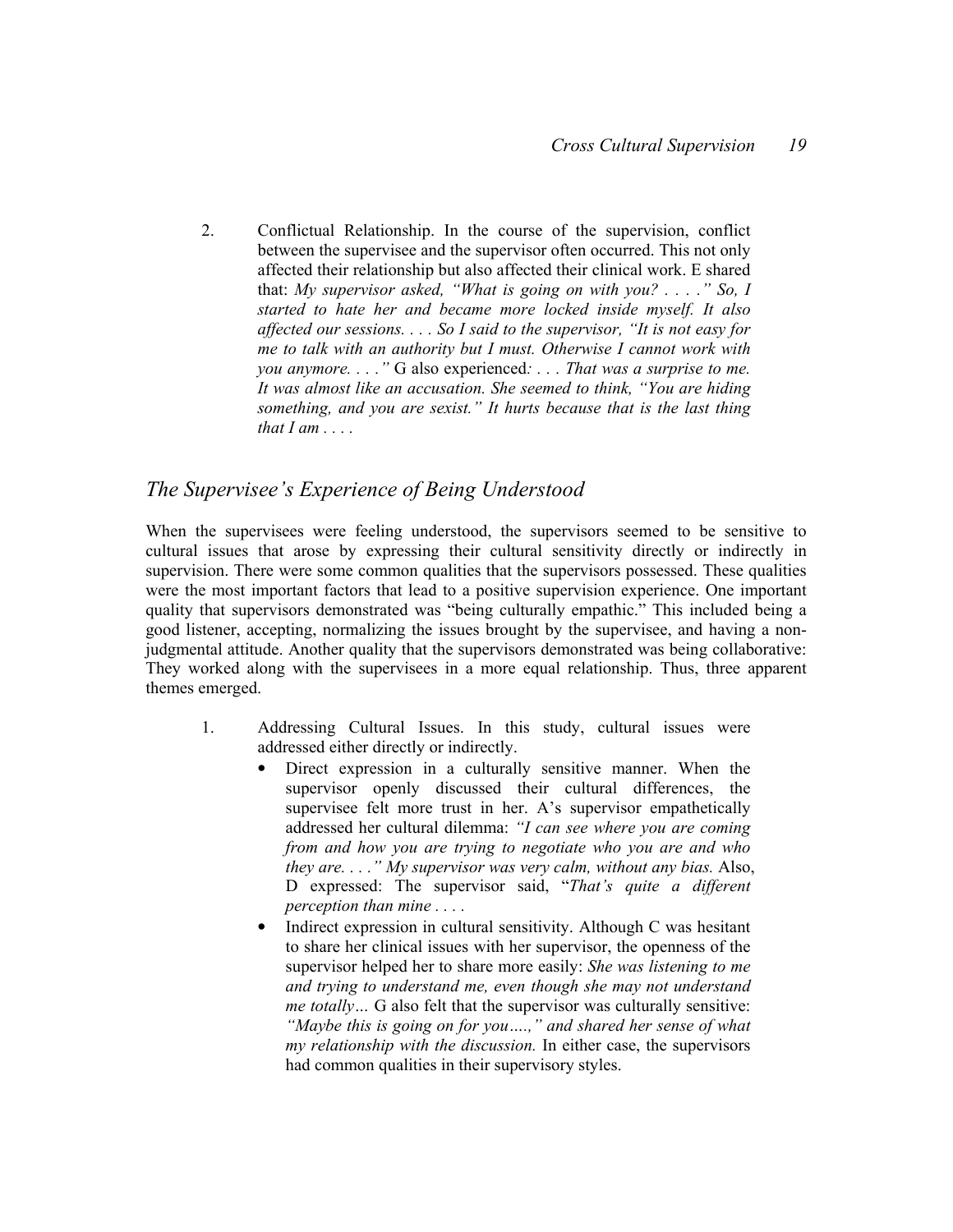2. Conflictual Relationship. In the course of the supervision, conflict between the supervisee and the supervisor often occurred. This not only affected their relationship but also affected their clinical work. E shared that: *My supervisor asked, "What is going on with you? . . . ." So, I started to hate her and became more locked inside myself. It also affected our sessions. . . . So I said to the supervisor, "It is not easy for me to talk with an authority but I must. Otherwise I cannot work with you anymore. . . ."* G also experienced*: . . . That was a surprise to me. It was almost like an accusation. She seemed to think, "You are hiding something, and you are sexist." It hurts because that is the last thing that I am . . . .*

## *The Supervisee's Experience of Being Understood*

When the supervisees were feeling understood, the supervisors seemed to be sensitive to cultural issues that arose by expressing their cultural sensitivity directly or indirectly in supervision. There were some common qualities that the supervisors possessed. These qualities were the most important factors that lead to a positive supervision experience. One important quality that supervisors demonstrated was "being culturally empathic." This included being a good listener, accepting, normalizing the issues brought by the supervisee, and having a non-judgmental attitude. Another quality that the supervisors demonstrated was being collaborative: They worked along with the supervisees in a more equal relationship. Thus, three apparent themes emerged.

1. Addressing Cultural Issues. In this study, cultural issues were addressed either directly or indirectly.
   - Direct expression in a culturally sensitive manner. When the supervisor openly discussed their cultural differences, the supervisee felt more trust in her. A's supervisor empathetically addressed her cultural dilemma: *"I can see where you are coming from and how you are trying to negotiate who you are and who they are. . . ." My supervisor was very calm, without any bias.* Also, D expressed: The supervisor said, "*That's quite a different perception than mine . . . .*
   - Indirect expression in cultural sensitivity. Although C was hesitant to share her clinical issues with her supervisor, the openness of the supervisor helped her to share more easily: *She was listening to me and trying to understand me, even though she may not understand me totally…* G also felt that the supervisor was culturally sensitive: *"Maybe this is going on for you….," and shared her sense of what my relationship with the discussion.* In either case, the supervisors had common qualities in their supervisory styles.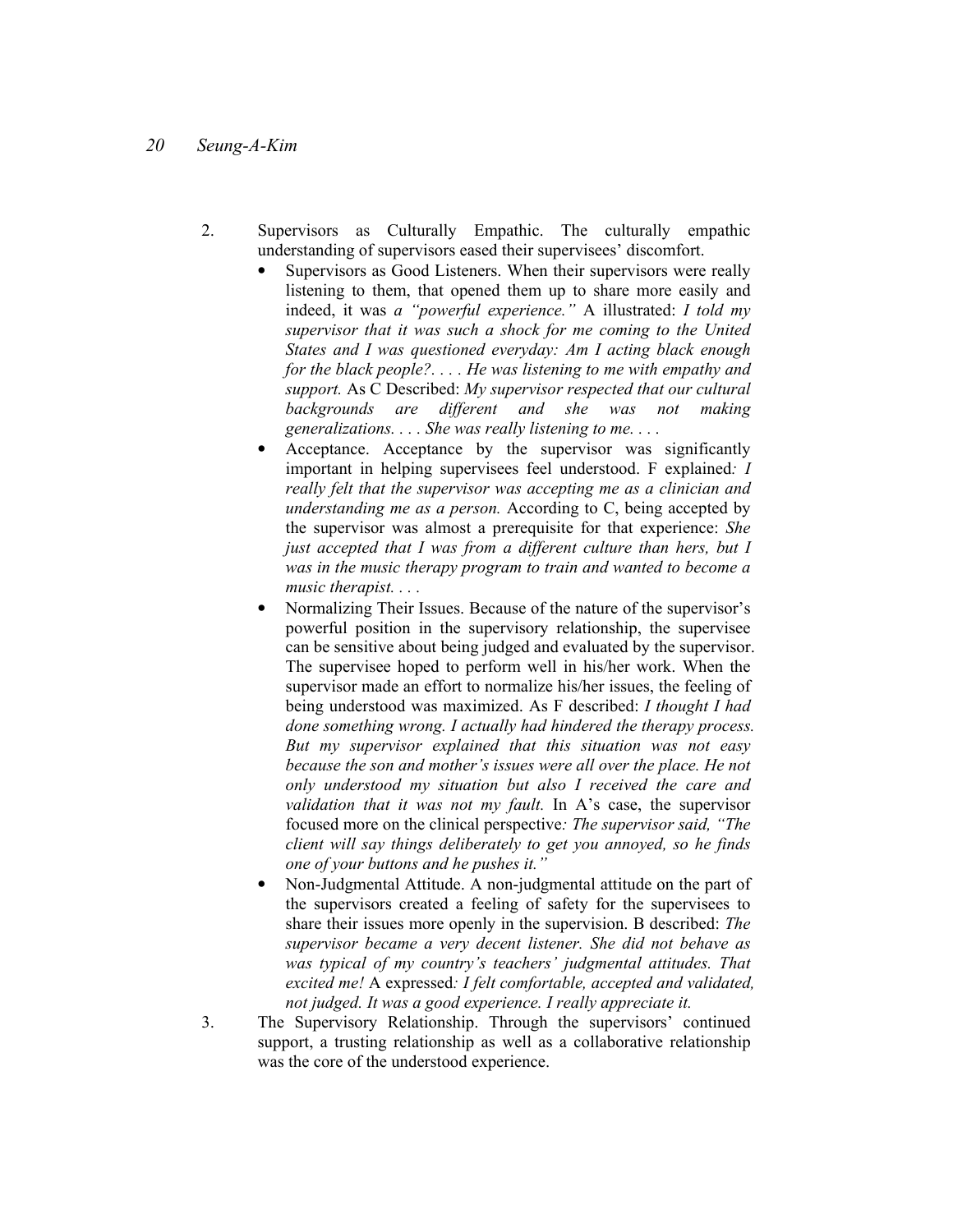2. Supervisors as Culturally Empathic. The culturally empathic understanding of supervisors eased their supervisees' discomfort.
    - Supervisors as Good Listeners. When their supervisors were really listening to them, that opened them up to share more easily and indeed, it was *a "powerful experience."* A illustrated: *I told my supervisor that it was such a shock for me coming to the United States and I was questioned everyday: Am I acting black enough for the black people?. . . . He was listening to me with empathy and support.* As C Described: *My supervisor respected that our cultural backgrounds are different and she was not making generalizations. . . . She was really listening to me. . . .*
    - Acceptance. Acceptance by the supervisor was significantly important in helping supervisees feel understood. F explained*: I really felt that the supervisor was accepting me as a clinician and understanding me as a person.* According to C, being accepted by the supervisor was almost a prerequisite for that experience: *She just accepted that I was from a different culture than hers, but I was in the music therapy program to train and wanted to become a music therapist. . . .*
    - Normalizing Their Issues. Because of the nature of the supervisor's powerful position in the supervisory relationship, the supervisee can be sensitive about being judged and evaluated by the supervisor. The supervisee hoped to perform well in his/her work. When the supervisor made an effort to normalize his/her issues, the feeling of being understood was maximized. As F described: *I thought I had done something wrong. I actually had hindered the therapy process. But my supervisor explained that this situation was not easy because the son and mother's issues were all over the place. He not only understood my situation but also I received the care and validation that it was not my fault.* In A's case, the supervisor focused more on the clinical perspective*: The supervisor said, "The client will say things deliberately to get you annoyed, so he finds one of your buttons and he pushes it."*
    - Non-Judgmental Attitude. A non-judgmental attitude on the part of the supervisors created a feeling of safety for the supervisees to share their issues more openly in the supervision. B described: *The supervisor became a very decent listener. She did not behave as was typical of my country's teachers' judgmental attitudes. That excited me!* A expressed*: I felt comfortable, accepted and validated, not judged. It was a good experience. I really appreciate it.*
3. The Supervisory Relationship. Through the supervisors' continued support, a trusting relationship as well as a collaborative relationship was the core of the understood experience.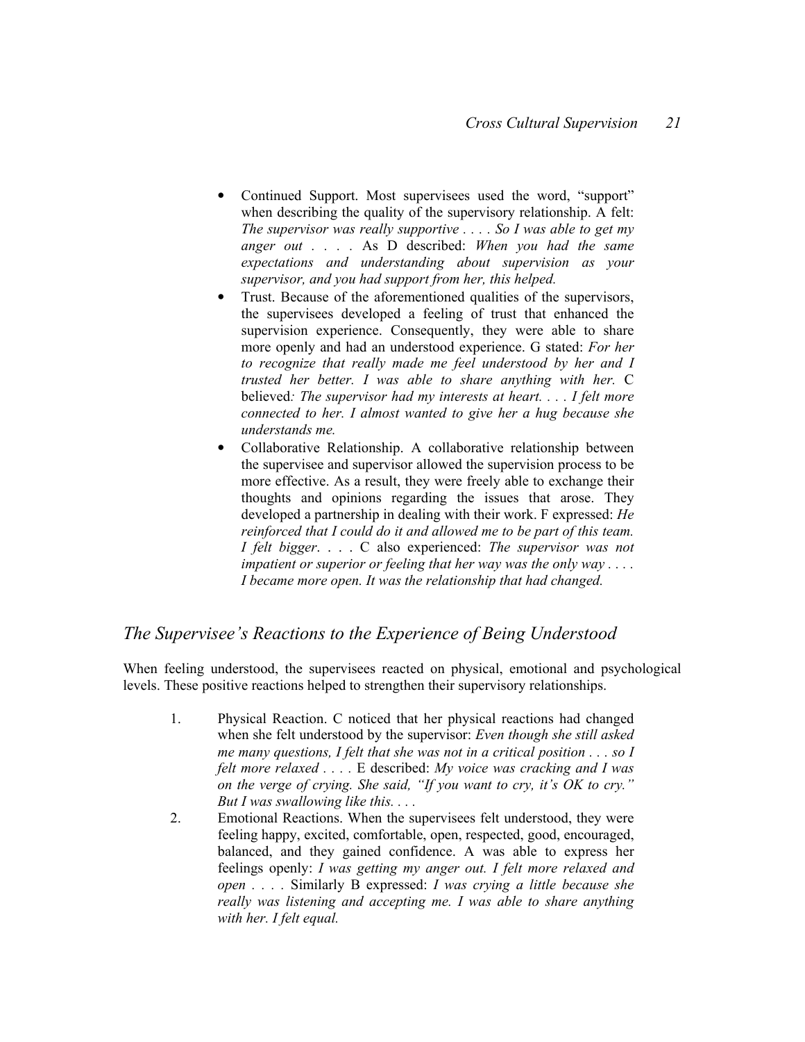- Continued Support. Most supervisees used the word, "support" when describing the quality of the supervisory relationship. A felt: *The supervisor was really supportive . . . . So I was able to get my anger out . . . .* As D described: *When you had the same expectations and understanding about supervision as your supervisor, and you had support from her, this helped.*
- Trust. Because of the aforementioned qualities of the supervisors, the supervisees developed a feeling of trust that enhanced the supervision experience. Consequently, they were able to share more openly and had an understood experience. G stated: *For her to recognize that really made me feel understood by her and I trusted her better. I was able to share anything with her.* C believed*: The supervisor had my interests at heart. . . . I felt more connected to her. I almost wanted to give her a hug because she understands me.*
- Collaborative Relationship. A collaborative relationship between the supervisee and supervisor allowed the supervision process to be more effective. As a result, they were freely able to exchange their thoughts and opinions regarding the issues that arose. They developed a partnership in dealing with their work. F expressed: *He reinforced that I could do it and allowed me to be part of this team. I felt bigger*. . . . C also experienced: *The supervisor was not impatient or superior or feeling that her way was the only way . . . . I became more open. It was the relationship that had changed.*

## The Supervisee's Reactions to the Experience of Being Understood

When feeling understood, the supervisees reacted on physical, emotional and psychological levels. These positive reactions helped to strengthen their supervisory relationships.

1. Physical Reaction. C noticed that her physical reactions had changed when she felt understood by the supervisor: *Even though she still asked me many questions, I felt that she was not in a critical position . . . so I felt more relaxed . . . .* E described: *My voice was cracking and I was on the verge of crying. She said, "If you want to cry, it's OK to cry." But I was swallowing like this. . . .*
2. Emotional Reactions. When the supervisees felt understood, they were feeling happy, excited, comfortable, open, respected, good, encouraged, balanced, and they gained confidence. A was able to express her feelings openly: *I was getting my anger out. I felt more relaxed and open . . . .* Similarly B expressed: *I was crying a little because she really was listening and accepting me. I was able to share anything with her. I felt equal.*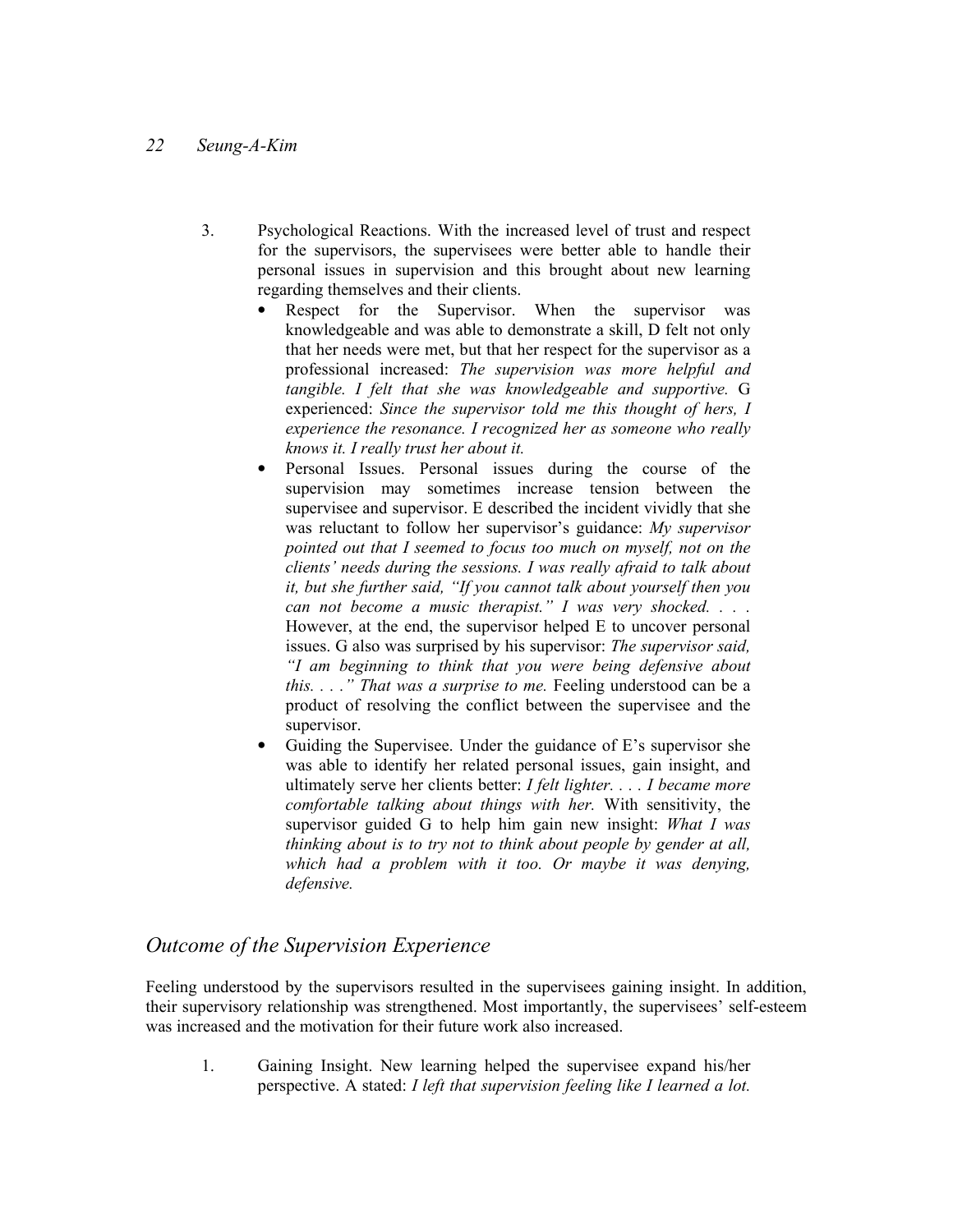3. Psychological Reactions. With the increased level of trust and respect for the supervisors, the supervisees were better able to handle their personal issues in supervision and this brought about new learning regarding themselves and their clients.
   - Respect for the Supervisor. When the supervisor was knowledgeable and was able to demonstrate a skill, D felt not only that her needs were met, but that her respect for the supervisor as a professional increased: *The supervision was more helpful and tangible. I felt that she was knowledgeable and supportive.* G experienced: *Since the supervisor told me this thought of hers, I experience the resonance. I recognized her as someone who really knows it. I really trust her about it.*
   - Personal Issues. Personal issues during the course of the supervision may sometimes increase tension between the supervisee and supervisor. E described the incident vividly that she was reluctant to follow her supervisor's guidance: *My supervisor pointed out that I seemed to focus too much on myself, not on the clients' needs during the sessions. I was really afraid to talk about it, but she further said, "If you cannot talk about yourself then you can not become a music therapist." I was very shocked. . . .* However, at the end, the supervisor helped E to uncover personal issues. G also was surprised by his supervisor: *The supervisor said, "I am beginning to think that you were being defensive about this. . . ." That was a surprise to me.* Feeling understood can be a product of resolving the conflict between the supervisee and the supervisor.
   - Guiding the Supervisee. Under the guidance of E's supervisor she was able to identify her related personal issues, gain insight, and ultimately serve her clients better: *I felt lighter. . . . I became more comfortable talking about things with her.* With sensitivity, the supervisor guided G to help him gain new insight: *What I was thinking about is to try not to think about people by gender at all, which had a problem with it too. Or maybe it was denying, defensive.*

## *Outcome of the Supervision Experience*

Feeling understood by the supervisors resulted in the supervisees gaining insight. In addition, their supervisory relationship was strengthened. Most importantly, the supervisees' self-esteem was increased and the motivation for their future work also increased.

1. Gaining Insight. New learning helped the supervisee expand his/her perspective. A stated: *I left that supervision feeling like I learned a lot.*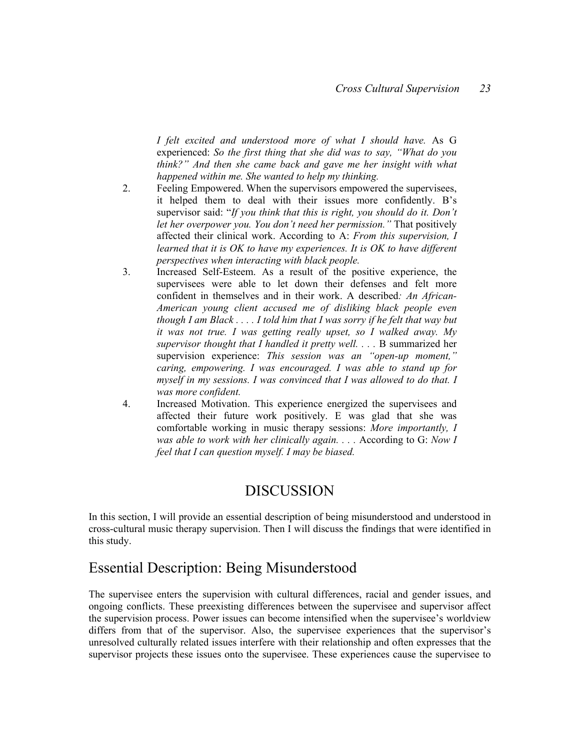*I felt excited and understood more of what I should have.* As G experienced: *So the first thing that she did was to say, "What do you think?" And then she came back and gave me her insight with what happened within me. She wanted to help my thinking.*

2. Feeling Empowered. When the supervisors empowered the supervisees, it helped them to deal with their issues more confidently. B's supervisor said: "*If you think that this is right, you should do it. Don't let her overpower you. You don't need her permission."* That positively affected their clinical work. According to A: *From this supervision, I learned that it is OK to have my experiences. It is OK to have different perspectives when interacting with black people.*
3. Increased Self-Esteem. As a result of the positive experience, the supervisees were able to let down their defenses and felt more confident in themselves and in their work. A described*: An African-American young client accused me of disliking black people even though I am Black . . . . I told him that I was sorry if he felt that way but it was not true. I was getting really upset, so I walked away. My supervisor thought that I handled it pretty well. . . .* B summarized her supervision experience: *This session was an "open-up moment," caring, empowering. I was encouraged. I was able to stand up for myself in my sessions. I was convinced that I was allowed to do that. I was more confident.*
4. Increased Motivation. This experience energized the supervisees and affected their future work positively. E was glad that she was comfortable working in music therapy sessions: *More importantly, I was able to work with her clinically again. . . .* According to G: *Now I feel that I can question myself. I may be biased.*

# DISCUSSION

In this section, I will provide an essential description of being misunderstood and understood in cross-cultural music therapy supervision. Then I will discuss the findings that were identified in this study.

## Essential Description: Being Misunderstood

The supervisee enters the supervision with cultural differences, racial and gender issues, and ongoing conflicts. These preexisting differences between the supervisee and supervisor affect the supervision process. Power issues can become intensified when the supervisee's worldview differs from that of the supervisor. Also, the supervisee experiences that the supervisor's unresolved culturally related issues interfere with their relationship and often expresses that the supervisor projects these issues onto the supervisee. These experiences cause the supervisee to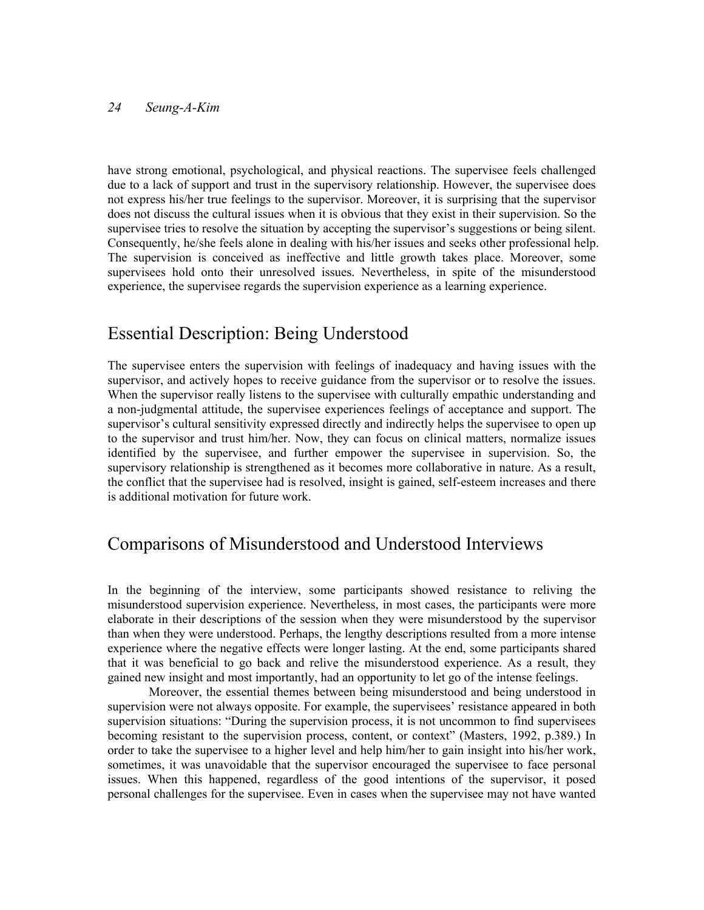have strong emotional, psychological, and physical reactions. The supervisee feels challenged due to a lack of support and trust in the supervisory relationship. However, the supervisee does not express his/her true feelings to the supervisor. Moreover, it is surprising that the supervisor does not discuss the cultural issues when it is obvious that they exist in their supervision. So the supervisee tries to resolve the situation by accepting the supervisor's suggestions or being silent. Consequently, he/she feels alone in dealing with his/her issues and seeks other professional help. The supervision is conceived as ineffective and little growth takes place. Moreover, some supervisees hold onto their unresolved issues. Nevertheless, in spite of the misunderstood experience, the supervisee regards the supervision experience as a learning experience.

## Essential Description: Being Understood

The supervisee enters the supervision with feelings of inadequacy and having issues with the supervisor, and actively hopes to receive guidance from the supervisor or to resolve the issues. When the supervisor really listens to the supervisee with culturally empathic understanding and a non-judgmental attitude, the supervisee experiences feelings of acceptance and support. The supervisor's cultural sensitivity expressed directly and indirectly helps the supervisee to open up to the supervisor and trust him/her. Now, they can focus on clinical matters, normalize issues identified by the supervisee, and further empower the supervisee in supervision. So, the supervisory relationship is strengthened as it becomes more collaborative in nature. As a result, the conflict that the supervisee had is resolved, insight is gained, self-esteem increases and there is additional motivation for future work.

## Comparisons of Misunderstood and Understood Interviews

In the beginning of the interview, some participants showed resistance to reliving the misunderstood supervision experience. Nevertheless, in most cases, the participants were more elaborate in their descriptions of the session when they were misunderstood by the supervisor than when they were understood. Perhaps, the lengthy descriptions resulted from a more intense experience where the negative effects were longer lasting. At the end, some participants shared that it was beneficial to go back and relive the misunderstood experience. As a result, they gained new insight and most importantly, had an opportunity to let go of the intense feelings.

Moreover, the essential themes between being misunderstood and being understood in supervision were not always opposite. For example, the supervisees' resistance appeared in both supervision situations: "During the supervision process, it is not uncommon to find supervisees becoming resistant to the supervision process, content, or context" (Masters, 1992, p.389.) In order to take the supervisee to a higher level and help him/her to gain insight into his/her work, sometimes, it was unavoidable that the supervisor encouraged the supervisee to face personal issues. When this happened, regardless of the good intentions of the supervisor, it posed personal challenges for the supervisee. Even in cases when the supervisee may not have wanted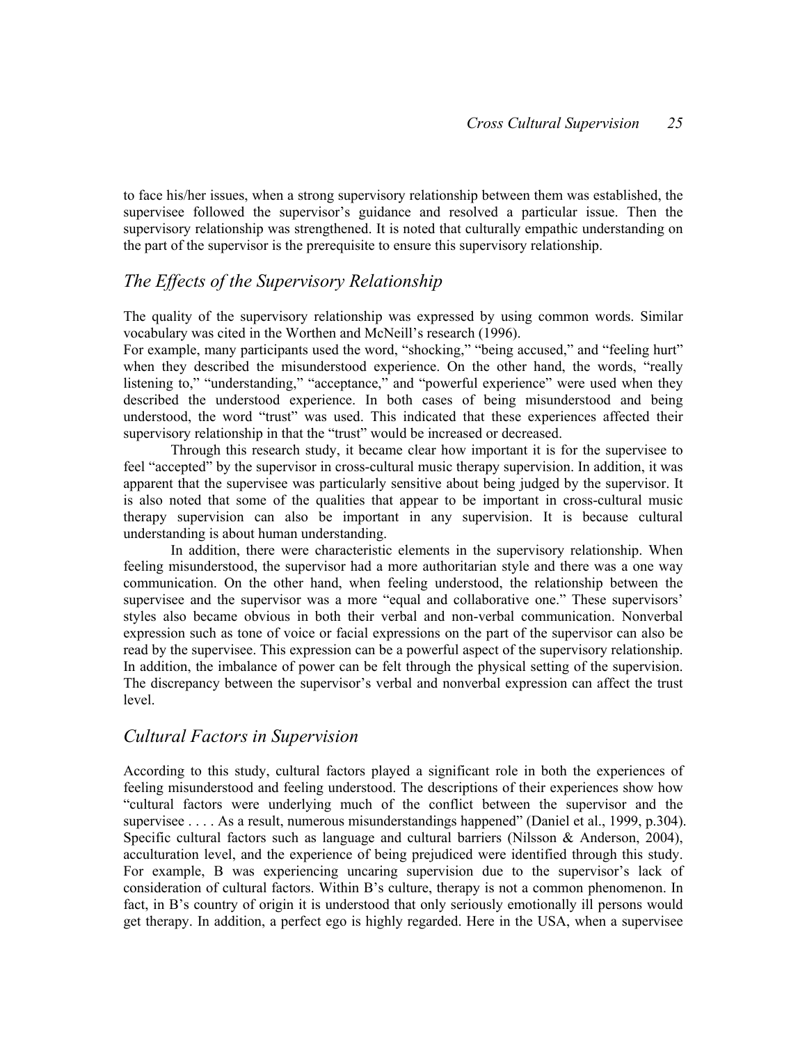to face his/her issues, when a strong supervisory relationship between them was established, the supervisee followed the supervisor's guidance and resolved a particular issue. Then the supervisory relationship was strengthened. It is noted that culturally empathic understanding on the part of the supervisor is the prerequisite to ensure this supervisory relationship.

## *The Effects of the Supervisory Relationship*

The quality of the supervisory relationship was expressed by using common words. Similar vocabulary was cited in the Worthen and McNeill's research (1996).

For example, many participants used the word, "shocking," "being accused," and "feeling hurt" when they described the misunderstood experience. On the other hand, the words, "really listening to," "understanding," "acceptance," and "powerful experience" were used when they described the understood experience. In both cases of being misunderstood and being understood, the word "trust" was used. This indicated that these experiences affected their supervisory relationship in that the "trust" would be increased or decreased.

Through this research study, it became clear how important it is for the supervisee to feel "accepted" by the supervisor in cross-cultural music therapy supervision. In addition, it was apparent that the supervisee was particularly sensitive about being judged by the supervisor. It is also noted that some of the qualities that appear to be important in cross-cultural music therapy supervision can also be important in any supervision. It is because cultural understanding is about human understanding.

In addition, there were characteristic elements in the supervisory relationship. When feeling misunderstood, the supervisor had a more authoritarian style and there was a one way communication. On the other hand, when feeling understood, the relationship between the supervisee and the supervisor was a more "equal and collaborative one." These supervisors' styles also became obvious in both their verbal and non-verbal communication. Nonverbal expression such as tone of voice or facial expressions on the part of the supervisor can also be read by the supervisee. This expression can be a powerful aspect of the supervisory relationship. In addition, the imbalance of power can be felt through the physical setting of the supervision. The discrepancy between the supervisor's verbal and nonverbal expression can affect the trust level.

## *Cultural Factors in Supervision*

According to this study, cultural factors played a significant role in both the experiences of feeling misunderstood and feeling understood. The descriptions of their experiences show how "cultural factors were underlying much of the conflict between the supervisor and the supervisee . . . . As a result, numerous misunderstandings happened" (Daniel et al., 1999, p.304). Specific cultural factors such as language and cultural barriers (Nilsson & Anderson, 2004), acculturation level, and the experience of being prejudiced were identified through this study. For example, B was experiencing uncaring supervision due to the supervisor's lack of consideration of cultural factors. Within B's culture, therapy is not a common phenomenon. In fact, in B's country of origin it is understood that only seriously emotionally ill persons would get therapy. In addition, a perfect ego is highly regarded. Here in the USA, when a supervisee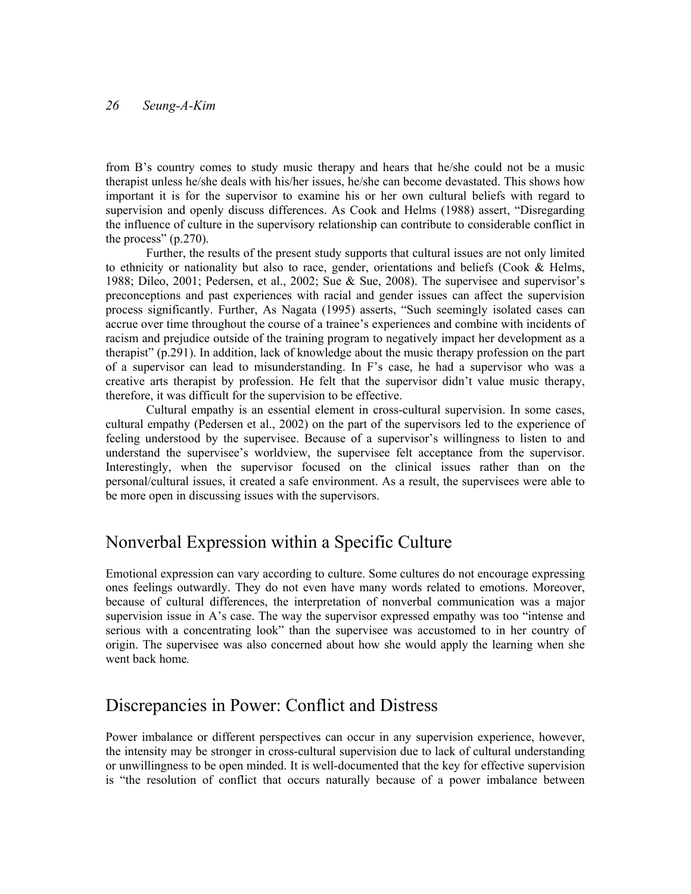from B's country comes to study music therapy and hears that he/she could not be a music therapist unless he/she deals with his/her issues, he/she can become devastated. This shows how important it is for the supervisor to examine his or her own cultural beliefs with regard to supervision and openly discuss differences. As Cook and Helms (1988) assert, "Disregarding the influence of culture in the supervisory relationship can contribute to considerable conflict in the process" (p.270).

Further, the results of the present study supports that cultural issues are not only limited to ethnicity or nationality but also to race, gender, orientations and beliefs (Cook & Helms, 1988; Dileo, 2001; Pedersen, et al., 2002; Sue & Sue, 2008). The supervisee and supervisor's preconceptions and past experiences with racial and gender issues can affect the supervision process significantly. Further, As Nagata (1995) asserts, "Such seemingly isolated cases can accrue over time throughout the course of a trainee's experiences and combine with incidents of racism and prejudice outside of the training program to negatively impact her development as a therapist" (p.291). In addition, lack of knowledge about the music therapy profession on the part of a supervisor can lead to misunderstanding. In F's case, he had a supervisor who was a creative arts therapist by profession. He felt that the supervisor didn't value music therapy, therefore, it was difficult for the supervision to be effective.

Cultural empathy is an essential element in cross-cultural supervision. In some cases, cultural empathy (Pedersen et al., 2002) on the part of the supervisors led to the experience of feeling understood by the supervisee. Because of a supervisor's willingness to listen to and understand the supervisee's worldview, the supervisee felt acceptance from the supervisor. Interestingly, when the supervisor focused on the clinical issues rather than on the personal/cultural issues, it created a safe environment. As a result, the supervisees were able to be more open in discussing issues with the supervisors.

## Nonverbal Expression within a Specific Culture

Emotional expression can vary according to culture. Some cultures do not encourage expressing ones feelings outwardly. They do not even have many words related to emotions. Moreover, because of cultural differences, the interpretation of nonverbal communication was a major supervision issue in A's case. The way the supervisor expressed empathy was too "intense and serious with a concentrating look" than the supervisee was accustomed to in her country of origin. The supervisee was also concerned about how she would apply the learning when she went back home.

## Discrepancies in Power: Conflict and Distress

Power imbalance or different perspectives can occur in any supervision experience, however, the intensity may be stronger in cross-cultural supervision due to lack of cultural understanding or unwillingness to be open minded. It is well-documented that the key for effective supervision is "the resolution of conflict that occurs naturally because of a power imbalance between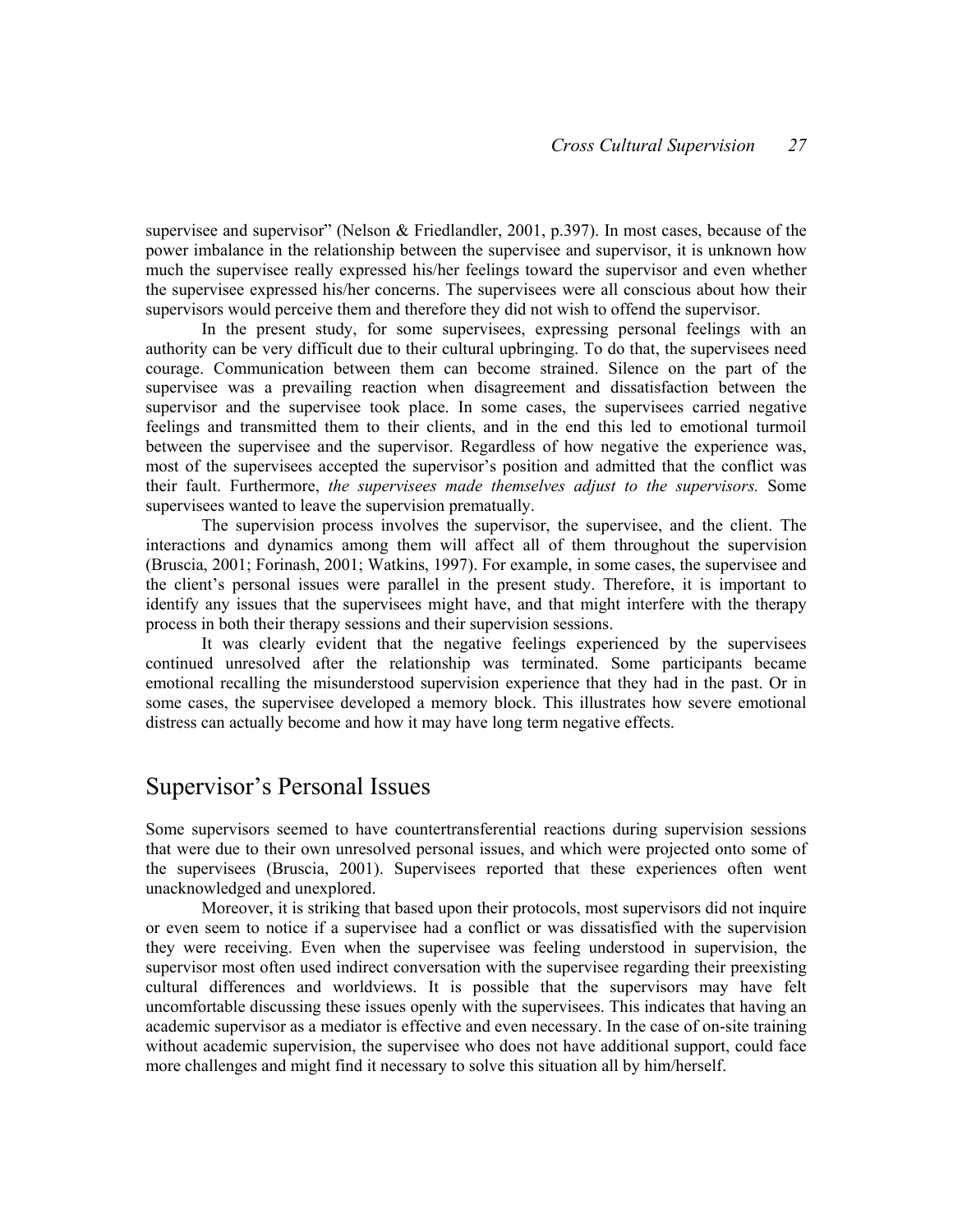supervisee and supervisor" (Nelson & Friedlandler, 2001, p.397). In most cases, because of the power imbalance in the relationship between the supervisee and supervisor, it is unknown how much the supervisee really expressed his/her feelings toward the supervisor and even whether the supervisee expressed his/her concerns. The supervisees were all conscious about how their supervisors would perceive them and therefore they did not wish to offend the supervisor.

In the present study, for some supervisees, expressing personal feelings with an authority can be very difficult due to their cultural upbringing. To do that, the supervisees need courage. Communication between them can become strained. Silence on the part of the supervisee was a prevailing reaction when disagreement and dissatisfaction between the supervisor and the supervisee took place. In some cases, the supervisees carried negative feelings and transmitted them to their clients, and in the end this led to emotional turmoil between the supervisee and the supervisor. Regardless of how negative the experience was, most of the supervisees accepted the supervisor's position and admitted that the conflict was their fault. Furthermore, *the supervisees made themselves adjust to the supervisors.* Some supervisees wanted to leave the supervision prematually.

The supervision process involves the supervisor, the supervisee, and the client. The interactions and dynamics among them will affect all of them throughout the supervision (Bruscia, 2001; Forinash, 2001; Watkins, 1997). For example, in some cases, the supervisee and the client's personal issues were parallel in the present study. Therefore, it is important to identify any issues that the supervisees might have, and that might interfere with the therapy process in both their therapy sessions and their supervision sessions.

It was clearly evident that the negative feelings experienced by the supervisees continued unresolved after the relationship was terminated. Some participants became emotional recalling the misunderstood supervision experience that they had in the past. Or in some cases, the supervisee developed a memory block. This illustrates how severe emotional distress can actually become and how it may have long term negative effects.

## Supervisor's Personal Issues

Some supervisors seemed to have countertransferential reactions during supervision sessions that were due to their own unresolved personal issues, and which were projected onto some of the supervisees (Bruscia, 2001). Supervisees reported that these experiences often went unacknowledged and unexplored.

Moreover, it is striking that based upon their protocols, most supervisors did not inquire or even seem to notice if a supervisee had a conflict or was dissatisfied with the supervision they were receiving. Even when the supervisee was feeling understood in supervision, the supervisor most often used indirect conversation with the supervisee regarding their preexisting cultural differences and worldviews. It is possible that the supervisors may have felt uncomfortable discussing these issues openly with the supervisees. This indicates that having an academic supervisor as a mediator is effective and even necessary. In the case of on-site training without academic supervision, the supervisee who does not have additional support, could face more challenges and might find it necessary to solve this situation all by him/herself.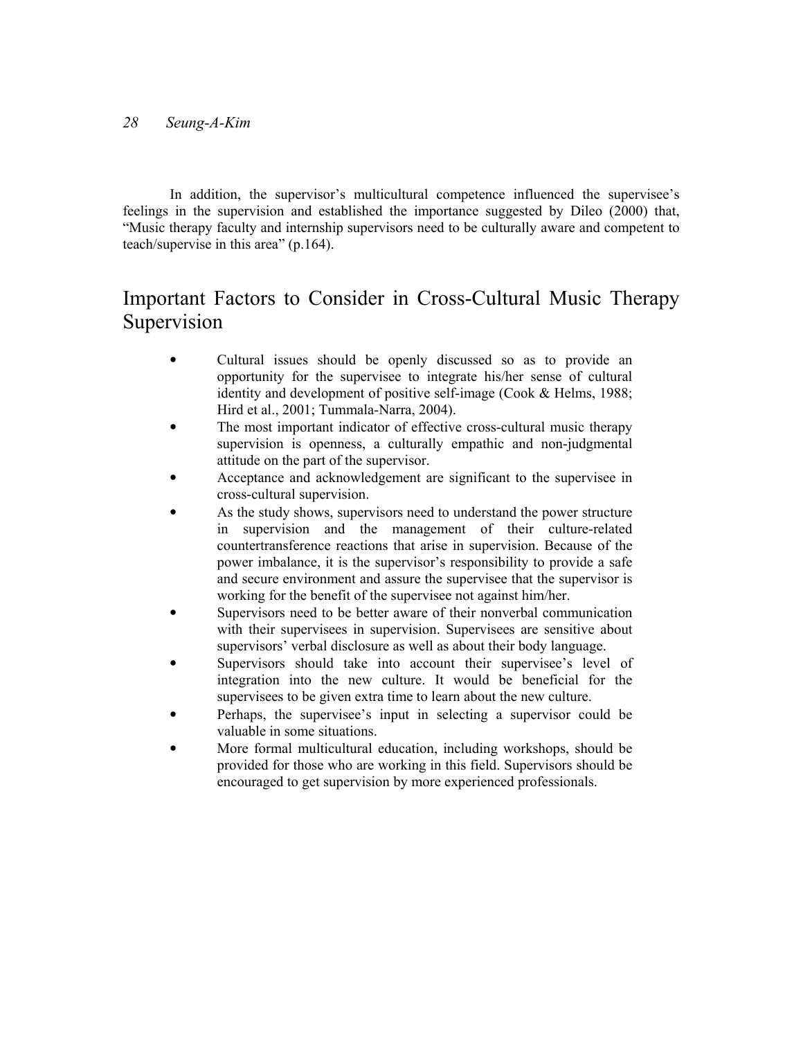In addition, the supervisor's multicultural competence influenced the supervisee's feelings in the supervision and established the importance suggested by Dileo (2000) that, "Music therapy faculty and internship supervisors need to be culturally aware and competent to teach/supervise in this area" (p.164).

## Important Factors to Consider in Cross-Cultural Music Therapy Supervision

- Cultural issues should be openly discussed so as to provide an opportunity for the supervisee to integrate his/her sense of cultural identity and development of positive self-image (Cook & Helms, 1988; Hird et al., 2001; Tummala-Narra, 2004).
- The most important indicator of effective cross-cultural music therapy supervision is openness, a culturally empathic and non-judgmental attitude on the part of the supervisor.
- Acceptance and acknowledgement are significant to the supervisee in cross-cultural supervision.
- As the study shows, supervisors need to understand the power structure in supervision and the management of their culture-related countertransference reactions that arise in supervision. Because of the power imbalance, it is the supervisor's responsibility to provide a safe and secure environment and assure the supervisee that the supervisor is working for the benefit of the supervisee not against him/her.
- Supervisors need to be better aware of their nonverbal communication with their supervisees in supervision. Supervisees are sensitive about supervisors' verbal disclosure as well as about their body language.
- Supervisors should take into account their supervisee's level of integration into the new culture. It would be beneficial for the supervisees to be given extra time to learn about the new culture.
- Perhaps, the supervisee's input in selecting a supervisor could be valuable in some situations.
- More formal multicultural education, including workshops, should be provided for those who are working in this field. Supervisors should be encouraged to get supervision by more experienced professionals.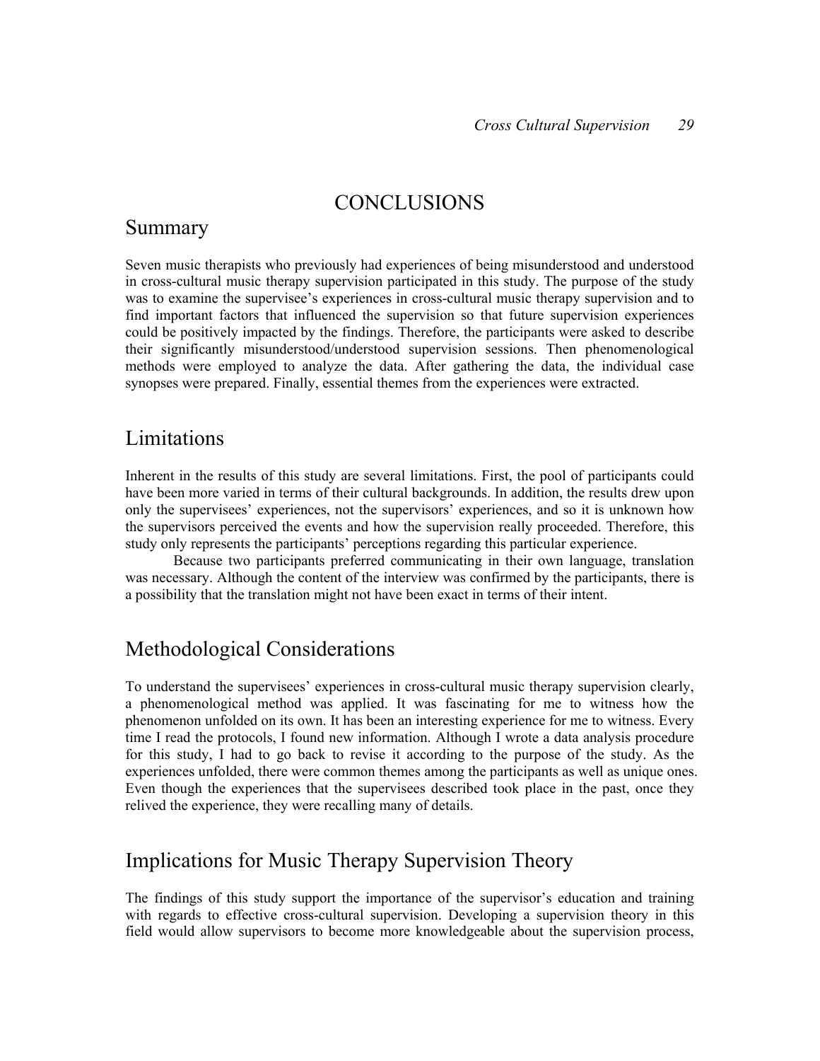# CONCLUSIONS

## Summary

Seven music therapists who previously had experiences of being misunderstood and understood in cross-cultural music therapy supervision participated in this study. The purpose of the study was to examine the supervisee's experiences in cross-cultural music therapy supervision and to find important factors that influenced the supervision so that future supervision experiences could be positively impacted by the findings. Therefore, the participants were asked to describe their significantly misunderstood/understood supervision sessions. Then phenomenological methods were employed to analyze the data. After gathering the data, the individual case synopses were prepared. Finally, essential themes from the experiences were extracted.

## Limitations

Inherent in the results of this study are several limitations. First, the pool of participants could have been more varied in terms of their cultural backgrounds. In addition, the results drew upon only the supervisees' experiences, not the supervisors' experiences, and so it is unknown how the supervisors perceived the events and how the supervision really proceeded. Therefore, this study only represents the participants' perceptions regarding this particular experience.

Because two participants preferred communicating in their own language, translation was necessary. Although the content of the interview was confirmed by the participants, there is a possibility that the translation might not have been exact in terms of their intent.

## Methodological Considerations

To understand the supervisees' experiences in cross-cultural music therapy supervision clearly, a phenomenological method was applied. It was fascinating for me to witness how the phenomenon unfolded on its own. It has been an interesting experience for me to witness. Every time I read the protocols, I found new information. Although I wrote a data analysis procedure for this study, I had to go back to revise it according to the purpose of the study. As the experiences unfolded, there were common themes among the participants as well as unique ones. Even though the experiences that the supervisees described took place in the past, once they relived the experience, they were recalling many of details.

## Implications for Music Therapy Supervision Theory

The findings of this study support the importance of the supervisor's education and training with regards to effective cross-cultural supervision. Developing a supervision theory in this field would allow supervisors to become more knowledgeable about the supervision process,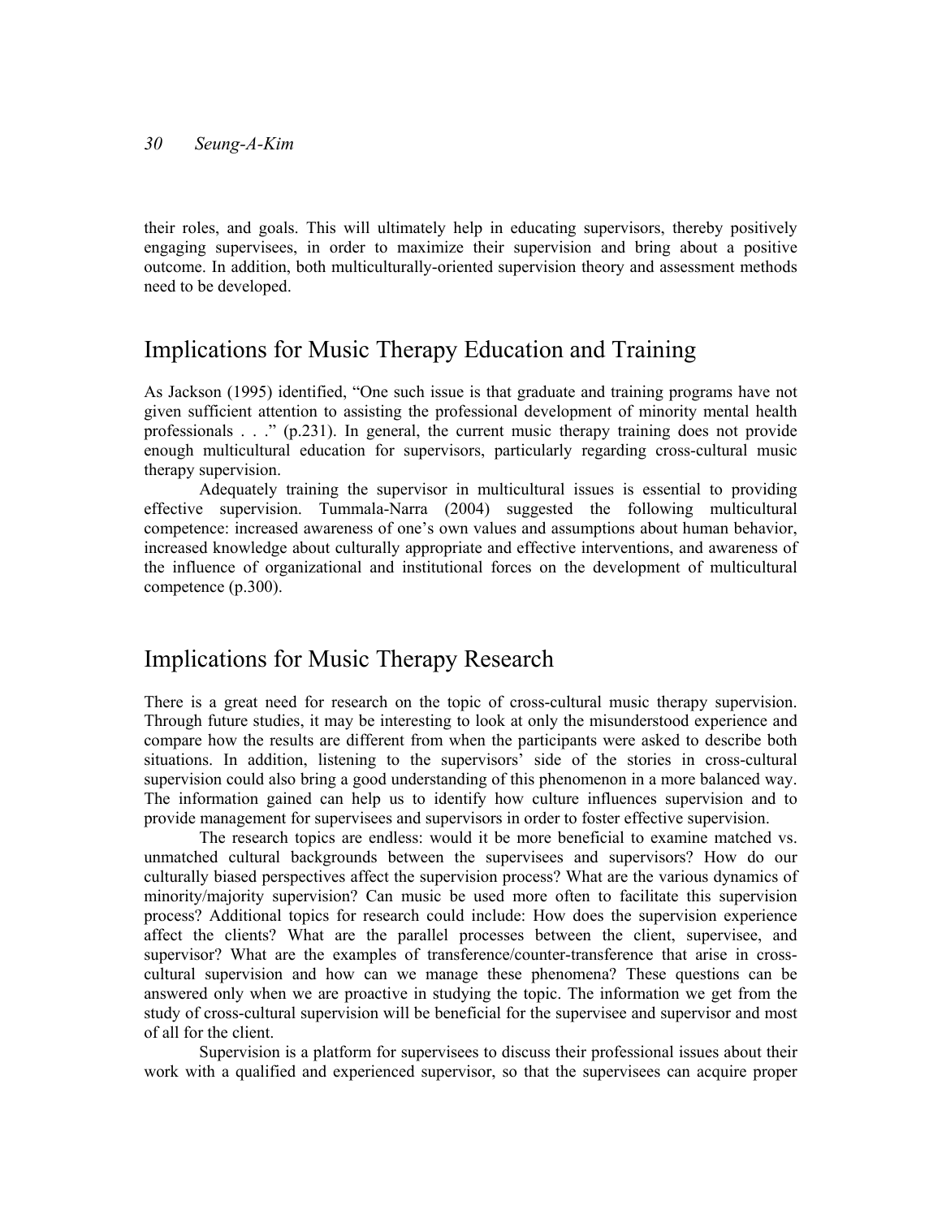their roles, and goals. This will ultimately help in educating supervisors, thereby positively engaging supervisees, in order to maximize their supervision and bring about a positive outcome. In addition, both multiculturally-oriented supervision theory and assessment methods need to be developed.

## Implications for Music Therapy Education and Training

As Jackson (1995) identified, "One such issue is that graduate and training programs have not given sufficient attention to assisting the professional development of minority mental health professionals . . ." (p.231). In general, the current music therapy training does not provide enough multicultural education for supervisors, particularly regarding cross-cultural music therapy supervision.

Adequately training the supervisor in multicultural issues is essential to providing effective supervision. Tummala-Narra (2004) suggested the following multicultural competence: increased awareness of one's own values and assumptions about human behavior, increased knowledge about culturally appropriate and effective interventions, and awareness of the influence of organizational and institutional forces on the development of multicultural competence (p.300).

## Implications for Music Therapy Research

There is a great need for research on the topic of cross-cultural music therapy supervision. Through future studies, it may be interesting to look at only the misunderstood experience and compare how the results are different from when the participants were asked to describe both situations. In addition, listening to the supervisors' side of the stories in cross-cultural supervision could also bring a good understanding of this phenomenon in a more balanced way. The information gained can help us to identify how culture influences supervision and to provide management for supervisees and supervisors in order to foster effective supervision.

The research topics are endless: would it be more beneficial to examine matched vs. unmatched cultural backgrounds between the supervisees and supervisors? How do our culturally biased perspectives affect the supervision process? What are the various dynamics of minority/majority supervision? Can music be used more often to facilitate this supervision process? Additional topics for research could include: How does the supervision experience affect the clients? What are the parallel processes between the client, supervisee, and supervisor? What are the examples of transference/counter-transference that arise in cross-cultural supervision and how can we manage these phenomena? These questions can be answered only when we are proactive in studying the topic. The information we get from the study of cross-cultural supervision will be beneficial for the supervisee and supervisor and most of all for the client.

Supervision is a platform for supervisees to discuss their professional issues about their work with a qualified and experienced supervisor, so that the supervisees can acquire proper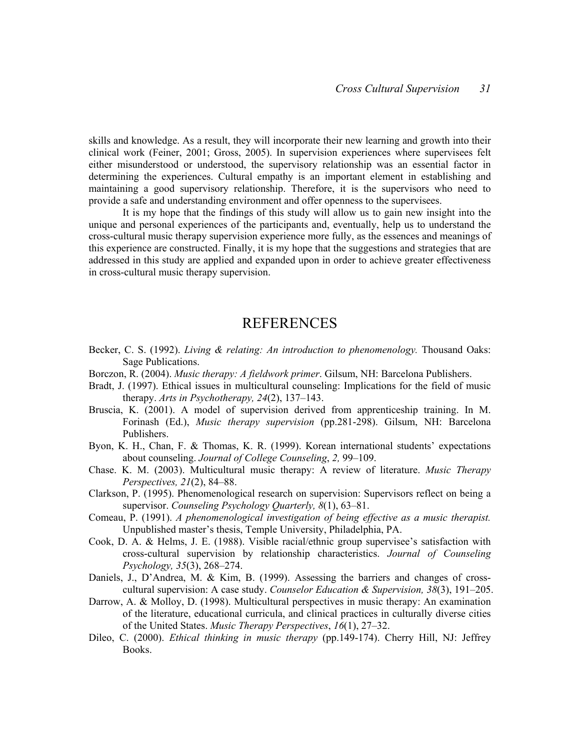skills and knowledge. As a result, they will incorporate their new learning and growth into their clinical work (Feiner, 2001; Gross, 2005). In supervision experiences where supervisees felt either misunderstood or understood, the supervisory relationship was an essential factor in determining the experiences. Cultural empathy is an important element in establishing and maintaining a good supervisory relationship. Therefore, it is the supervisors who need to provide a safe and understanding environment and offer openness to the supervisees.

It is my hope that the findings of this study will allow us to gain new insight into the unique and personal experiences of the participants and, eventually, help us to understand the cross-cultural music therapy supervision experience more fully, as the essences and meanings of this experience are constructed. Finally, it is my hope that the suggestions and strategies that are addressed in this study are applied and expanded upon in order to achieve greater effectiveness in cross-cultural music therapy supervision.

# REFERENCES

Becker, C. S. (1992). *Living & relating: An introduction to phenomenology.* Thousand Oaks: Sage Publications.

Borczon, R. (2004). *Music therapy: A fieldwork primer*. Gilsum, NH: Barcelona Publishers.

Bradt, J. (1997). Ethical issues in multicultural counseling: Implications for the field of music therapy. *Arts in Psychotherapy, 24*(2), 137–143.

Bruscia, K. (2001). A model of supervision derived from apprenticeship training. In M. Forinash (Ed.), *Music therapy supervision* (pp.281-298). Gilsum, NH: Barcelona Publishers.

Byon, K. H., Chan, F. & Thomas, K. R. (1999). Korean international students' expectations about counseling. *Journal of College Counseling*, *2,* 99–109.

Chase. K. M. (2003). Multicultural music therapy: A review of literature. *Music Therapy Perspectives, 21*(2), 84–88.

Clarkson, P. (1995). Phenomenological research on supervision: Supervisors reflect on being a supervisor. *Counseling Psychology Quarterly, 8*(1), 63–81.

Comeau, P. (1991). *A phenomenological investigation of being effective as a music therapist.* Unpublished master's thesis, Temple University, Philadelphia, PA.

Cook, D. A. & Helms, J. E. (1988). Visible racial/ethnic group supervisee's satisfaction with cross-cultural supervision by relationship characteristics. *Journal of Counseling Psychology, 35*(3), 268–274.

Daniels, J., D'Andrea, M. & Kim, B. (1999). Assessing the barriers and changes of cross-cultural supervision: A case study. *Counselor Education & Supervision, 38*(3), 191–205.

Darrow, A. & Molloy, D. (1998). Multicultural perspectives in music therapy: An examination of the literature, educational curricula, and clinical practices in culturally diverse cities of the United States. *Music Therapy Perspectives*, *16*(1), 27–32.

Dileo, C. (2000). *Ethical thinking in music therapy* (pp.149-174). Cherry Hill, NJ: Jeffrey Books.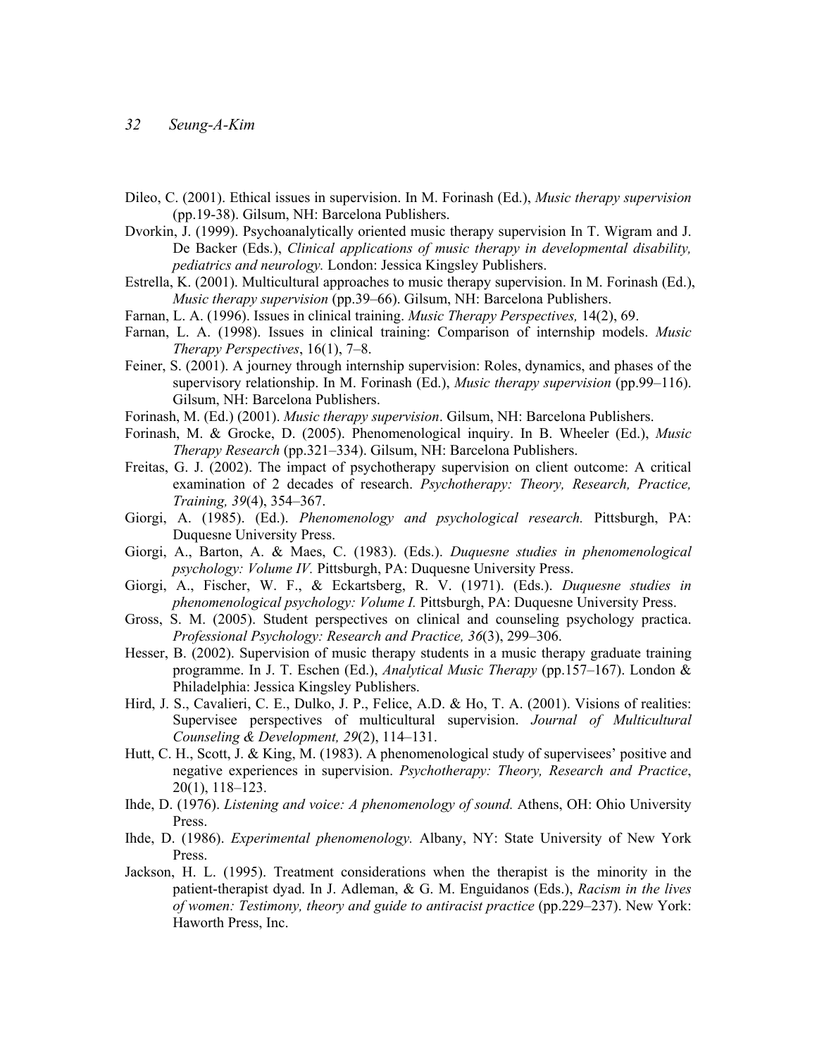Dileo, C. (2001). Ethical issues in supervision. In M. Forinash (Ed.), *Music therapy supervision* (pp.19-38). Gilsum, NH: Barcelona Publishers.

Dvorkin, J. (1999). Psychoanalytically oriented music therapy supervision In T. Wigram and J. De Backer (Eds.), *Clinical applications of music therapy in developmental disability, pediatrics and neurology.* London: Jessica Kingsley Publishers.

Estrella, K. (2001). Multicultural approaches to music therapy supervision. In M. Forinash (Ed.), *Music therapy supervision* (pp.39–66). Gilsum, NH: Barcelona Publishers.

Farnan, L. A. (1996). Issues in clinical training. *Music Therapy Perspectives,* 14(2), 69.

Farnan, L. A. (1998). Issues in clinical training: Comparison of internship models. *Music Therapy Perspectives*, 16(1), 7–8.

Feiner, S. (2001). A journey through internship supervision: Roles, dynamics, and phases of the supervisory relationship. In M. Forinash (Ed.), *Music therapy supervision* (pp.99–116). Gilsum, NH: Barcelona Publishers.

Forinash, M. (Ed.) (2001). *Music therapy supervision*. Gilsum, NH: Barcelona Publishers.

Forinash, M. & Grocke, D. (2005). Phenomenological inquiry. In B. Wheeler (Ed.), *Music Therapy Research* (pp.321–334). Gilsum, NH: Barcelona Publishers.

Freitas, G. J. (2002). The impact of psychotherapy supervision on client outcome: A critical examination of 2 decades of research. *Psychotherapy: Theory, Research, Practice, Training, 39*(4), 354–367.

Giorgi, A. (1985). (Ed.). *Phenomenology and psychological research.* Pittsburgh, PA: Duquesne University Press.

Giorgi, A., Barton, A. & Maes, C. (1983). (Eds.). *Duquesne studies in phenomenological psychology: Volume IV.* Pittsburgh, PA: Duquesne University Press.

Giorgi, A., Fischer, W. F., & Eckartsberg, R. V. (1971). (Eds.). *Duquesne studies in phenomenological psychology: Volume I.* Pittsburgh, PA: Duquesne University Press.

Gross, S. M. (2005). Student perspectives on clinical and counseling psychology practica. *Professional Psychology: Research and Practice, 36*(3), 299–306.

Hesser, B. (2002). Supervision of music therapy students in a music therapy graduate training programme. In J. T. Eschen (Ed.), *Analytical Music Therapy* (pp.157–167). London & Philadelphia: Jessica Kingsley Publishers.

Hird, J. S., Cavalieri, C. E., Dulko, J. P., Felice, A.D. & Ho, T. A. (2001). Visions of realities: Supervisee perspectives of multicultural supervision. *Journal of Multicultural Counseling & Development, 29*(2), 114–131.

Hutt, C. H., Scott, J. & King, M. (1983). A phenomenological study of supervisees' positive and negative experiences in supervision. *Psychotherapy: Theory, Research and Practice*, 20(1), 118–123.

Ihde, D. (1976). *Listening and voice: A phenomenology of sound.* Athens, OH: Ohio University Press.

Ihde, D. (1986). *Experimental phenomenology.* Albany, NY: State University of New York Press.

Jackson, H. L. (1995). Treatment considerations when the therapist is the minority in the patient-therapist dyad. In J. Adleman, & G. M. Enguidanos (Eds.), *Racism in the lives of women: Testimony, theory and guide to antiracist practice* (pp.229–237). New York: Haworth Press, Inc.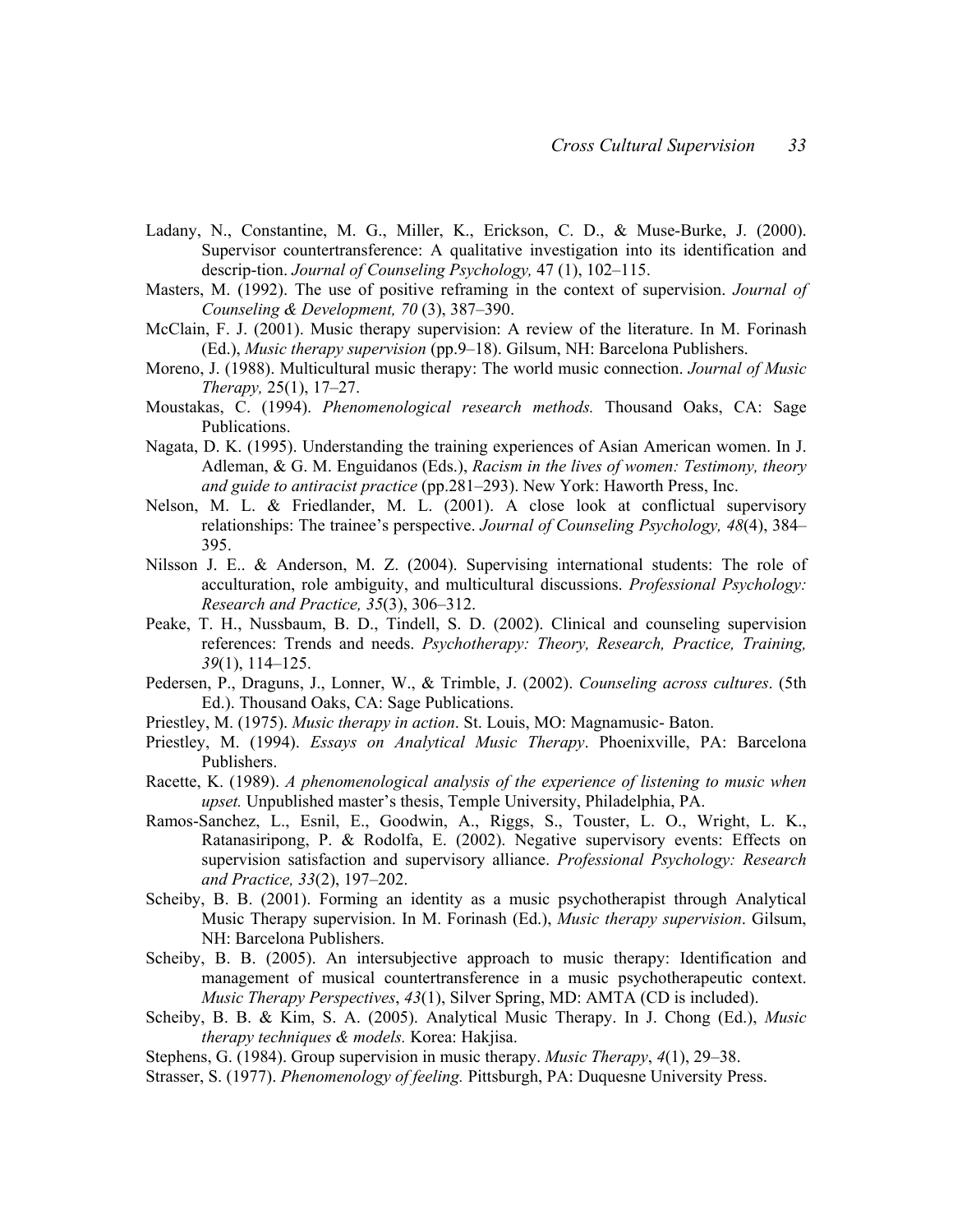Ladany, N., Constantine, M. G., Miller, K., Erickson, C. D., & Muse-Burke, J. (2000). Supervisor countertransference: A qualitative investigation into its identification and descrip-tion. *Journal of Counseling Psychology,* 47 (1), 102–115.

Masters, M. (1992). The use of positive reframing in the context of supervision. *Journal of Counseling & Development, 70* (3), 387–390.

McClain, F. J. (2001). Music therapy supervision: A review of the literature. In M. Forinash (Ed.), *Music therapy supervision* (pp.9–18). Gilsum, NH: Barcelona Publishers.

Moreno, J. (1988). Multicultural music therapy: The world music connection. *Journal of Music Therapy,* 25(1), 17–27.

Moustakas, C. (1994). *Phenomenological research methods.* Thousand Oaks, CA: Sage Publications.

Nagata, D. K. (1995). Understanding the training experiences of Asian American women. In J. Adleman, & G. M. Enguidanos (Eds.), *Racism in the lives of women: Testimony, theory and guide to antiracist practice* (pp.281–293). New York: Haworth Press, Inc.

Nelson, M. L. & Friedlander, M. L. (2001). A close look at conflictual supervisory relationships: The trainee's perspective. *Journal of Counseling Psychology, 48*(4), 384–395.

Nilsson J. E.. & Anderson, M. Z. (2004). Supervising international students: The role of acculturation, role ambiguity, and multicultural discussions. *Professional Psychology: Research and Practice, 35*(3), 306–312.

Peake, T. H., Nussbaum, B. D., Tindell, S. D. (2002). Clinical and counseling supervision references: Trends and needs. *Psychotherapy: Theory, Research, Practice, Training, 39*(1), 114–125.

Pedersen, P., Draguns, J., Lonner, W., & Trimble, J. (2002). *Counseling across cultures*. (5th Ed.). Thousand Oaks, CA: Sage Publications.

Priestley, M. (1975). *Music therapy in action*. St. Louis, MO: Magnamusic- Baton.

Priestley, M. (1994). *Essays on Analytical Music Therapy*. Phoenixville, PA: Barcelona Publishers.

Racette, K. (1989). *A phenomenological analysis of the experience of listening to music when upset.* Unpublished master's thesis, Temple University, Philadelphia, PA.

Ramos-Sanchez, L., Esnil, E., Goodwin, A., Riggs, S., Touster, L. O., Wright, L. K., Ratanasiripong, P. & Rodolfa, E. (2002). Negative supervisory events: Effects on supervision satisfaction and supervisory alliance. *Professional Psychology: Research and Practice, 33*(2), 197–202.

Scheiby, B. B. (2001). Forming an identity as a music psychotherapist through Analytical Music Therapy supervision. In M. Forinash (Ed.), *Music therapy supervision*. Gilsum, NH: Barcelona Publishers.

Scheiby, B. B. (2005). An intersubjective approach to music therapy: Identification and management of musical countertransference in a music psychotherapeutic context. *Music Therapy Perspectives*, *43*(1), Silver Spring, MD: AMTA (CD is included).

Scheiby, B. B. & Kim, S. A. (2005). Analytical Music Therapy. In J. Chong (Ed.), *Music therapy techniques & models.* Korea: Hakjisa.

Stephens, G. (1984). Group supervision in music therapy. *Music Therapy*, *4*(1), 29–38.

Strasser, S. (1977). *Phenomenology of feeling.* Pittsburgh, PA: Duquesne University Press.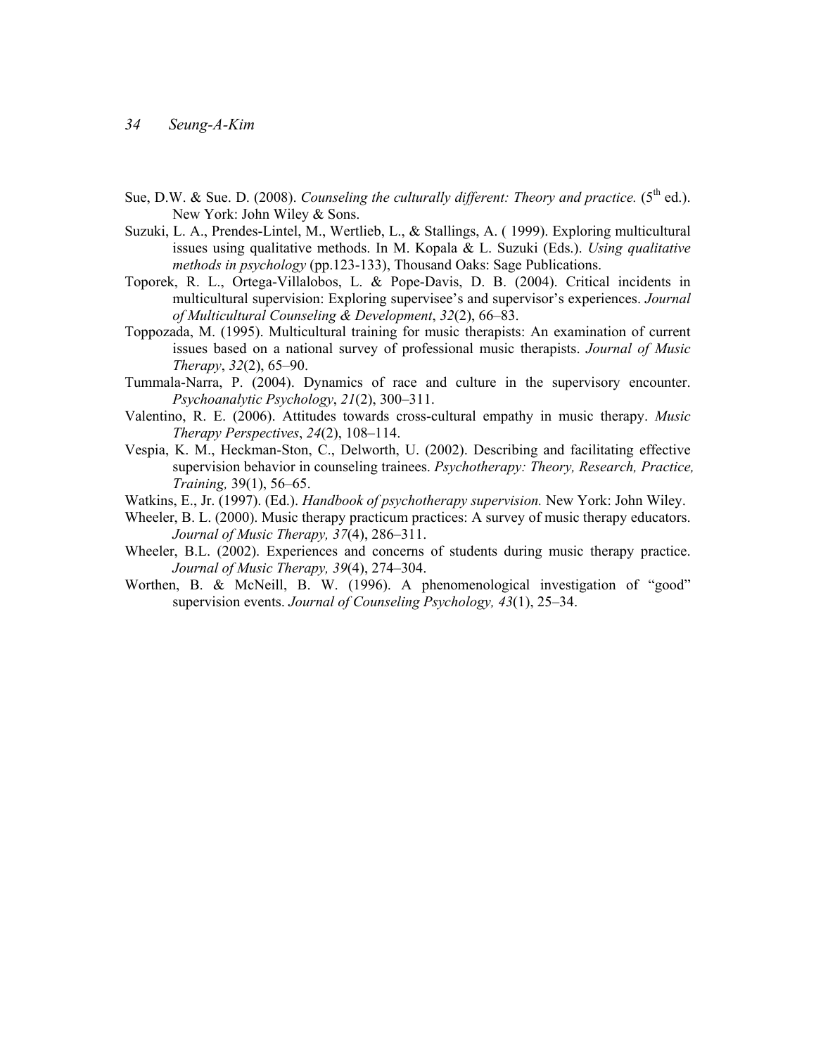Sue, D.W. & Sue. D. (2008). *Counseling the culturally different: Theory and practice.* (5th ed.). New York: John Wiley & Sons.

Suzuki, L. A., Prendes-Lintel, M., Wertlieb, L., & Stallings, A. ( 1999). Exploring multicultural issues using qualitative methods. In M. Kopala & L. Suzuki (Eds.). *Using qualitative methods in psychology* (pp.123-133), Thousand Oaks: Sage Publications.

Toporek, R. L., Ortega-Villalobos, L. & Pope-Davis, D. B. (2004). Critical incidents in multicultural supervision: Exploring supervisee's and supervisor's experiences. *Journal of Multicultural Counseling & Development*, *32*(2), 66–83.

Toppozada, M. (1995). Multicultural training for music therapists: An examination of current issues based on a national survey of professional music therapists. *Journal of Music Therapy*, *32*(2), 65–90.

Tummala-Narra, P. (2004). Dynamics of race and culture in the supervisory encounter. *Psychoanalytic Psychology*, *21*(2), 300–311.

Valentino, R. E. (2006). Attitudes towards cross-cultural empathy in music therapy. *Music Therapy Perspectives*, *24*(2), 108–114.

Vespia, K. M., Heckman-Ston, C., Delworth, U. (2002). Describing and facilitating effective supervision behavior in counseling trainees. *Psychotherapy: Theory, Research, Practice, Training,* 39(1), 56–65.

Watkins, E., Jr. (1997). (Ed.). *Handbook of psychotherapy supervision.* New York: John Wiley.

Wheeler, B. L. (2000). Music therapy practicum practices: A survey of music therapy educators. *Journal of Music Therapy, 37*(4), 286–311.

Wheeler, B.L. (2002). Experiences and concerns of students during music therapy practice. *Journal of Music Therapy, 39*(4), 274–304.

Worthen, B. & McNeill, B. W. (1996). A phenomenological investigation of "good" supervision events. *Journal of Counseling Psychology, 43*(1), 25–34.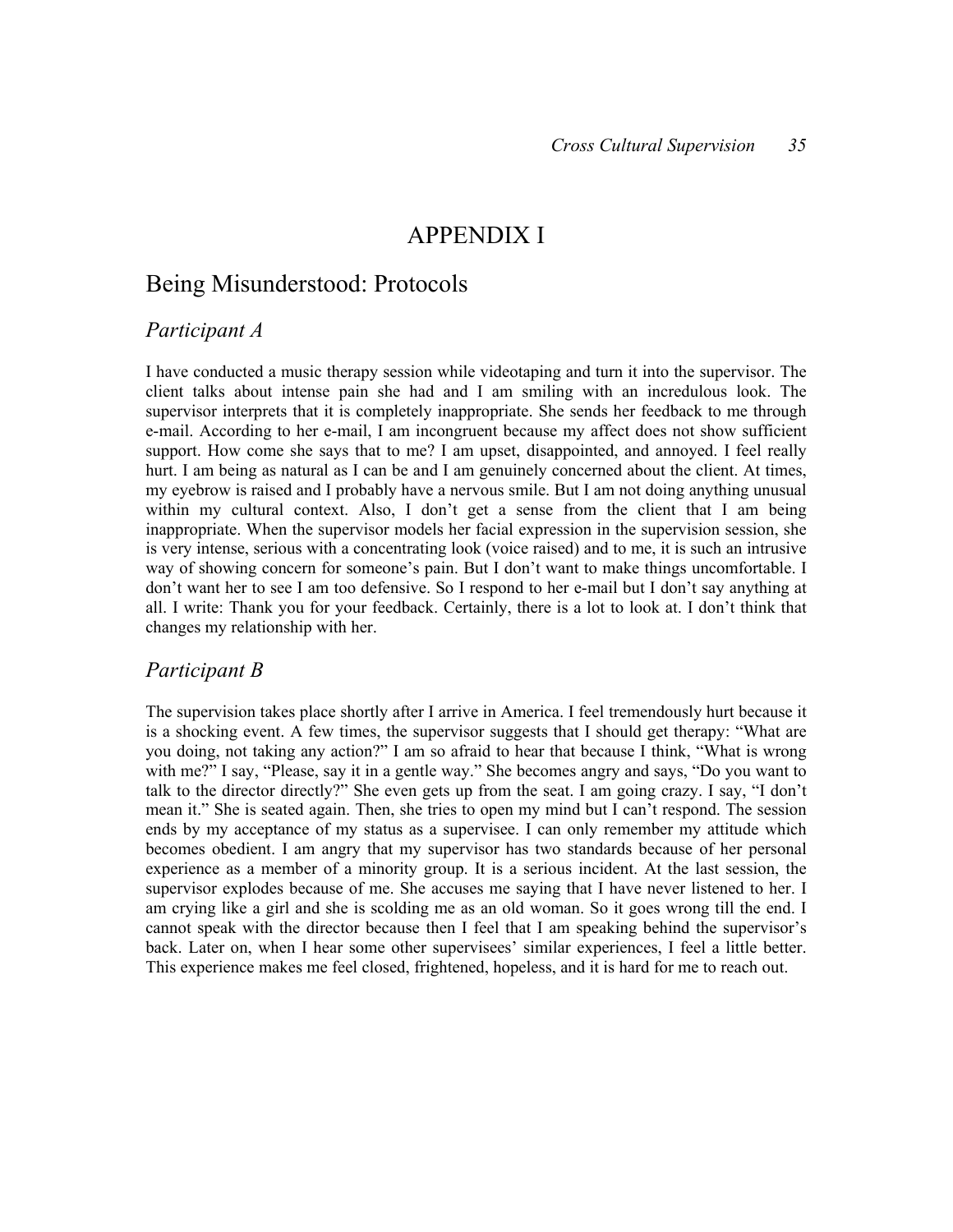# APPENDIX I

## Being Misunderstood: Protocols

### *Participant A*

I have conducted a music therapy session while videotaping and turn it into the supervisor. The client talks about intense pain she had and I am smiling with an incredulous look. The supervisor interprets that it is completely inappropriate. She sends her feedback to me through e-mail. According to her e-mail, I am incongruent because my affect does not show sufficient support. How come she says that to me? I am upset, disappointed, and annoyed. I feel really hurt. I am being as natural as I can be and I am genuinely concerned about the client. At times, my eyebrow is raised and I probably have a nervous smile. But I am not doing anything unusual within my cultural context. Also, I don't get a sense from the client that I am being inappropriate. When the supervisor models her facial expression in the supervision session, she is very intense, serious with a concentrating look (voice raised) and to me, it is such an intrusive way of showing concern for someone's pain. But I don't want to make things uncomfortable. I don't want her to see I am too defensive. So I respond to her e-mail but I don't say anything at all. I write: Thank you for your feedback. Certainly, there is a lot to look at. I don't think that changes my relationship with her.

### *Participant B*

The supervision takes place shortly after I arrive in America. I feel tremendously hurt because it is a shocking event. A few times, the supervisor suggests that I should get therapy: "What are you doing, not taking any action?" I am so afraid to hear that because I think, "What is wrong with me?" I say, "Please, say it in a gentle way." She becomes angry and says, "Do you want to talk to the director directly?" She even gets up from the seat. I am going crazy. I say, "I don't mean it." She is seated again. Then, she tries to open my mind but I can't respond. The session ends by my acceptance of my status as a supervisee. I can only remember my attitude which becomes obedient. I am angry that my supervisor has two standards because of her personal experience as a member of a minority group. It is a serious incident. At the last session, the supervisor explodes because of me. She accuses me saying that I have never listened to her. I am crying like a girl and she is scolding me as an old woman. So it goes wrong till the end. I cannot speak with the director because then I feel that I am speaking behind the supervisor's back. Later on, when I hear some other supervisees' similar experiences, I feel a little better. This experience makes me feel closed, frightened, hopeless, and it is hard for me to reach out.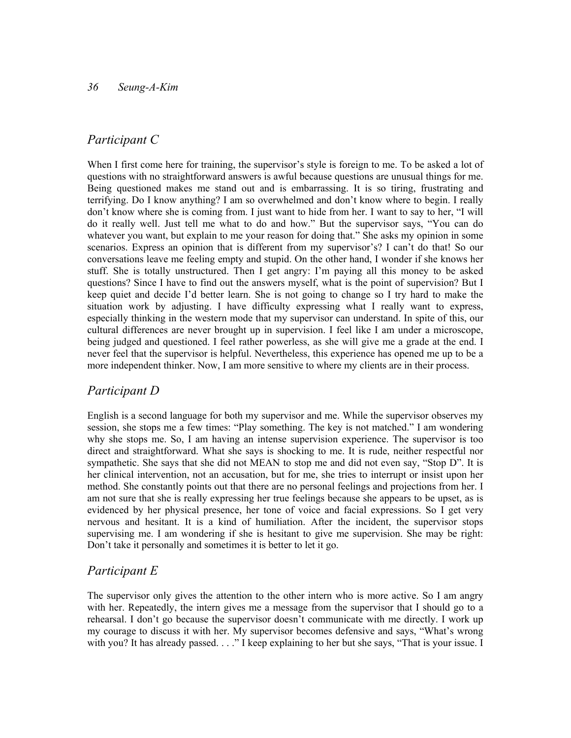## *Participant C*

When I first come here for training, the supervisor's style is foreign to me. To be asked a lot of questions with no straightforward answers is awful because questions are unusual things for me. Being questioned makes me stand out and is embarrassing. It is so tiring, frustrating and terrifying. Do I know anything? I am so overwhelmed and don't know where to begin. I really don't know where she is coming from. I just want to hide from her. I want to say to her, "I will do it really well. Just tell me what to do and how." But the supervisor says, "You can do whatever you want, but explain to me your reason for doing that." She asks my opinion in some scenarios. Express an opinion that is different from my supervisor's? I can't do that! So our conversations leave me feeling empty and stupid. On the other hand, I wonder if she knows her stuff. She is totally unstructured. Then I get angry: I'm paying all this money to be asked questions? Since I have to find out the answers myself, what is the point of supervision? But I keep quiet and decide I'd better learn. She is not going to change so I try hard to make the situation work by adjusting. I have difficulty expressing what I really want to express, especially thinking in the western mode that my supervisor can understand. In spite of this, our cultural differences are never brought up in supervision. I feel like I am under a microscope, being judged and questioned. I feel rather powerless, as she will give me a grade at the end. I never feel that the supervisor is helpful. Nevertheless, this experience has opened me up to be a more independent thinker. Now, I am more sensitive to where my clients are in their process.

## *Participant D*

English is a second language for both my supervisor and me. While the supervisor observes my session, she stops me a few times: "Play something. The key is not matched." I am wondering why she stops me. So, I am having an intense supervision experience. The supervisor is too direct and straightforward. What she says is shocking to me. It is rude, neither respectful nor sympathetic. She says that she did not MEAN to stop me and did not even say, "Stop D". It is her clinical intervention, not an accusation, but for me, she tries to interrupt or insist upon her method. She constantly points out that there are no personal feelings and projections from her. I am not sure that she is really expressing her true feelings because she appears to be upset, as is evidenced by her physical presence, her tone of voice and facial expressions. So I get very nervous and hesitant. It is a kind of humiliation. After the incident, the supervisor stops supervising me. I am wondering if she is hesitant to give me supervision. She may be right: Don't take it personally and sometimes it is better to let it go.

## *Participant E*

The supervisor only gives the attention to the other intern who is more active. So I am angry with her. Repeatedly, the intern gives me a message from the supervisor that I should go to a rehearsal. I don't go because the supervisor doesn't communicate with me directly. I work up my courage to discuss it with her. My supervisor becomes defensive and says, "What's wrong with you? It has already passed. . . ." I keep explaining to her but she says, "That is your issue. I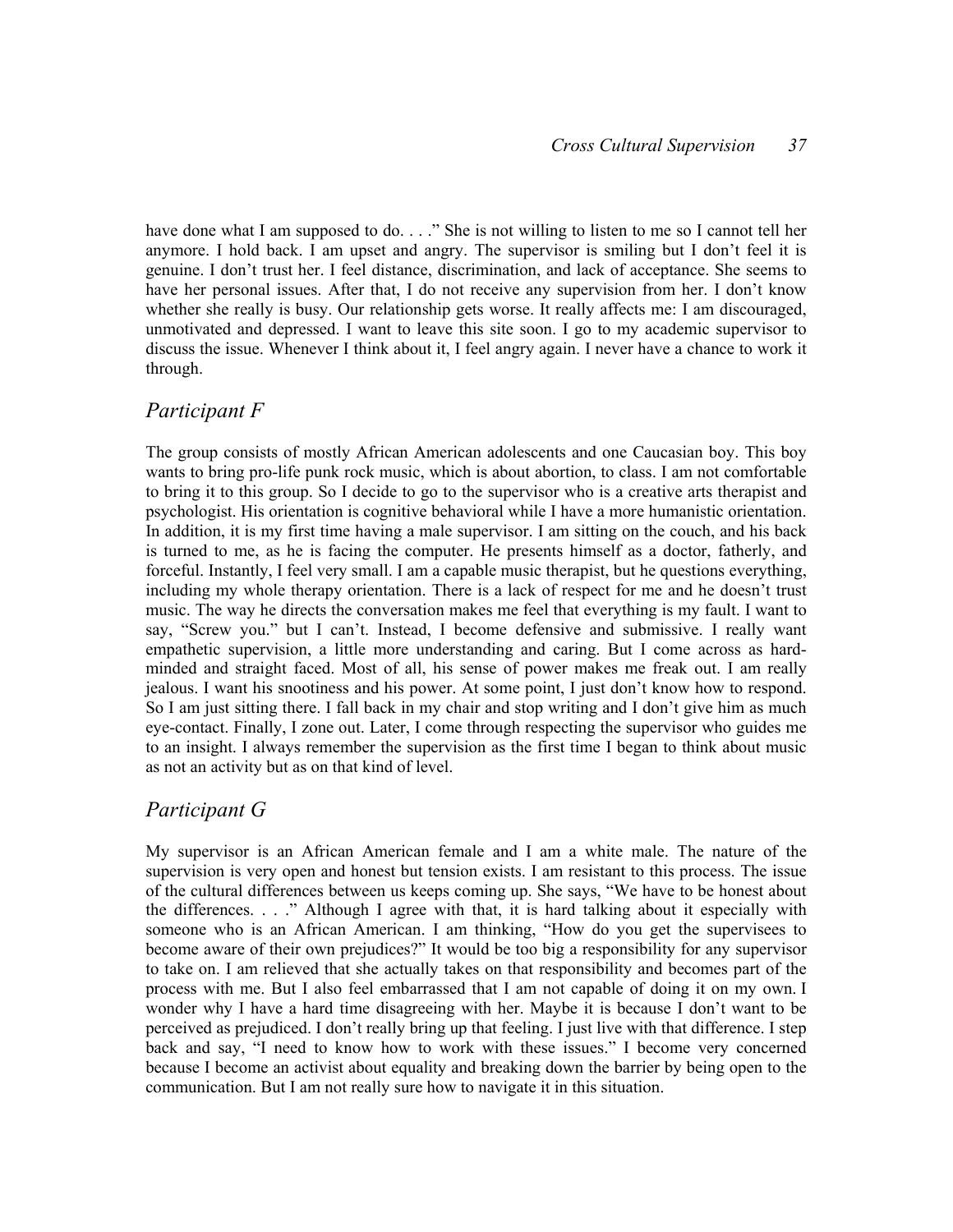have done what I am supposed to do. . . ." She is not willing to listen to me so I cannot tell her anymore. I hold back. I am upset and angry. The supervisor is smiling but I don't feel it is genuine. I don't trust her. I feel distance, discrimination, and lack of acceptance. She seems to have her personal issues. After that, I do not receive any supervision from her. I don't know whether she really is busy. Our relationship gets worse. It really affects me: I am discouraged, unmotivated and depressed. I want to leave this site soon. I go to my academic supervisor to discuss the issue. Whenever I think about it, I feel angry again. I never have a chance to work it through.

## *Participant F*

The group consists of mostly African American adolescents and one Caucasian boy. This boy wants to bring pro-life punk rock music, which is about abortion, to class. I am not comfortable to bring it to this group. So I decide to go to the supervisor who is a creative arts therapist and psychologist. His orientation is cognitive behavioral while I have a more humanistic orientation. In addition, it is my first time having a male supervisor. I am sitting on the couch, and his back is turned to me, as he is facing the computer. He presents himself as a doctor, fatherly, and forceful. Instantly, I feel very small. I am a capable music therapist, but he questions everything, including my whole therapy orientation. There is a lack of respect for me and he doesn't trust music. The way he directs the conversation makes me feel that everything is my fault. I want to say, "Screw you." but I can't. Instead, I become defensive and submissive. I really want empathetic supervision, a little more understanding and caring. But I come across as hard-minded and straight faced. Most of all, his sense of power makes me freak out. I am really jealous. I want his snootiness and his power. At some point, I just don't know how to respond. So I am just sitting there. I fall back in my chair and stop writing and I don't give him as much eye-contact. Finally, I zone out. Later, I come through respecting the supervisor who guides me to an insight. I always remember the supervision as the first time I began to think about music as not an activity but as on that kind of level.

## *Participant G*

My supervisor is an African American female and I am a white male. The nature of the supervision is very open and honest but tension exists. I am resistant to this process. The issue of the cultural differences between us keeps coming up. She says, "We have to be honest about the differences. . . ." Although I agree with that, it is hard talking about it especially with someone who is an African American. I am thinking, "How do you get the supervisees to become aware of their own prejudices?" It would be too big a responsibility for any supervisor to take on. I am relieved that she actually takes on that responsibility and becomes part of the process with me. But I also feel embarrassed that I am not capable of doing it on my own. I wonder why I have a hard time disagreeing with her. Maybe it is because I don't want to be perceived as prejudiced. I don't really bring up that feeling. I just live with that difference. I step back and say, "I need to know how to work with these issues." I become very concerned because I become an activist about equality and breaking down the barrier by being open to the communication. But I am not really sure how to navigate it in this situation.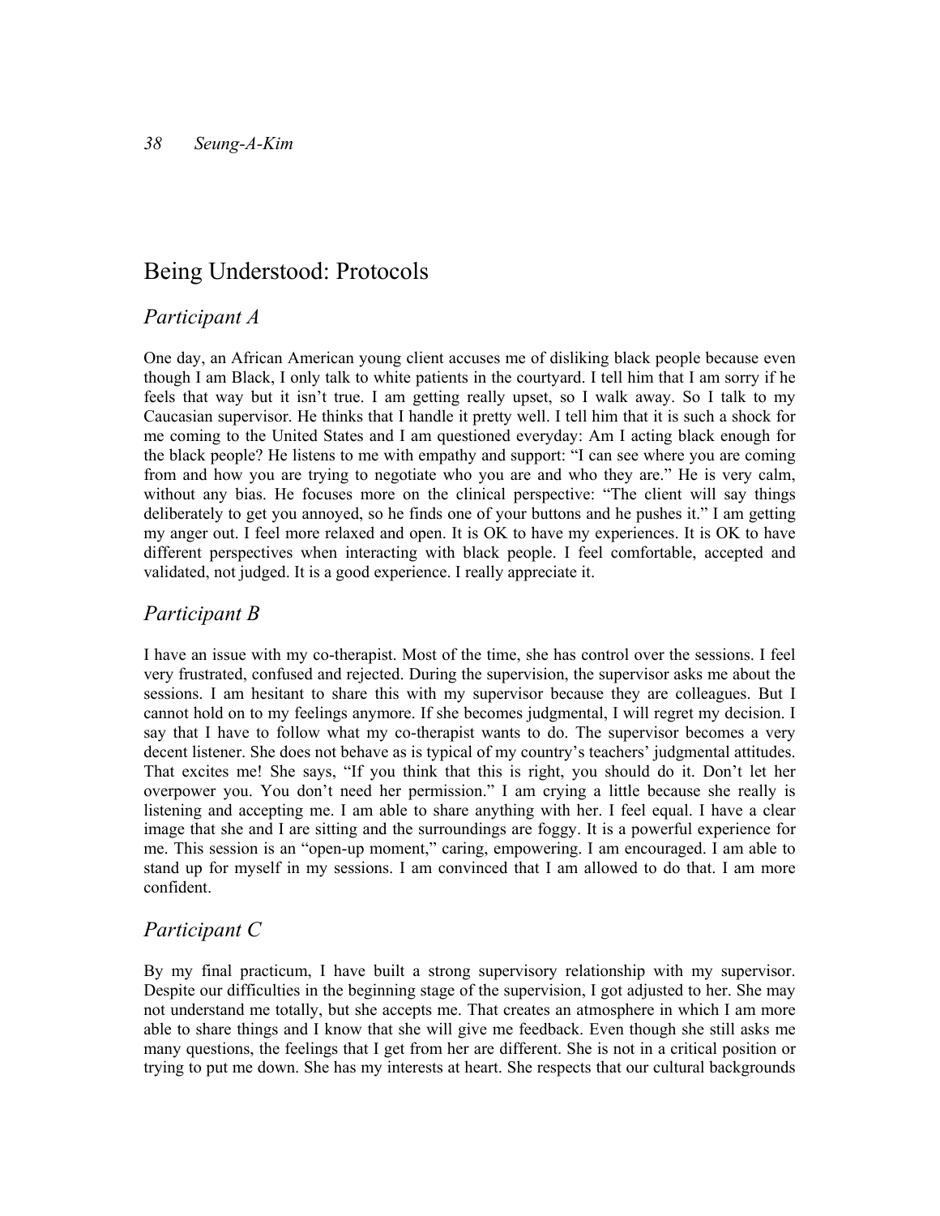## Being Understood: Protocols

### *Participant A*

One day, an African American young client accuses me of disliking black people because even though I am Black, I only talk to white patients in the courtyard. I tell him that I am sorry if he feels that way but it isn't true. I am getting really upset, so I walk away. So I talk to my Caucasian supervisor. He thinks that I handle it pretty well. I tell him that it is such a shock for me coming to the United States and I am questioned everyday: Am I acting black enough for the black people? He listens to me with empathy and support: "I can see where you are coming from and how you are trying to negotiate who you are and who they are." He is very calm, without any bias. He focuses more on the clinical perspective: "The client will say things deliberately to get you annoyed, so he finds one of your buttons and he pushes it." I am getting my anger out. I feel more relaxed and open. It is OK to have my experiences. It is OK to have different perspectives when interacting with black people. I feel comfortable, accepted and validated, not judged. It is a good experience. I really appreciate it.

### *Participant B*

I have an issue with my co-therapist. Most of the time, she has control over the sessions. I feel very frustrated, confused and rejected. During the supervision, the supervisor asks me about the sessions. I am hesitant to share this with my supervisor because they are colleagues. But I cannot hold on to my feelings anymore. If she becomes judgmental, I will regret my decision. I say that I have to follow what my co-therapist wants to do. The supervisor becomes a very decent listener. She does not behave as is typical of my country's teachers' judgmental attitudes. That excites me! She says, "If you think that this is right, you should do it. Don't let her overpower you. You don't need her permission." I am crying a little because she really is listening and accepting me. I am able to share anything with her. I feel equal. I have a clear image that she and I are sitting and the surroundings are foggy. It is a powerful experience for me. This session is an "open-up moment," caring, empowering. I am encouraged. I am able to stand up for myself in my sessions. I am convinced that I am allowed to do that. I am more confident.

### *Participant C*

By my final practicum, I have built a strong supervisory relationship with my supervisor. Despite our difficulties in the beginning stage of the supervision, I got adjusted to her. She may not understand me totally, but she accepts me. That creates an atmosphere in which I am more able to share things and I know that she will give me feedback. Even though she still asks me many questions, the feelings that I get from her are different. She is not in a critical position or trying to put me down. She has my interests at heart. She respects that our cultural backgrounds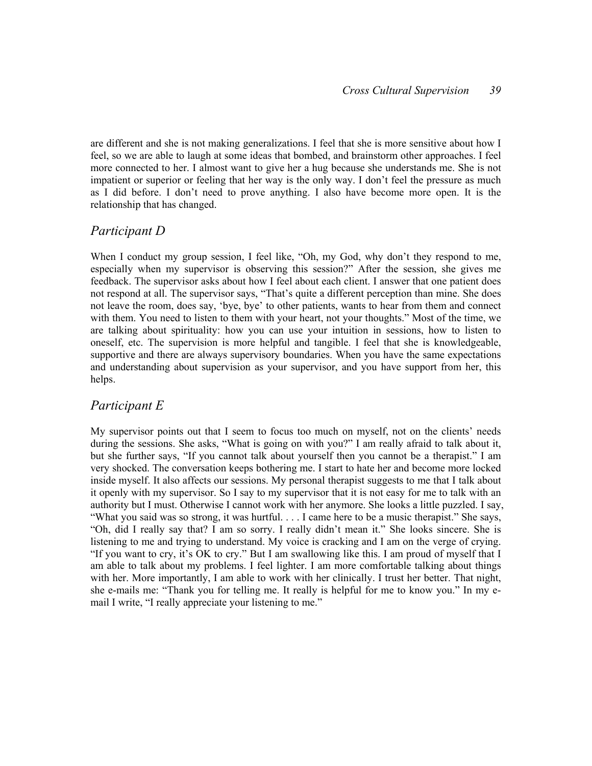are different and she is not making generalizations. I feel that she is more sensitive about how I feel, so we are able to laugh at some ideas that bombed, and brainstorm other approaches. I feel more connected to her. I almost want to give her a hug because she understands me. She is not impatient or superior or feeling that her way is the only way. I don't feel the pressure as much as I did before. I don't need to prove anything. I also have become more open. It is the relationship that has changed.

## *Participant D*

When I conduct my group session, I feel like, "Oh, my God, why don't they respond to me, especially when my supervisor is observing this session?" After the session, she gives me feedback. The supervisor asks about how I feel about each client. I answer that one patient does not respond at all. The supervisor says, "That's quite a different perception than mine. She does not leave the room, does say, 'bye, bye' to other patients, wants to hear from them and connect with them. You need to listen to them with your heart, not your thoughts." Most of the time, we are talking about spirituality: how you can use your intuition in sessions, how to listen to oneself, etc. The supervision is more helpful and tangible. I feel that she is knowledgeable, supportive and there are always supervisory boundaries. When you have the same expectations and understanding about supervision as your supervisor, and you have support from her, this helps.

## *Participant E*

My supervisor points out that I seem to focus too much on myself, not on the clients' needs during the sessions. She asks, "What is going on with you?" I am really afraid to talk about it, but she further says, "If you cannot talk about yourself then you cannot be a therapist." I am very shocked. The conversation keeps bothering me. I start to hate her and become more locked inside myself. It also affects our sessions. My personal therapist suggests to me that I talk about it openly with my supervisor. So I say to my supervisor that it is not easy for me to talk with an authority but I must. Otherwise I cannot work with her anymore. She looks a little puzzled. I say, "What you said was so strong, it was hurtful. . . . I came here to be a music therapist." She says, "Oh, did I really say that? I am so sorry. I really didn't mean it." She looks sincere. She is listening to me and trying to understand. My voice is cracking and I am on the verge of crying. "If you want to cry, it's OK to cry." But I am swallowing like this. I am proud of myself that I am able to talk about my problems. I feel lighter. I am more comfortable talking about things with her. More importantly, I am able to work with her clinically. I trust her better. That night, she e-mails me: "Thank you for telling me. It really is helpful for me to know you." In my e-mail I write, "I really appreciate your listening to me."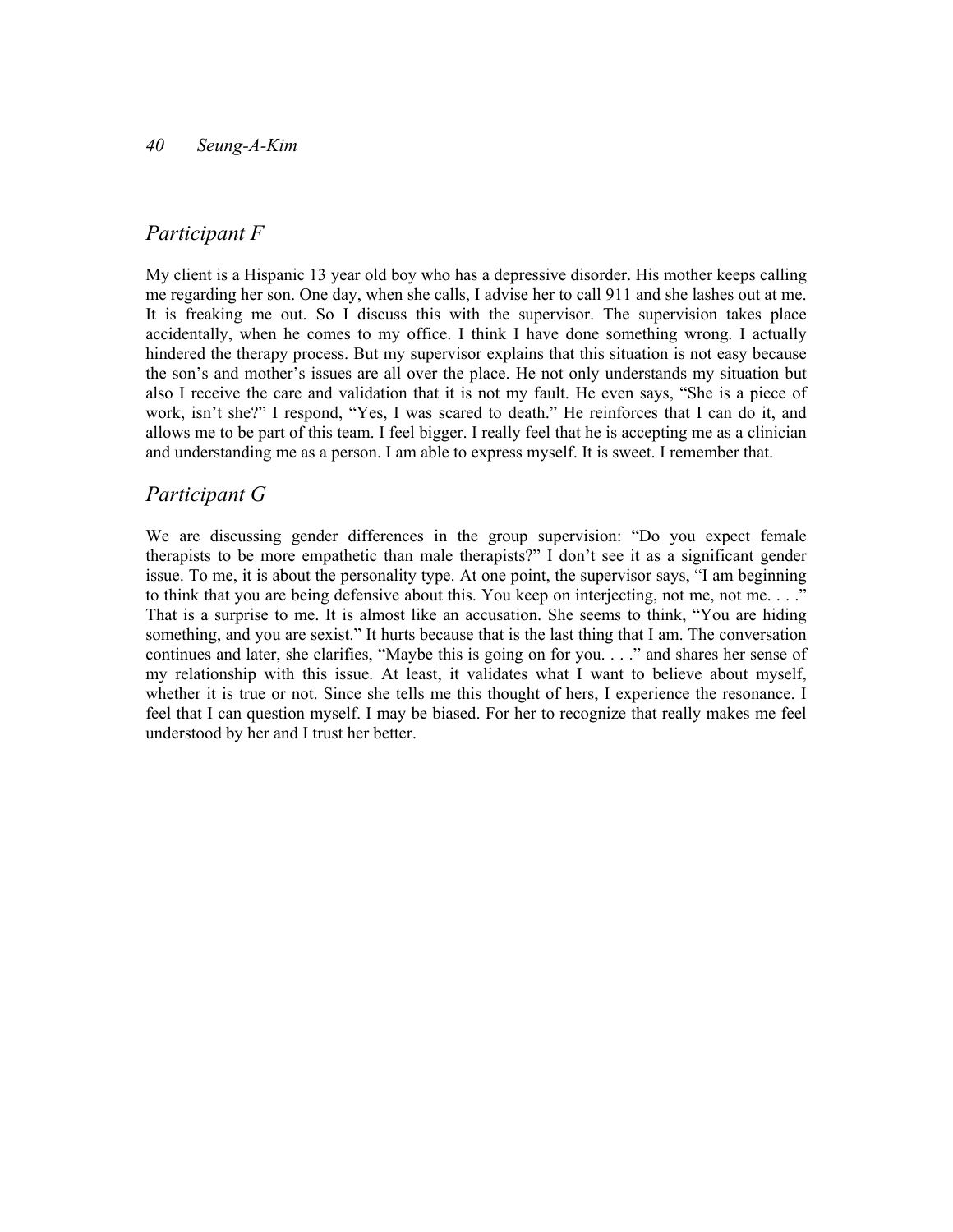## *Participant F*

My client is a Hispanic 13 year old boy who has a depressive disorder. His mother keeps calling me regarding her son. One day, when she calls, I advise her to call 911 and she lashes out at me. It is freaking me out. So I discuss this with the supervisor. The supervision takes place accidentally, when he comes to my office. I think I have done something wrong. I actually hindered the therapy process. But my supervisor explains that this situation is not easy because the son's and mother's issues are all over the place. He not only understands my situation but also I receive the care and validation that it is not my fault. He even says, "She is a piece of work, isn't she?" I respond, "Yes, I was scared to death." He reinforces that I can do it, and allows me to be part of this team. I feel bigger. I really feel that he is accepting me as a clinician and understanding me as a person. I am able to express myself. It is sweet. I remember that.

## *Participant G*

We are discussing gender differences in the group supervision: "Do you expect female therapists to be more empathetic than male therapists?" I don't see it as a significant gender issue. To me, it is about the personality type. At one point, the supervisor says, "I am beginning to think that you are being defensive about this. You keep on interjecting, not me, not me. . . ." That is a surprise to me. It is almost like an accusation. She seems to think, "You are hiding something, and you are sexist." It hurts because that is the last thing that I am. The conversation continues and later, she clarifies, "Maybe this is going on for you. . . ." and shares her sense of my relationship with this issue. At least, it validates what I want to believe about myself, whether it is true or not. Since she tells me this thought of hers, I experience the resonance. I feel that I can question myself. I may be biased. For her to recognize that really makes me feel understood by her and I trust her better.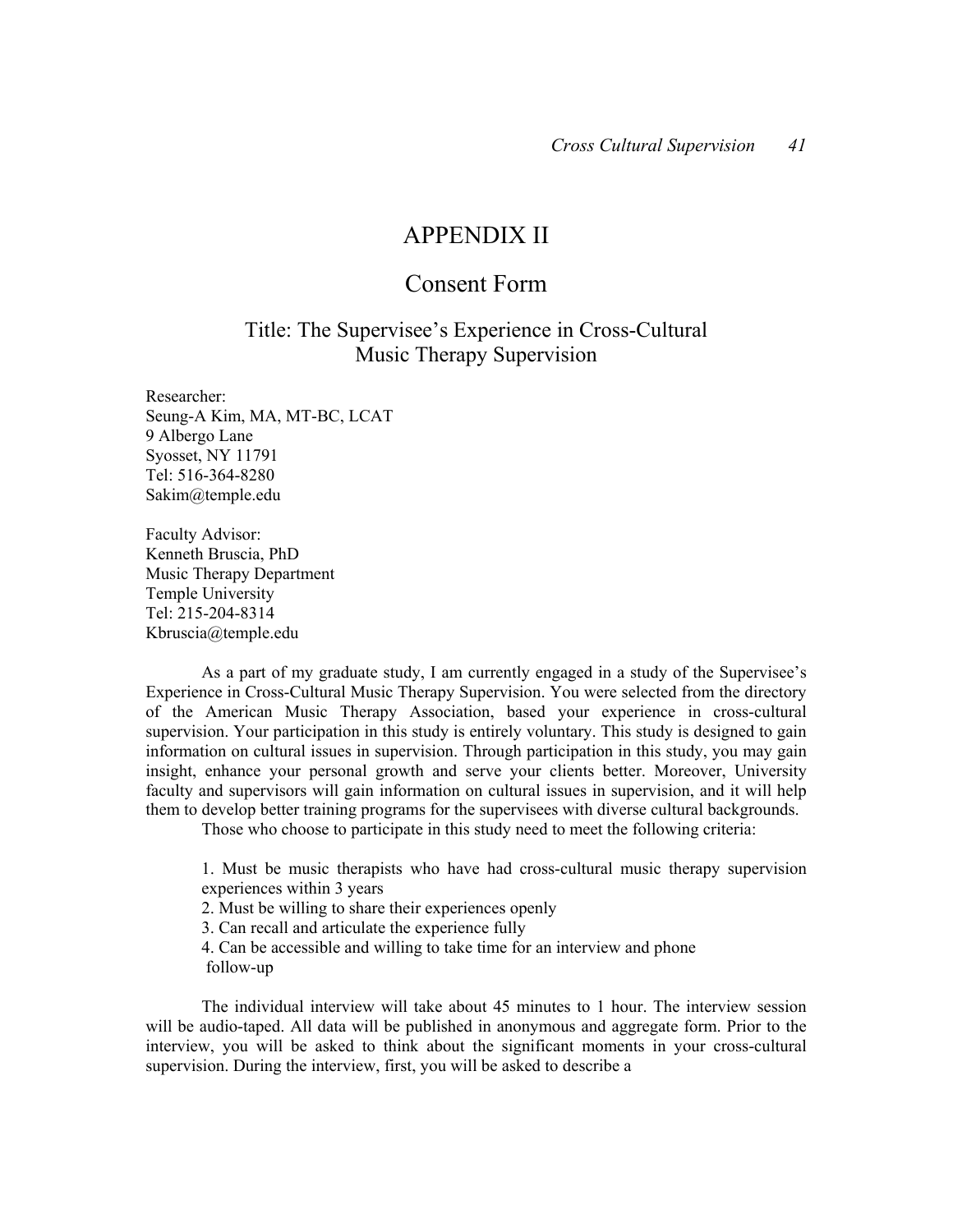# APPENDIX II

## Consent Form

### Title: The Supervisee's Experience in Cross-Cultural Music Therapy Supervision

Researcher:
Seung-A Kim, MA, MT-BC, LCAT
9 Albergo Lane
Syosset, NY 11791
Tel: 516-364-8280
Sakim@temple.edu

Faculty Advisor:
Kenneth Bruscia, PhD
Music Therapy Department
Temple University
Tel: 215-204-8314
Kbruscia@temple.edu

As a part of my graduate study, I am currently engaged in a study of the Supervisee's Experience in Cross-Cultural Music Therapy Supervision. You were selected from the directory of the American Music Therapy Association, based your experience in cross-cultural supervision. Your participation in this study is entirely voluntary. This study is designed to gain information on cultural issues in supervision. Through participation in this study, you may gain insight, enhance your personal growth and serve your clients better. Moreover, University faculty and supervisors will gain information on cultural issues in supervision, and it will help them to develop better training programs for the supervisees with diverse cultural backgrounds.

Those who choose to participate in this study need to meet the following criteria:

1. Must be music therapists who have had cross-cultural music therapy supervision experiences within 3 years
2. Must be willing to share their experiences openly
3. Can recall and articulate the experience fully
4. Can be accessible and willing to take time for an interview and phone follow-up

The individual interview will take about 45 minutes to 1 hour. The interview session will be audio-taped. All data will be published in anonymous and aggregate form. Prior to the interview, you will be asked to think about the significant moments in your cross-cultural supervision. During the interview, first, you will be asked to describe a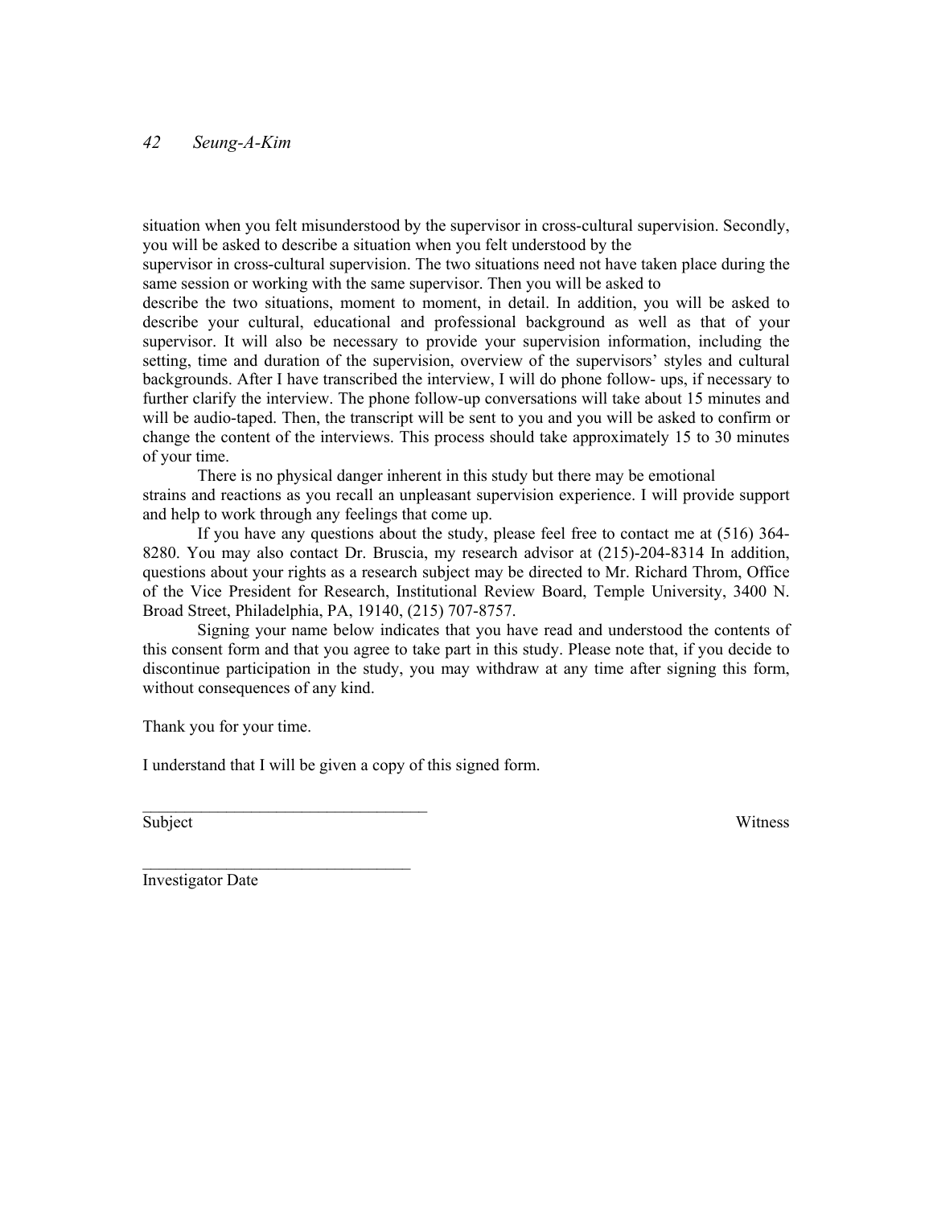situation when you felt misunderstood by the supervisor in cross-cultural supervision. Secondly, you will be asked to describe a situation when you felt understood by the supervisor in cross-cultural supervision. The two situations need not have taken place during the same session or working with the same supervisor. Then you will be asked to describe the two situations, moment to moment, in detail. In addition, you will be asked to describe your cultural, educational and professional background as well as that of your supervisor. It will also be necessary to provide your supervision information, including the setting, time and duration of the supervision, overview of the supervisors' styles and cultural backgrounds. After I have transcribed the interview, I will do phone follow- ups, if necessary to further clarify the interview. The phone follow-up conversations will take about 15 minutes and will be audio-taped. Then, the transcript will be sent to you and you will be asked to confirm or change the content of the interviews. This process should take approximately 15 to 30 minutes of your time.

There is no physical danger inherent in this study but there may be emotional strains and reactions as you recall an unpleasant supervision experience. I will provide support and help to work through any feelings that come up.

If you have any questions about the study, please feel free to contact me at (516) 364-8280. You may also contact Dr. Bruscia, my research advisor at (215)-204-8314 In addition, questions about your rights as a research subject may be directed to Mr. Richard Throm, Office of the Vice President for Research, Institutional Review Board, Temple University, 3400 N. Broad Street, Philadelphia, PA, 19140, (215) 707-8757.

Signing your name below indicates that you have read and understood the contents of this consent form and that you agree to take part in this study. Please note that, if you decide to discontinue participation in the study, you may withdraw at any time after signing this form, without consequences of any kind.

Thank you for your time.

I understand that I will be given a copy of this signed form.

\_\_\_\_\_\_\_\_\_\_\_\_\_\_\_\_\_\_\_\_\_\_\_\_\_\_\_\_\_\_\_\_\_\_
Subject Witness

\_\_\_\_\_\_\_\_\_\_\_\_\_\_\_\_\_\_\_\_\_\_\_\_\_\_\_\_\_\_\_\_
Investigator Date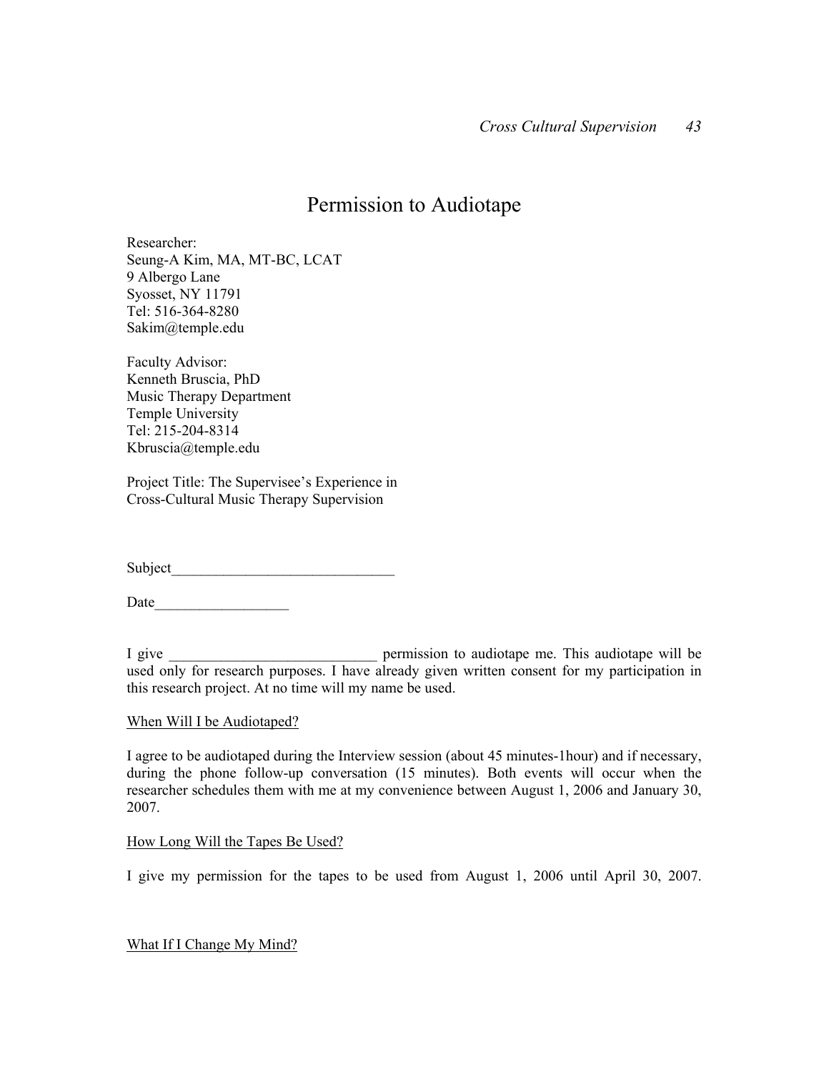# Permission to Audiotape

Researcher:
Seung-A Kim, MA, MT-BC, LCAT
9 Albergo Lane
Syosset, NY 11791
Tel: 516-364-8280
Sakim@temple.edu

Faculty Advisor:
Kenneth Bruscia, PhD
Music Therapy Department
Temple University
Tel: 215-204-8314
Kbruscia@temple.edu

Project Title: The Supervisee's Experience in Cross-Cultural Music Therapy Supervision

Subject______________________________

Date__________________

I give ____________________________ permission to audiotape me. This audiotape will be used only for research purposes. I have already given written consent for my participation in this research project. At no time will my name be used.

<u>When Will I be Audiotaped?</u>

I agree to be audiotaped during the Interview session (about 45 minutes-1hour) and if necessary, during the phone follow-up conversation (15 minutes). Both events will occur when the researcher schedules them with me at my convenience between August 1, 2006 and January 30, 2007.

<u>How Long Will the Tapes Be Used?</u>

I give my permission for the tapes to be used from August 1, 2006 until April 30, 2007.

<u>What If I Change My Mind?</u>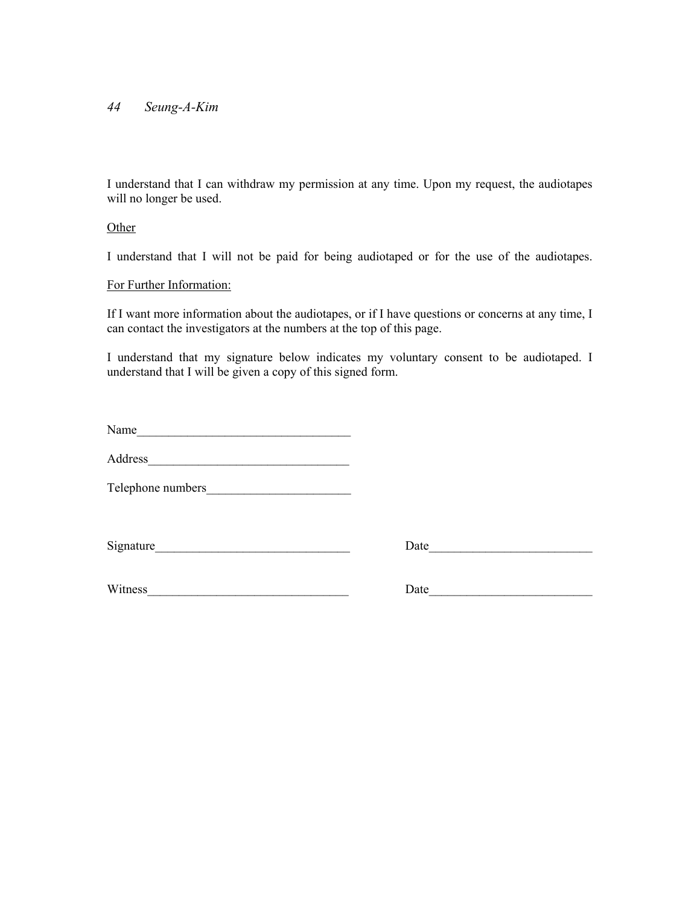I understand that I can withdraw my permission at any time. Upon my request, the audiotapes will no longer be used.

<u>Other</u>

I understand that I will not be paid for being audiotaped or for the use of the audiotapes.

<u>For Further Information:</u>

If I want more information about the audiotapes, or if I have questions or concerns at any time, I can contact the investigators at the numbers at the top of this page.

I understand that my signature below indicates my voluntary consent to be audiotaped. I understand that I will be given a copy of this signed form.

Name__________________________________

Address________________________________

Telephone numbers_______________________

Signature_______________________________ Date__________________________

Witness________________________________ Date__________________________